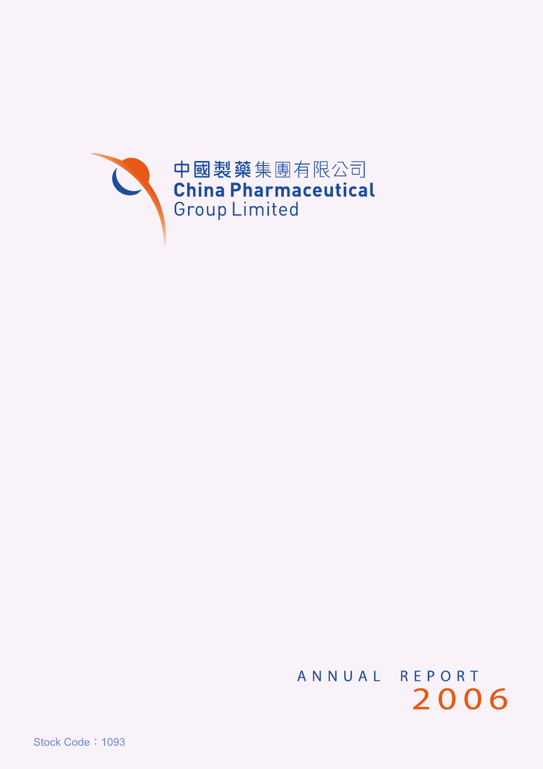中國製藥集團有限公司
# China Pharmaceutical Group Limited

ANNUAL REPORT 2006

Stock Code：1093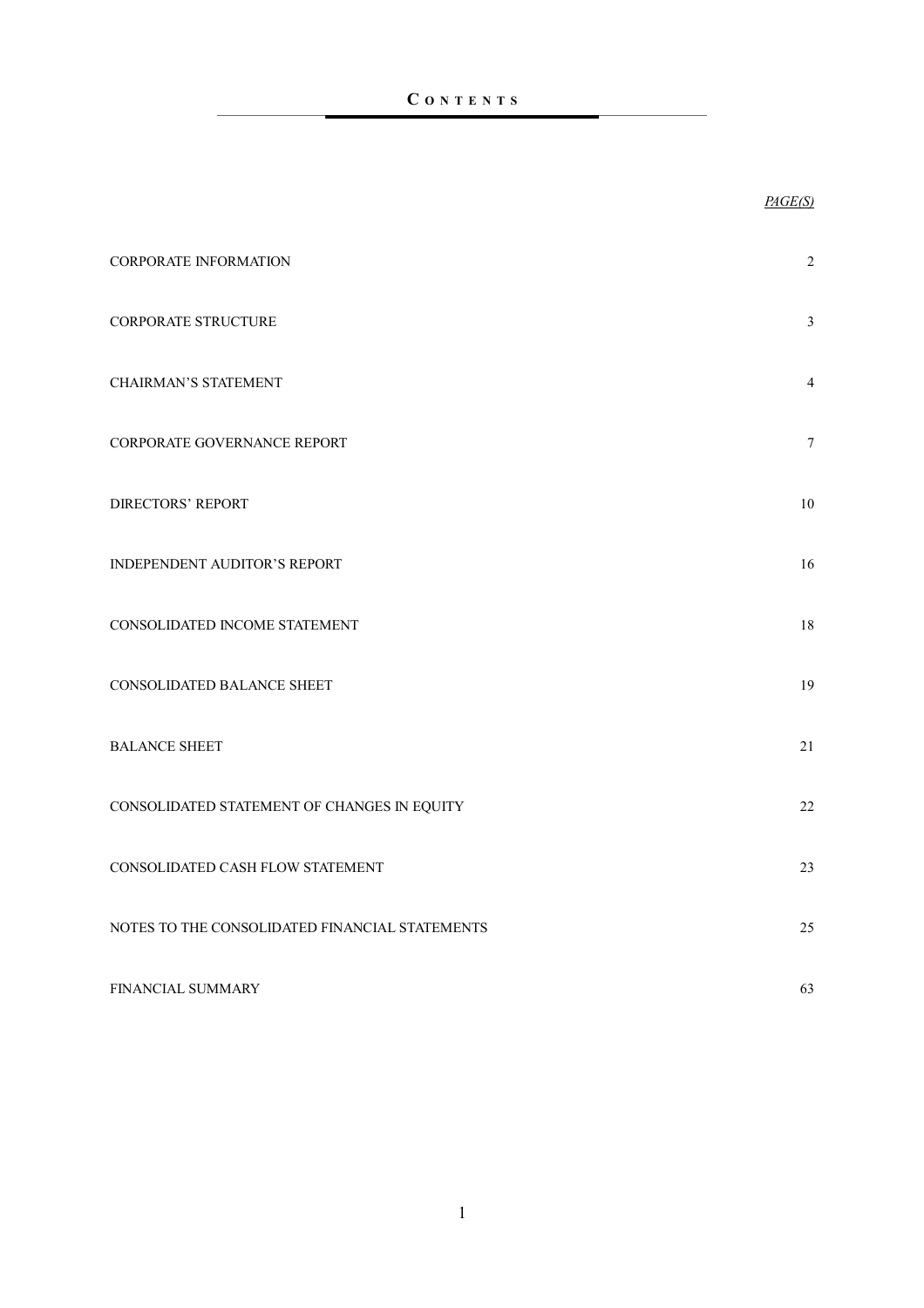# CONTENTS

| | *PAGE(S)* |
|---|---|
| CORPORATE INFORMATION | 2 |
| CORPORATE STRUCTURE | 3 |
| CHAIRMAN'S STATEMENT | 4 |
| CORPORATE GOVERNANCE REPORT | 7 |
| DIRECTORS' REPORT | 10 |
| INDEPENDENT AUDITOR'S REPORT | 16 |
| CONSOLIDATED INCOME STATEMENT | 18 |
| CONSOLIDATED BALANCE SHEET | 19 |
| BALANCE SHEET | 21 |
| CONSOLIDATED STATEMENT OF CHANGES IN EQUITY | 22 |
| CONSOLIDATED CASH FLOW STATEMENT | 23 |
| NOTES TO THE CONSOLIDATED FINANCIAL STATEMENTS | 25 |
| FINANCIAL SUMMARY | 63 |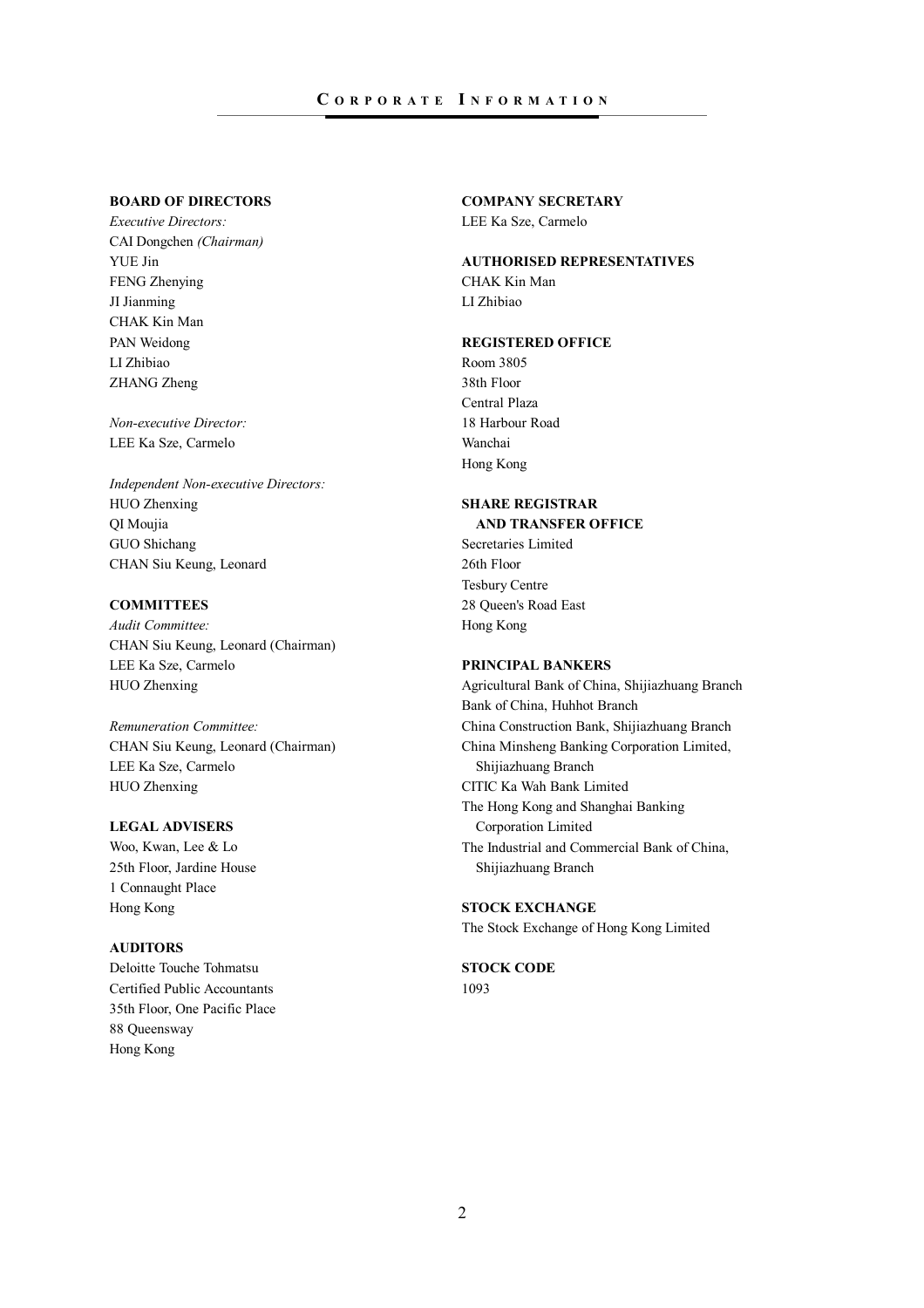# Corporate Information

## BOARD OF DIRECTORS

*Executive Directors:*
CAI Dongchen *(Chairman)*
YUE Jin
FENG Zhenying
JI Jianming
CHAK Kin Man
PAN Weidong
LI Zhibiao
ZHANG Zheng

*Non-executive Director:*
LEE Ka Sze, Carmelo

*Independent Non-executive Directors:*
HUO Zhenxing
QI Moujia
GUO Shichang
CHAN Siu Keung, Leonard

## COMMITTEES

*Audit Committee:*
CHAN Siu Keung, Leonard (Chairman)
LEE Ka Sze, Carmelo
HUO Zhenxing

*Remuneration Committee:*
CHAN Siu Keung, Leonard (Chairman)
LEE Ka Sze, Carmelo
HUO Zhenxing

## LEGAL ADVISERS

Woo, Kwan, Lee & Lo
25th Floor, Jardine House
1 Connaught Place
Hong Kong

## AUDITORS

Deloitte Touche Tohmatsu
Certified Public Accountants
35th Floor, One Pacific Place
88 Queensway
Hong Kong

## COMPANY SECRETARY

LEE Ka Sze, Carmelo

## AUTHORISED REPRESENTATIVES

CHAK Kin Man
LI Zhibiao

## REGISTERED OFFICE

Room 3805
38th Floor
Central Plaza
18 Harbour Road
Wanchai
Hong Kong

## SHARE REGISTRAR AND TRANSFER OFFICE

Secretaries Limited
26th Floor
Tesbury Centre
28 Queen's Road East
Hong Kong

## PRINCIPAL BANKERS

Agricultural Bank of China, Shijiazhuang Branch
Bank of China, Huhhot Branch
China Construction Bank, Shijiazhuang Branch
China Minsheng Banking Corporation Limited, Shijiazhuang Branch
CITIC Ka Wah Bank Limited
The Hong Kong and Shanghai Banking Corporation Limited
The Industrial and Commercial Bank of China, Shijiazhuang Branch

## STOCK EXCHANGE

The Stock Exchange of Hong Kong Limited

## STOCK CODE

1093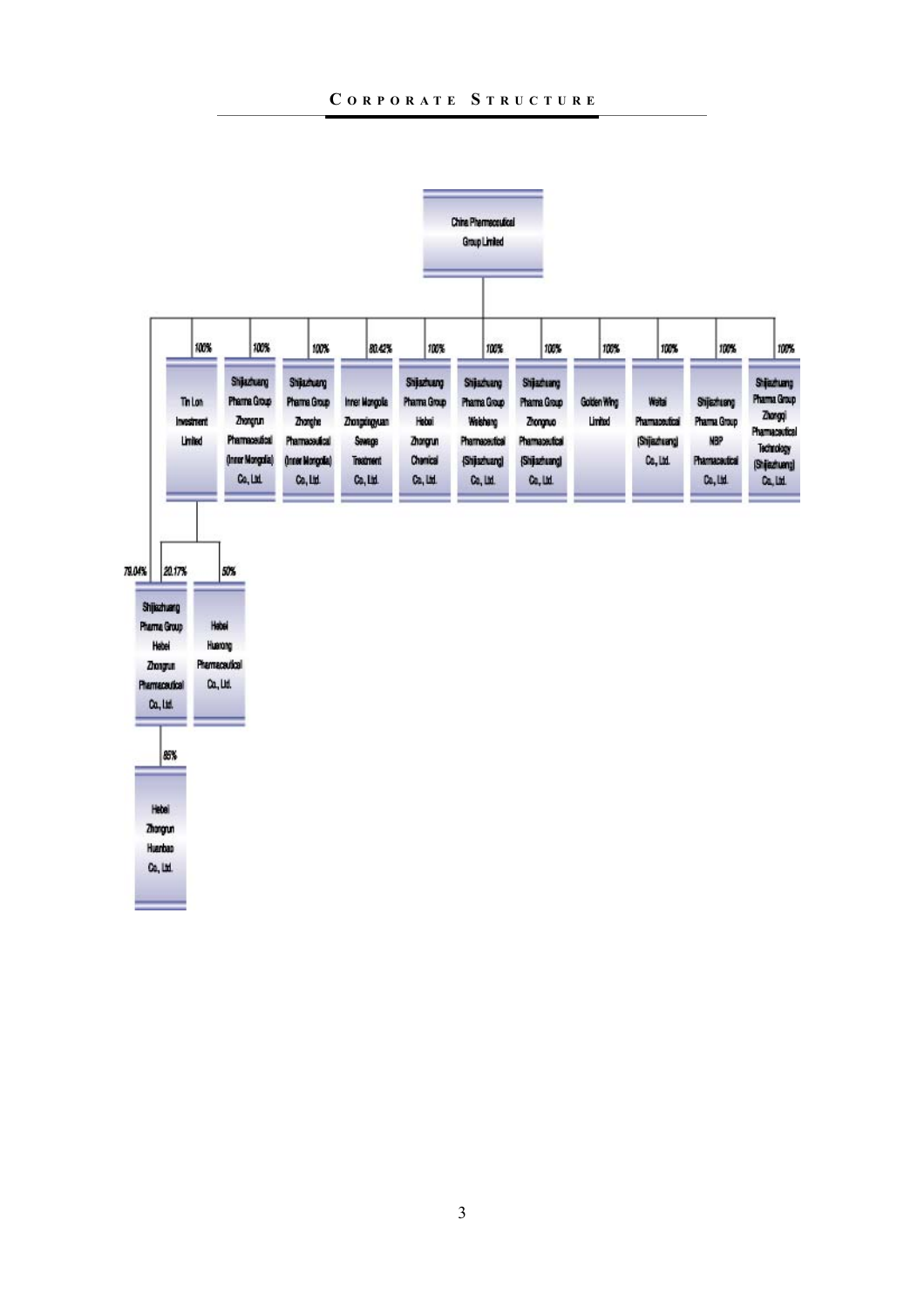# CORPORATE STRUCTURE

**China Pharmaceutical Group Limited**

- 100% — Tin Lon Investment Limited
  - 20.17% — Shijiazhuang Pharma Group Hebei Zhongrun Pharmaceutical Co., Ltd.
  - 50% — Hebei Huarong Pharmaceutical Co., Ltd.
- 100% — Shijiazhuang Pharma Group Zhongrun Pharmaceutical (Inner Mongolia) Co., Ltd.
- 100% — Shijiazhuang Pharma Group Zhonghe Pharmaceutical (Inner Mongolia) Co., Ltd.
- 80.42% — Inner Mongolia Zhongtingyuan Sewage Treatment Co., Ltd.
- 100% — Shijiazhuang Pharma Group Hebei Zhongrun Chemical Co., Ltd.
- 100% — Shijiazhuang Pharma Group Weisheng Pharmaceutical (Shijiazhuang) Co., Ltd.
- 100% — Shijiazhuang Pharma Group Zhongnuo Pharmaceutical (Shijiazhuang) Co., Ltd.
- 100% — Golden Wing Limited
- 100% — Weitai Pharmaceutical (Shijiazhuang) Co., Ltd.
- 100% — Shijiazhuang Pharma Group NBP Pharmaceutical Co., Ltd.
- 100% — Shijiazhuang Pharma Group Zhongqi Pharmaceutical Technology (Shijiazhuang) Co., Ltd.
- 79.04% — Shijiazhuang Pharma Group Hebei Zhongrun Pharmaceutical Co., Ltd.
  - 85% — Hebei Zhongrun Huanbao Co., Ltd.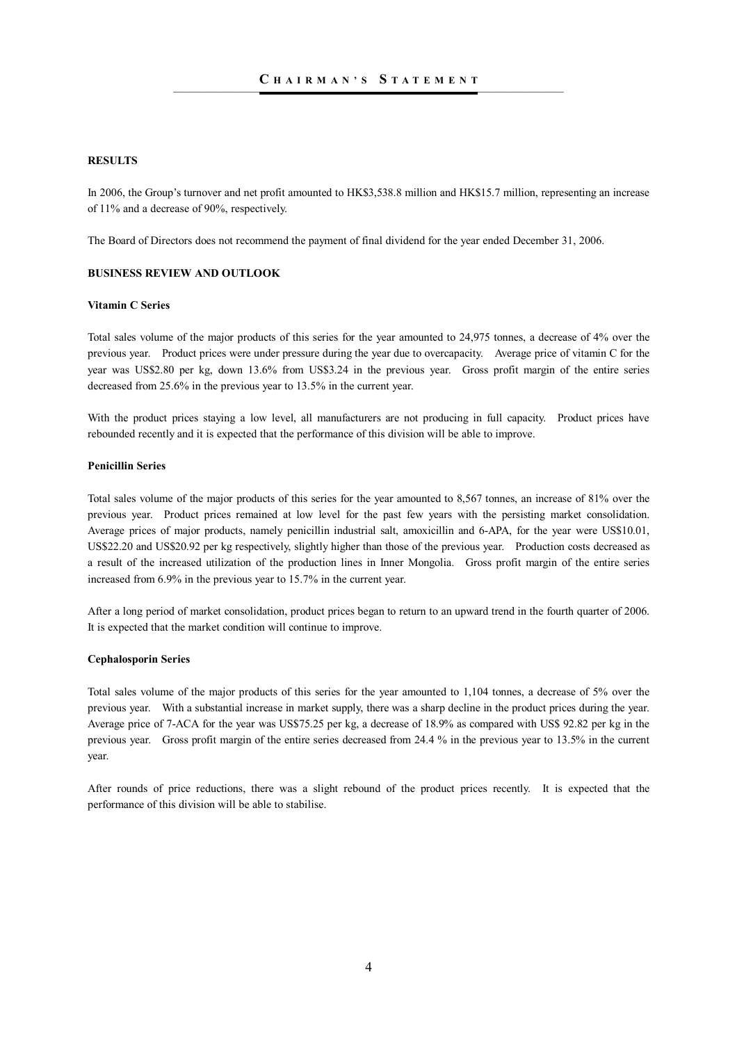# CHAIRMAN'S STATEMENT

## RESULTS

In 2006, the Group's turnover and net profit amounted to HK$3,538.8 million and HK$15.7 million, representing an increase of 11% and a decrease of 90%, respectively.

The Board of Directors does not recommend the payment of final dividend for the year ended December 31, 2006.

## BUSINESS REVIEW AND OUTLOOK

### Vitamin C Series

Total sales volume of the major products of this series for the year amounted to 24,975 tonnes, a decrease of 4% over the previous year. Product prices were under pressure during the year due to overcapacity. Average price of vitamin C for the year was US$2.80 per kg, down 13.6% from US$3.24 in the previous year. Gross profit margin of the entire series decreased from 25.6% in the previous year to 13.5% in the current year.

With the product prices staying a low level, all manufacturers are not producing in full capacity. Product prices have rebounded recently and it is expected that the performance of this division will be able to improve.

### Penicillin Series

Total sales volume of the major products of this series for the year amounted to 8,567 tonnes, an increase of 81% over the previous year. Product prices remained at low level for the past few years with the persisting market consolidation. Average prices of major products, namely penicillin industrial salt, amoxicillin and 6-APA, for the year were US$10.01, US$22.20 and US$20.92 per kg respectively, slightly higher than those of the previous year. Production costs decreased as a result of the increased utilization of the production lines in Inner Mongolia. Gross profit margin of the entire series increased from 6.9% in the previous year to 15.7% in the current year.

After a long period of market consolidation, product prices began to return to an upward trend in the fourth quarter of 2006. It is expected that the market condition will continue to improve.

### Cephalosporin Series

Total sales volume of the major products of this series for the year amounted to 1,104 tonnes, a decrease of 5% over the previous year. With a substantial increase in market supply, there was a sharp decline in the product prices during the year. Average price of 7-ACA for the year was US$75.25 per kg, a decrease of 18.9% as compared with US$ 92.82 per kg in the previous year. Gross profit margin of the entire series decreased from 24.4 % in the previous year to 13.5% in the current year.

After rounds of price reductions, there was a slight rebound of the product prices recently. It is expected that the performance of this division will be able to stabilise.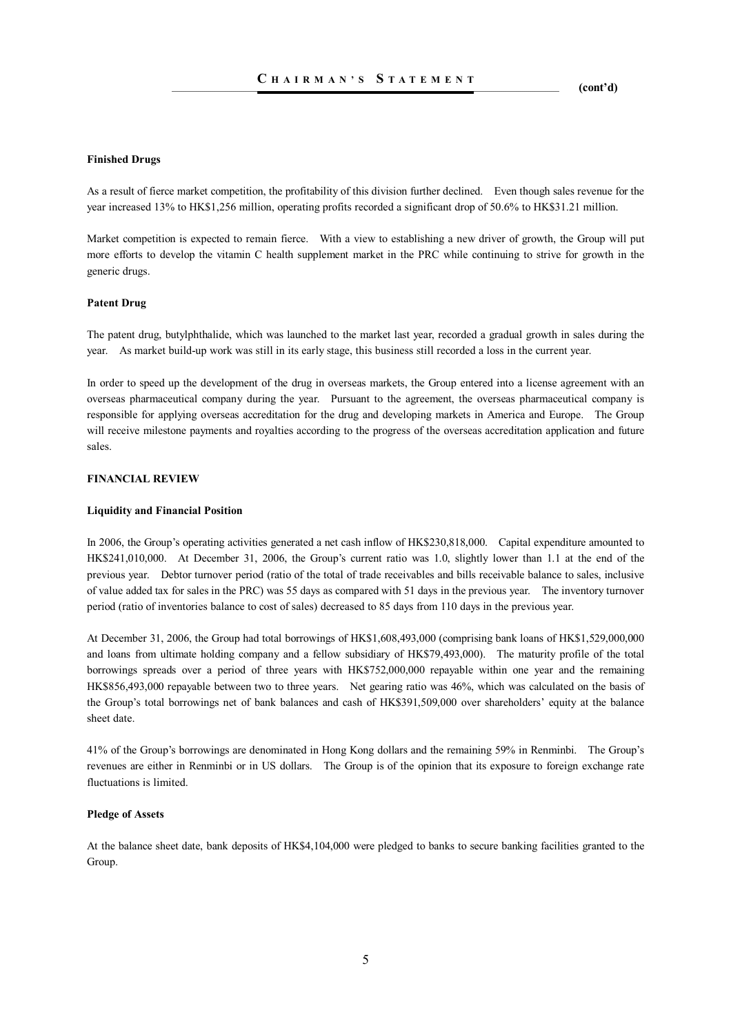**Finished Drugs**

As a result of fierce market competition, the profitability of this division further declined. Even though sales revenue for the year increased 13% to HK$1,256 million, operating profits recorded a significant drop of 50.6% to HK$31.21 million.

Market competition is expected to remain fierce. With a view to establishing a new driver of growth, the Group will put more efforts to develop the vitamin C health supplement market in the PRC while continuing to strive for growth in the generic drugs.

**Patent Drug**

The patent drug, butylphthalide, which was launched to the market last year, recorded a gradual growth in sales during the year. As market build-up work was still in its early stage, this business still recorded a loss in the current year.

In order to speed up the development of the drug in overseas markets, the Group entered into a license agreement with an overseas pharmaceutical company during the year. Pursuant to the agreement, the overseas pharmaceutical company is responsible for applying overseas accreditation for the drug and developing markets in America and Europe. The Group will receive milestone payments and royalties according to the progress of the overseas accreditation application and future sales.

## FINANCIAL REVIEW

**Liquidity and Financial Position**

In 2006, the Group's operating activities generated a net cash inflow of HK$230,818,000. Capital expenditure amounted to HK$241,010,000. At December 31, 2006, the Group's current ratio was 1.0, slightly lower than 1.1 at the end of the previous year. Debtor turnover period (ratio of the total of trade receivables and bills receivable balance to sales, inclusive of value added tax for sales in the PRC) was 55 days as compared with 51 days in the previous year. The inventory turnover period (ratio of inventories balance to cost of sales) decreased to 85 days from 110 days in the previous year.

At December 31, 2006, the Group had total borrowings of HK$1,608,493,000 (comprising bank loans of HK$1,529,000,000 and loans from ultimate holding company and a fellow subsidiary of HK$79,493,000). The maturity profile of the total borrowings spreads over a period of three years with HK$752,000,000 repayable within one year and the remaining HK$856,493,000 repayable between two to three years. Net gearing ratio was 46%, which was calculated on the basis of the Group's total borrowings net of bank balances and cash of HK$391,509,000 over shareholders' equity at the balance sheet date.

41% of the Group's borrowings are denominated in Hong Kong dollars and the remaining 59% in Renminbi. The Group's revenues are either in Renminbi or in US dollars. The Group is of the opinion that its exposure to foreign exchange rate fluctuations is limited.

**Pledge of Assets**

At the balance sheet date, bank deposits of HK$4,104,000 were pledged to banks to secure banking facilities granted to the Group.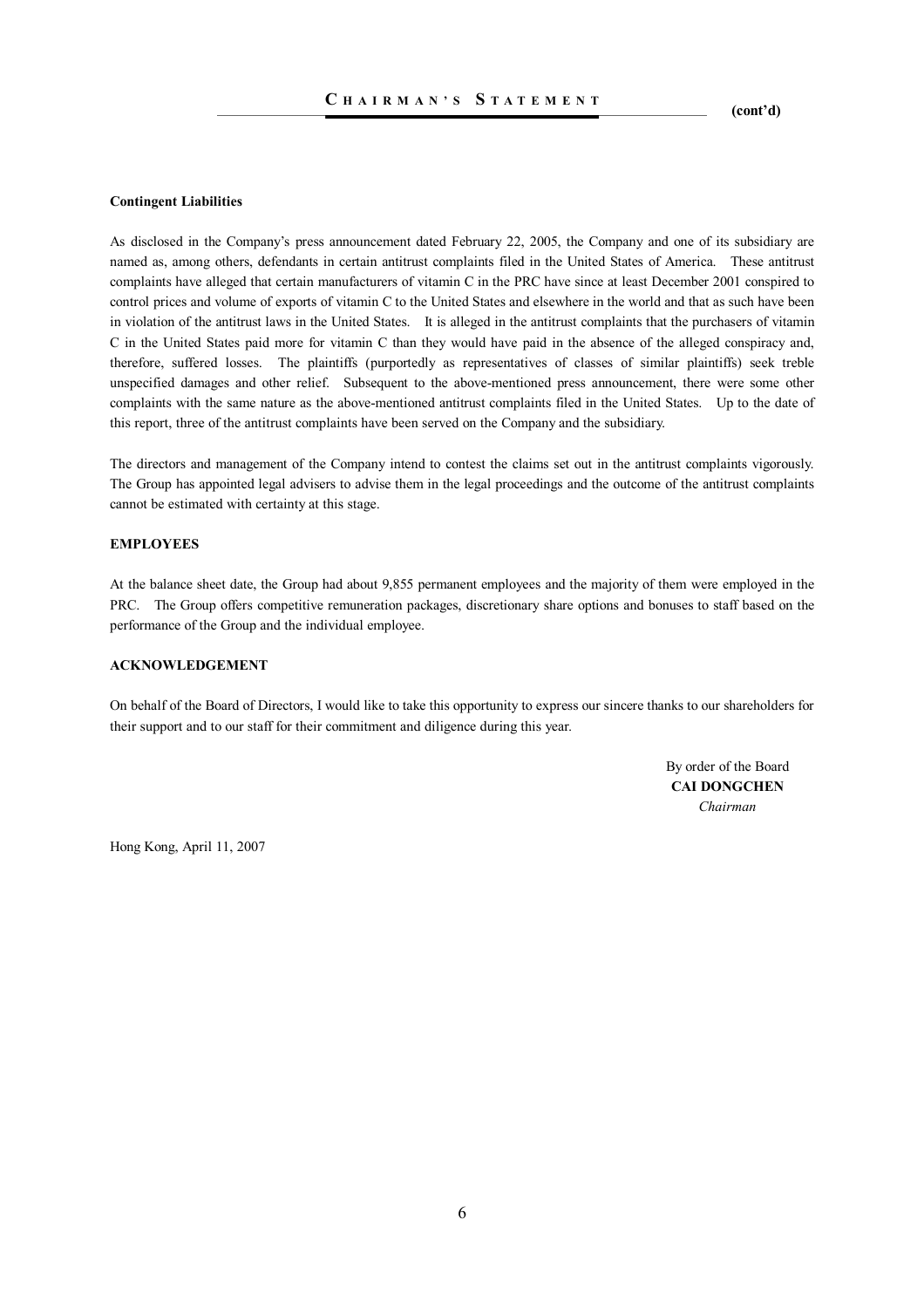**Contingent Liabilities**

As disclosed in the Company's press announcement dated February 22, 2005, the Company and one of its subsidiary are named as, among others, defendants in certain antitrust complaints filed in the United States of America. These antitrust complaints have alleged that certain manufacturers of vitamin C in the PRC have since at least December 2001 conspired to control prices and volume of exports of vitamin C to the United States and elsewhere in the world and that as such have been in violation of the antitrust laws in the United States. It is alleged in the antitrust complaints that the purchasers of vitamin C in the United States paid more for vitamin C than they would have paid in the absence of the alleged conspiracy and, therefore, suffered losses. The plaintiffs (purportedly as representatives of classes of similar plaintiffs) seek treble unspecified damages and other relief. Subsequent to the above-mentioned press announcement, there were some other complaints with the same nature as the above-mentioned antitrust complaints filed in the United States. Up to the date of this report, three of the antitrust complaints have been served on the Company and the subsidiary.

The directors and management of the Company intend to contest the claims set out in the antitrust complaints vigorously. The Group has appointed legal advisers to advise them in the legal proceedings and the outcome of the antitrust complaints cannot be estimated with certainty at this stage.

**EMPLOYEES**

At the balance sheet date, the Group had about 9,855 permanent employees and the majority of them were employed in the PRC. The Group offers competitive remuneration packages, discretionary share options and bonuses to staff based on the performance of the Group and the individual employee.

**ACKNOWLEDGEMENT**

On behalf of the Board of Directors, I would like to take this opportunity to express our sincere thanks to our shareholders for their support and to our staff for their commitment and diligence during this year.

By order of the Board
**CAI DONGCHEN**
*Chairman*

Hong Kong, April 11, 2007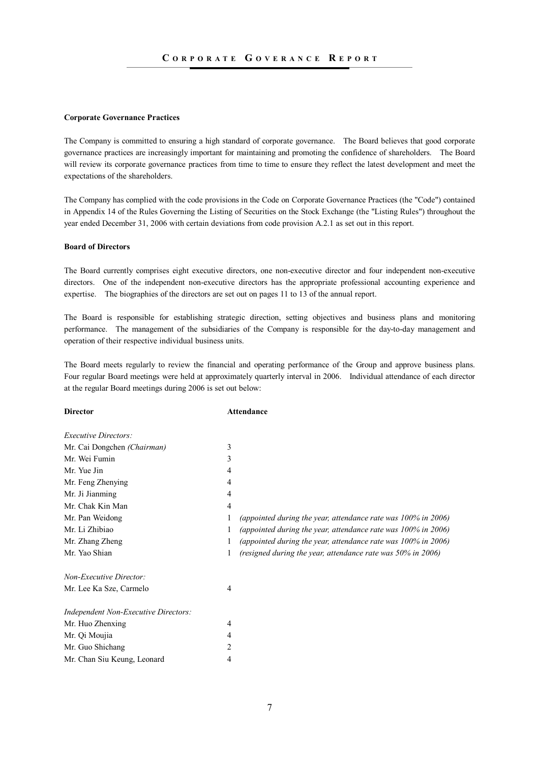# Corporate Governance Report

**Corporate Governance Practices**

The Company is committed to ensuring a high standard of corporate governance. The Board believes that good corporate governance practices are increasingly important for maintaining and promoting the confidence of shareholders. The Board will review its corporate governance practices from time to time to ensure they reflect the latest development and meet the expectations of the shareholders.

The Company has complied with the code provisions in the Code on Corporate Governance Practices (the "Code") contained in Appendix 14 of the Rules Governing the Listing of Securities on the Stock Exchange (the "Listing Rules") throughout the year ended December 31, 2006 with certain deviations from code provision A.2.1 as set out in this report.

**Board of Directors**

The Board currently comprises eight executive directors, one non-executive director and four independent non-executive directors. One of the independent non-executive directors has the appropriate professional accounting experience and expertise. The biographies of the directors are set out on pages 11 to 13 of the annual report.

The Board is responsible for establishing strategic direction, setting objectives and business plans and monitoring performance. The management of the subsidiaries of the Company is responsible for the day-to-day management and operation of their respective individual business units.

The Board meets regularly to review the financial and operating performance of the Group and approve business plans. Four regular Board meetings were held at approximately quarterly interval in 2006. Individual attendance of each director at the regular Board meetings during 2006 is set out below:

| **Director** | **Attendance** | |
|---|---|---|
| *Executive Directors:* | | |
| Mr. Cai Dongchen *(Chairman)* | 3 | |
| Mr. Wei Fumin | 3 | |
| Mr. Yue Jin | 4 | |
| Mr. Feng Zhenying | 4 | |
| Mr. Ji Jianming | 4 | |
| Mr. Chak Kin Man | 4 | |
| Mr. Pan Weidong | 1 | *(appointed during the year, attendance rate was 100% in 2006)* |
| Mr. Li Zhibiao | 1 | *(appointed during the year, attendance rate was 100% in 2006)* |
| Mr. Zhang Zheng | 1 | *(appointed during the year, attendance rate was 100% in 2006)* |
| Mr. Yao Shian | 1 | *(resigned during the year, attendance rate was 50% in 2006)* |
| *Non-Executive Director:* | | |
| Mr. Lee Ka Sze, Carmelo | 4 | |
| *Independent Non-Executive Directors:* | | |
| Mr. Huo Zhenxing | 4 | |
| Mr. Qi Moujia | 4 | |
| Mr. Guo Shichang | 2 | |
| Mr. Chan Siu Keung, Leonard | 4 | |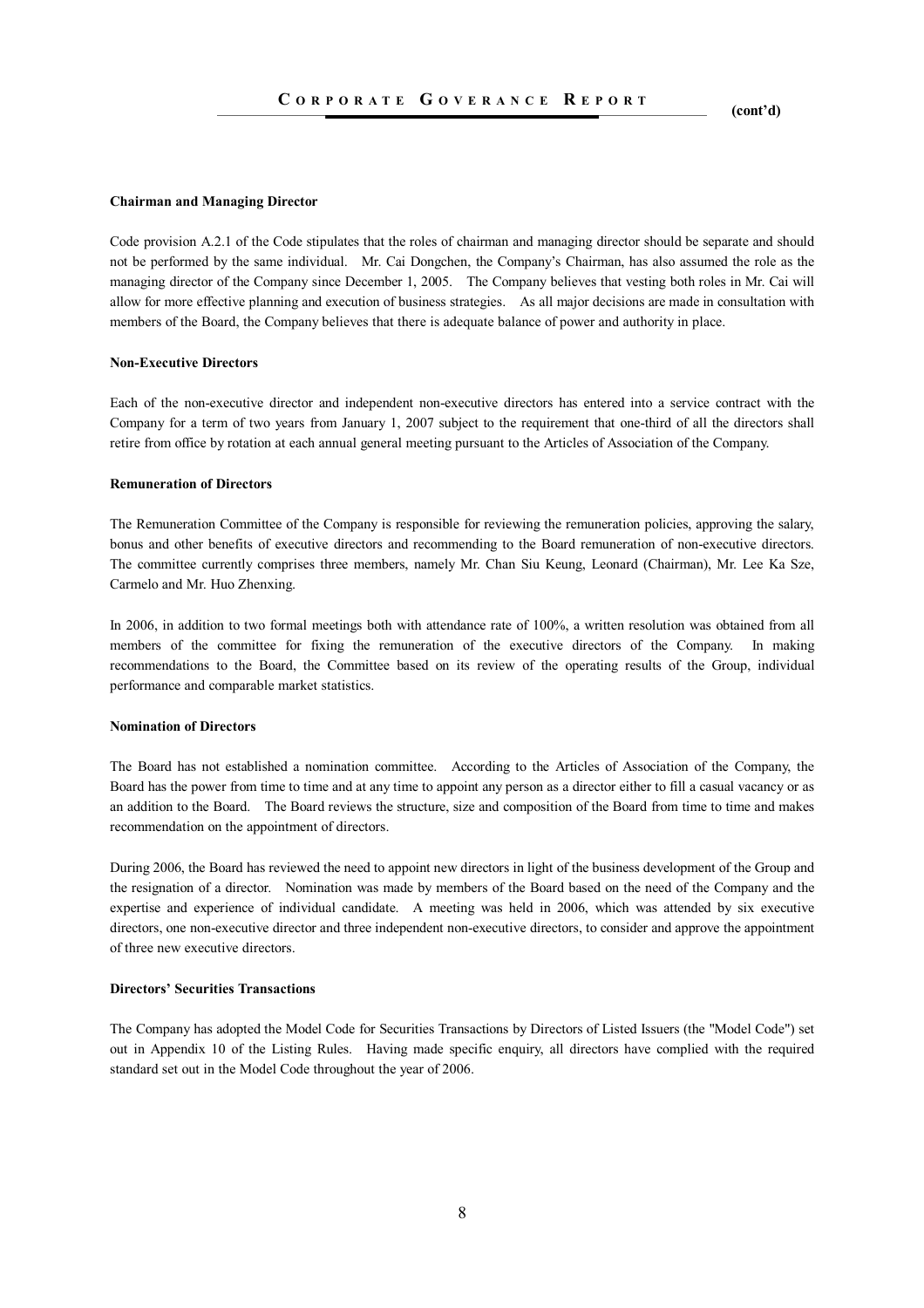#### Chairman and Managing Director

Code provision A.2.1 of the Code stipulates that the roles of chairman and managing director should be separate and should not be performed by the same individual. Mr. Cai Dongchen, the Company's Chairman, has also assumed the role as the managing director of the Company since December 1, 2005. The Company believes that vesting both roles in Mr. Cai will allow for more effective planning and execution of business strategies. As all major decisions are made in consultation with members of the Board, the Company believes that there is adequate balance of power and authority in place.

#### Non-Executive Directors

Each of the non-executive director and independent non-executive directors has entered into a service contract with the Company for a term of two years from January 1, 2007 subject to the requirement that one-third of all the directors shall retire from office by rotation at each annual general meeting pursuant to the Articles of Association of the Company.

#### Remuneration of Directors

The Remuneration Committee of the Company is responsible for reviewing the remuneration policies, approving the salary, bonus and other benefits of executive directors and recommending to the Board remuneration of non-executive directors. The committee currently comprises three members, namely Mr. Chan Siu Keung, Leonard (Chairman), Mr. Lee Ka Sze, Carmelo and Mr. Huo Zhenxing.

In 2006, in addition to two formal meetings both with attendance rate of 100%, a written resolution was obtained from all members of the committee for fixing the remuneration of the executive directors of the Company. In making recommendations to the Board, the Committee based on its review of the operating results of the Group, individual performance and comparable market statistics.

#### Nomination of Directors

The Board has not established a nomination committee. According to the Articles of Association of the Company, the Board has the power from time to time and at any time to appoint any person as a director either to fill a casual vacancy or as an addition to the Board. The Board reviews the structure, size and composition of the Board from time to time and makes recommendation on the appointment of directors.

During 2006, the Board has reviewed the need to appoint new directors in light of the business development of the Group and the resignation of a director. Nomination was made by members of the Board based on the need of the Company and the expertise and experience of individual candidate. A meeting was held in 2006, which was attended by six executive directors, one non-executive director and three independent non-executive directors, to consider and approve the appointment of three new executive directors.

#### Directors' Securities Transactions

The Company has adopted the Model Code for Securities Transactions by Directors of Listed Issuers (the "Model Code") set out in Appendix 10 of the Listing Rules. Having made specific enquiry, all directors have complied with the required standard set out in the Model Code throughout the year of 2006.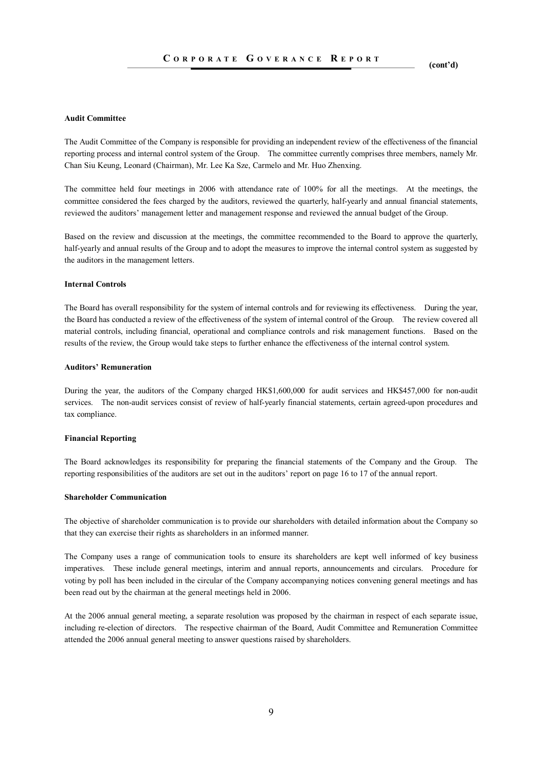### Audit Committee

The Audit Committee of the Company is responsible for providing an independent review of the effectiveness of the financial reporting process and internal control system of the Group. The committee currently comprises three members, namely Mr. Chan Siu Keung, Leonard (Chairman), Mr. Lee Ka Sze, Carmelo and Mr. Huo Zhenxing.

The committee held four meetings in 2006 with attendance rate of 100% for all the meetings. At the meetings, the committee considered the fees charged by the auditors, reviewed the quarterly, half-yearly and annual financial statements, reviewed the auditors' management letter and management response and reviewed the annual budget of the Group.

Based on the review and discussion at the meetings, the committee recommended to the Board to approve the quarterly, half-yearly and annual results of the Group and to adopt the measures to improve the internal control system as suggested by the auditors in the management letters.

### Internal Controls

The Board has overall responsibility for the system of internal controls and for reviewing its effectiveness. During the year, the Board has conducted a review of the effectiveness of the system of internal control of the Group. The review covered all material controls, including financial, operational and compliance controls and risk management functions. Based on the results of the review, the Group would take steps to further enhance the effectiveness of the internal control system.

### Auditors' Remuneration

During the year, the auditors of the Company charged HK$1,600,000 for audit services and HK$457,000 for non-audit services. The non-audit services consist of review of half-yearly financial statements, certain agreed-upon procedures and tax compliance.

### Financial Reporting

The Board acknowledges its responsibility for preparing the financial statements of the Company and the Group. The reporting responsibilities of the auditors are set out in the auditors' report on page 16 to 17 of the annual report.

### Shareholder Communication

The objective of shareholder communication is to provide our shareholders with detailed information about the Company so that they can exercise their rights as shareholders in an informed manner.

The Company uses a range of communication tools to ensure its shareholders are kept well informed of key business imperatives. These include general meetings, interim and annual reports, announcements and circulars. Procedure for voting by poll has been included in the circular of the Company accompanying notices convening general meetings and has been read out by the chairman at the general meetings held in 2006.

At the 2006 annual general meeting, a separate resolution was proposed by the chairman in respect of each separate issue, including re-election of directors. The respective chairman of the Board, Audit Committee and Remuneration Committee attended the 2006 annual general meeting to answer questions raised by shareholders.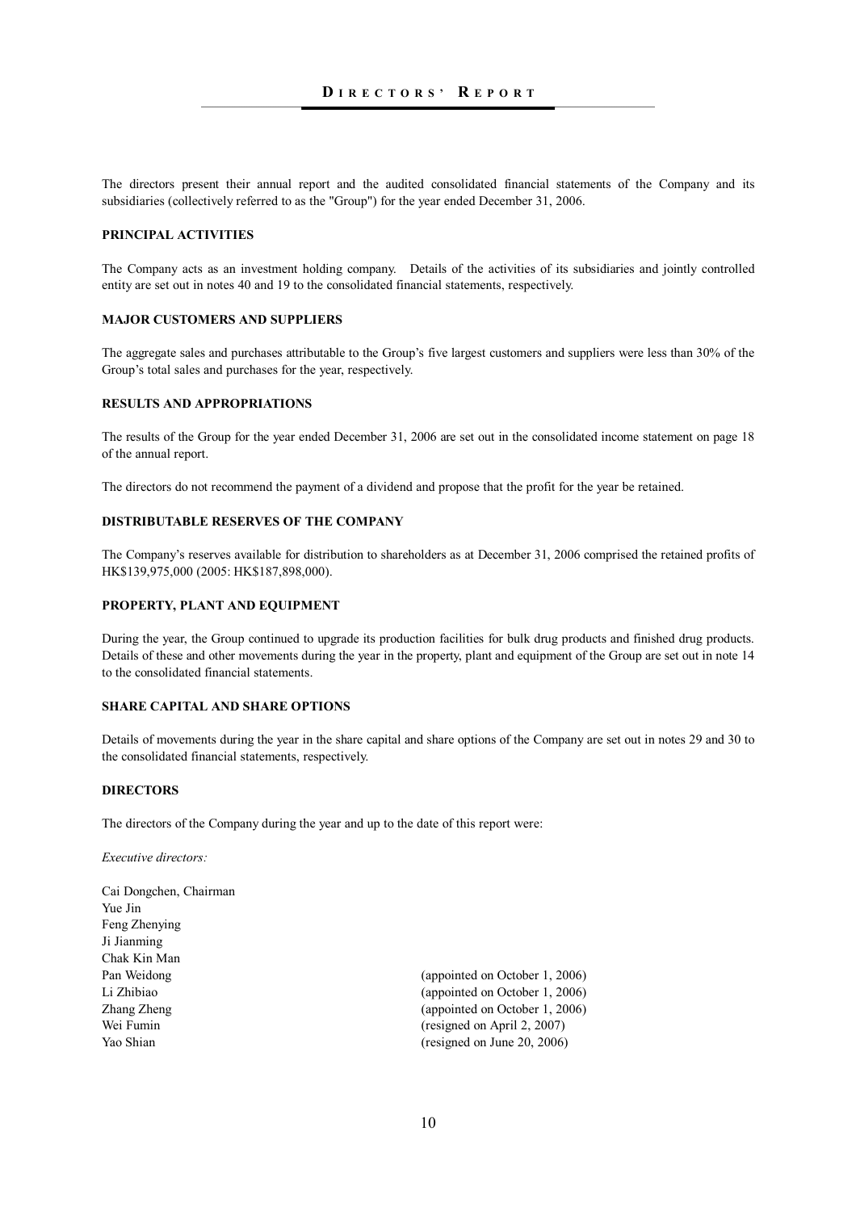# DIRECTORS' REPORT

The directors present their annual report and the audited consolidated financial statements of the Company and its subsidiaries (collectively referred to as the "Group") for the year ended December 31, 2006.

## PRINCIPAL ACTIVITIES

The Company acts as an investment holding company. Details of the activities of its subsidiaries and jointly controlled entity are set out in notes 40 and 19 to the consolidated financial statements, respectively.

## MAJOR CUSTOMERS AND SUPPLIERS

The aggregate sales and purchases attributable to the Group's five largest customers and suppliers were less than 30% of the Group's total sales and purchases for the year, respectively.

## RESULTS AND APPROPRIATIONS

The results of the Group for the year ended December 31, 2006 are set out in the consolidated income statement on page 18 of the annual report.

The directors do not recommend the payment of a dividend and propose that the profit for the year be retained.

## DISTRIBUTABLE RESERVES OF THE COMPANY

The Company's reserves available for distribution to shareholders as at December 31, 2006 comprised the retained profits of HK$139,975,000 (2005: HK$187,898,000).

## PROPERTY, PLANT AND EQUIPMENT

During the year, the Group continued to upgrade its production facilities for bulk drug products and finished drug products. Details of these and other movements during the year in the property, plant and equipment of the Group are set out in note 14 to the consolidated financial statements.

## SHARE CAPITAL AND SHARE OPTIONS

Details of movements during the year in the share capital and share options of the Company are set out in notes 29 and 30 to the consolidated financial statements, respectively.

## DIRECTORS

The directors of the Company during the year and up to the date of this report were:

*Executive directors:*

| | |
|---|---|
| Cai Dongchen, Chairman | |
| Yue Jin | |
| Feng Zhenying | |
| Ji Jianming | |
| Chak Kin Man | |
| Pan Weidong | (appointed on October 1, 2006) |
| Li Zhibiao | (appointed on October 1, 2006) |
| Zhang Zheng | (appointed on October 1, 2006) |
| Wei Fumin | (resigned on April 2, 2007) |
| Yao Shian | (resigned on June 20, 2006) |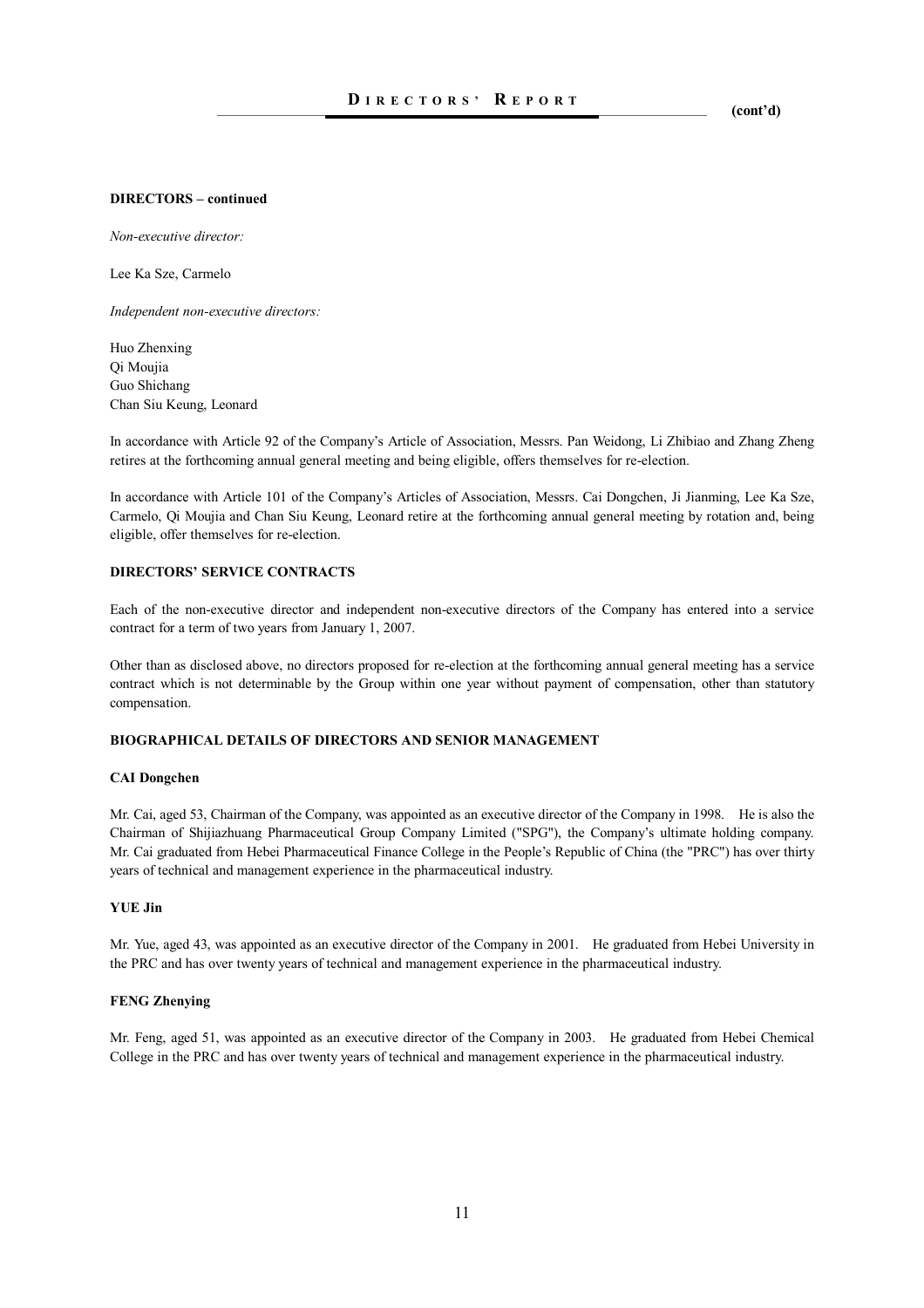**DIRECTORS – continued**

*Non-executive director:*

Lee Ka Sze, Carmelo

*Independent non-executive directors:*

Huo Zhenxing
Qi Moujia
Guo Shichang
Chan Siu Keung, Leonard

In accordance with Article 92 of the Company's Article of Association, Messrs. Pan Weidong, Li Zhibiao and Zhang Zheng retires at the forthcoming annual general meeting and being eligible, offers themselves for re-election.

In accordance with Article 101 of the Company's Articles of Association, Messrs. Cai Dongchen, Ji Jianming, Lee Ka Sze, Carmelo, Qi Moujia and Chan Siu Keung, Leonard retire at the forthcoming annual general meeting by rotation and, being eligible, offer themselves for re-election.

**DIRECTORS' SERVICE CONTRACTS**

Each of the non-executive director and independent non-executive directors of the Company has entered into a service contract for a term of two years from January 1, 2007.

Other than as disclosed above, no directors proposed for re-election at the forthcoming annual general meeting has a service contract which is not determinable by the Group within one year without payment of compensation, other than statutory compensation.

**BIOGRAPHICAL DETAILS OF DIRECTORS AND SENIOR MANAGEMENT**

**CAI Dongchen**

Mr. Cai, aged 53, Chairman of the Company, was appointed as an executive director of the Company in 1998. He is also the Chairman of Shijiazhuang Pharmaceutical Group Company Limited ("SPG"), the Company's ultimate holding company. Mr. Cai graduated from Hebei Pharmaceutical Finance College in the People's Republic of China (the "PRC") has over thirty years of technical and management experience in the pharmaceutical industry.

**YUE Jin**

Mr. Yue, aged 43, was appointed as an executive director of the Company in 2001. He graduated from Hebei University in the PRC and has over twenty years of technical and management experience in the pharmaceutical industry.

**FENG Zhenying**

Mr. Feng, aged 51, was appointed as an executive director of the Company in 2003. He graduated from Hebei Chemical College in the PRC and has over twenty years of technical and management experience in the pharmaceutical industry.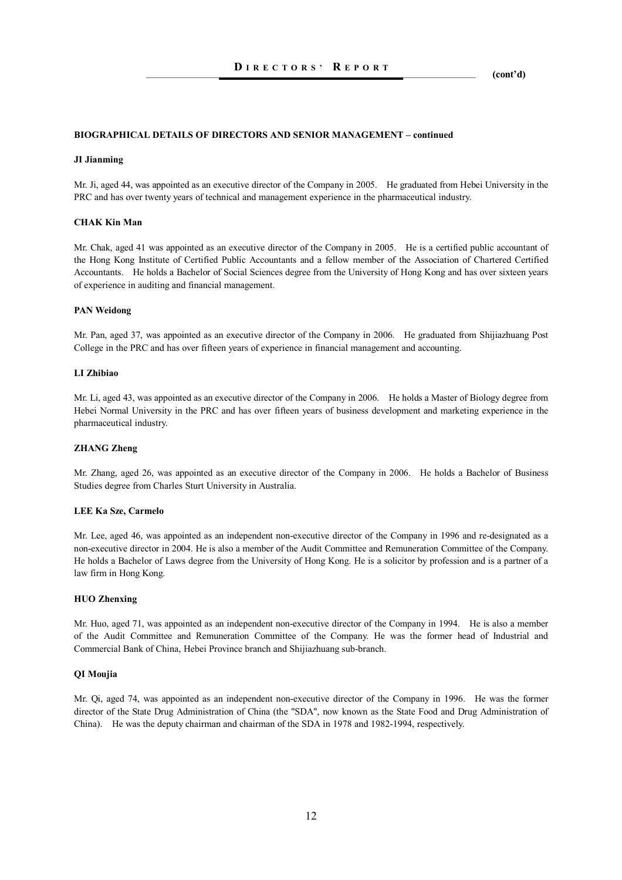## BIOGRAPHICAL DETAILS OF DIRECTORS AND SENIOR MANAGEMENT – continued

### JI Jianming

Mr. Ji, aged 44, was appointed as an executive director of the Company in 2005. He graduated from Hebei University in the PRC and has over twenty years of technical and management experience in the pharmaceutical industry.

### CHAK Kin Man

Mr. Chak, aged 41 was appointed as an executive director of the Company in 2005. He is a certified public accountant of the Hong Kong Institute of Certified Public Accountants and a fellow member of the Association of Chartered Certified Accountants. He holds a Bachelor of Social Sciences degree from the University of Hong Kong and has over sixteen years of experience in auditing and financial management.

### PAN Weidong

Mr. Pan, aged 37, was appointed as an executive director of the Company in 2006. He graduated from Shijiazhuang Post College in the PRC and has over fifteen years of experience in financial management and accounting.

### LI Zhibiao

Mr. Li, aged 43, was appointed as an executive director of the Company in 2006. He holds a Master of Biology degree from Hebei Normal University in the PRC and has over fifteen years of business development and marketing experience in the pharmaceutical industry.

### ZHANG Zheng

Mr. Zhang, aged 26, was appointed as an executive director of the Company in 2006. He holds a Bachelor of Business Studies degree from Charles Sturt University in Australia.

### LEE Ka Sze, Carmelo

Mr. Lee, aged 46, was appointed as an independent non-executive director of the Company in 1996 and re-designated as a non-executive director in 2004. He is also a member of the Audit Committee and Remuneration Committee of the Company. He holds a Bachelor of Laws degree from the University of Hong Kong. He is a solicitor by profession and is a partner of a law firm in Hong Kong.

### HUO Zhenxing

Mr. Huo, aged 71, was appointed as an independent non-executive director of the Company in 1994. He is also a member of the Audit Committee and Remuneration Committee of the Company. He was the former head of Industrial and Commercial Bank of China, Hebei Province branch and Shijiazhuang sub-branch.

### QI Moujia

Mr. Qi, aged 74, was appointed as an independent non-executive director of the Company in 1996. He was the former director of the State Drug Administration of China (the "SDA", now known as the State Food and Drug Administration of China). He was the deputy chairman and chairman of the SDA in 1978 and 1982-1994, respectively.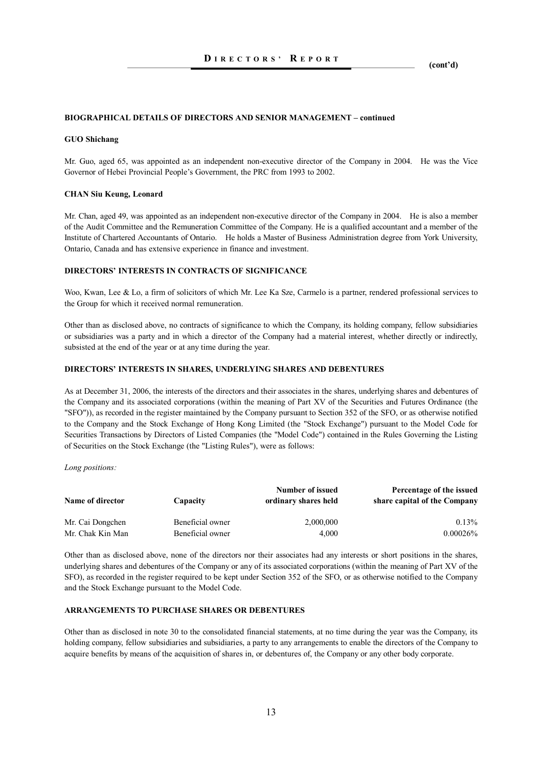## BIOGRAPHICAL DETAILS OF DIRECTORS AND SENIOR MANAGEMENT – continued

### GUO Shichang

Mr. Guo, aged 65, was appointed as an independent non-executive director of the Company in 2004. He was the Vice Governor of Hebei Provincial People's Government, the PRC from 1993 to 2002.

### CHAN Siu Keung, Leonard

Mr. Chan, aged 49, was appointed as an independent non-executive director of the Company in 2004. He is also a member of the Audit Committee and the Remuneration Committee of the Company. He is a qualified accountant and a member of the Institute of Chartered Accountants of Ontario. He holds a Master of Business Administration degree from York University, Ontario, Canada and has extensive experience in finance and investment.

## DIRECTORS' INTERESTS IN CONTRACTS OF SIGNIFICANCE

Woo, Kwan, Lee & Lo, a firm of solicitors of which Mr. Lee Ka Sze, Carmelo is a partner, rendered professional services to the Group for which it received normal remuneration.

Other than as disclosed above, no contracts of significance to which the Company, its holding company, fellow subsidiaries or subsidiaries was a party and in which a director of the Company had a material interest, whether directly or indirectly, subsisted at the end of the year or at any time during the year.

## DIRECTORS' INTERESTS IN SHARES, UNDERLYING SHARES AND DEBENTURES

As at December 31, 2006, the interests of the directors and their associates in the shares, underlying shares and debentures of the Company and its associated corporations (within the meaning of Part XV of the Securities and Futures Ordinance (the "SFO")), as recorded in the register maintained by the Company pursuant to Section 352 of the SFO, or as otherwise notified to the Company and the Stock Exchange of Hong Kong Limited (the "Stock Exchange") pursuant to the Model Code for Securities Transactions by Directors of Listed Companies (the "Model Code") contained in the Rules Governing the Listing of Securities on the Stock Exchange (the "Listing Rules"), were as follows:

*Long positions:*

| Name of director | Capacity | Number of issued ordinary shares held | Percentage of the issued share capital of the Company |
|---|---|---|---|
| Mr. Cai Dongchen | Beneficial owner | 2,000,000 | 0.13% |
| Mr. Chak Kin Man | Beneficial owner | 4,000 | 0.00026% |

Other than as disclosed above, none of the directors nor their associates had any interests or short positions in the shares, underlying shares and debentures of the Company or any of its associated corporations (within the meaning of Part XV of the SFO), as recorded in the register required to be kept under Section 352 of the SFO, or as otherwise notified to the Company and the Stock Exchange pursuant to the Model Code.

## ARRANGEMENTS TO PURCHASE SHARES OR DEBENTURES

Other than as disclosed in note 30 to the consolidated financial statements, at no time during the year was the Company, its holding company, fellow subsidiaries and subsidiaries, a party to any arrangements to enable the directors of the Company to acquire benefits by means of the acquisition of shares in, or debentures of, the Company or any other body corporate.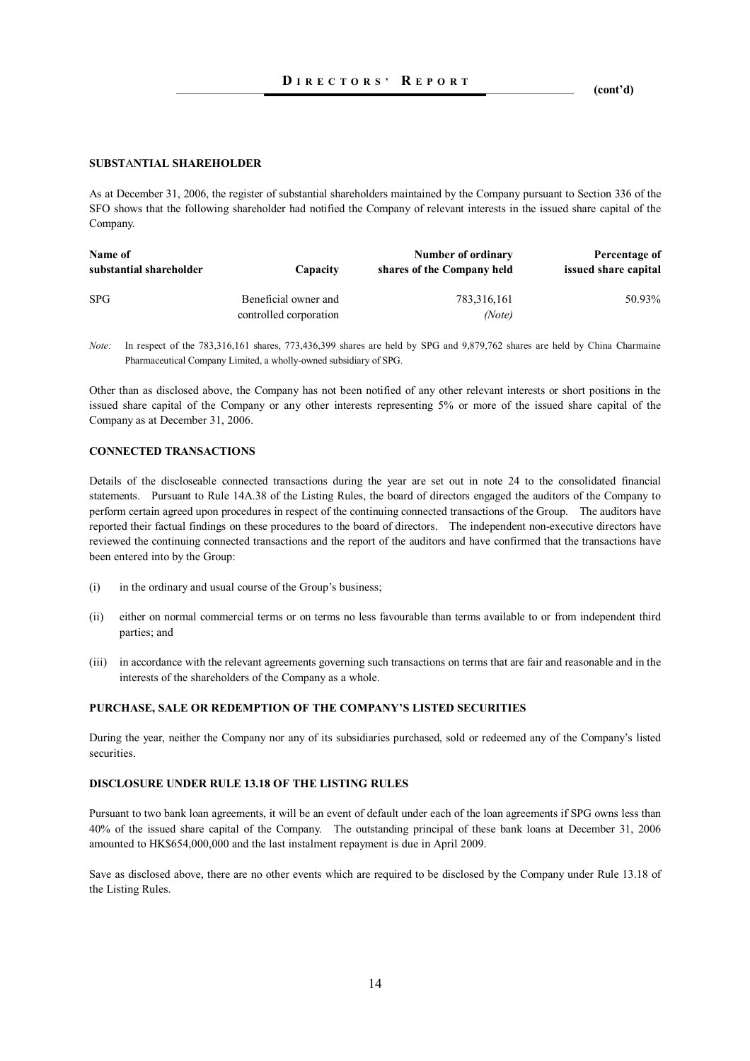## SUBSTANTIAL SHAREHOLDER

As at December 31, 2006, the register of substantial shareholders maintained by the Company pursuant to Section 336 of the SFO shows that the following shareholder had notified the Company of relevant interests in the issued share capital of the Company.

| Name of substantial shareholder | Capacity | Number of ordinary shares of the Company held | Percentage of issued share capital |
|---|---|---|---|
| SPG | Beneficial owner and controlled corporation | 783,316,161 *(Note)* | 50.93% |

*Note:* In respect of the 783,316,161 shares, 773,436,399 shares are held by SPG and 9,879,762 shares are held by China Charmaine Pharmaceutical Company Limited, a wholly-owned subsidiary of SPG.

Other than as disclosed above, the Company has not been notified of any other relevant interests or short positions in the issued share capital of the Company or any other interests representing 5% or more of the issued share capital of the Company as at December 31, 2006.

## CONNECTED TRANSACTIONS

Details of the discloseable connected transactions during the year are set out in note 24 to the consolidated financial statements. Pursuant to Rule 14A.38 of the Listing Rules, the board of directors engaged the auditors of the Company to perform certain agreed upon procedures in respect of the continuing connected transactions of the Group. The auditors have reported their factual findings on these procedures to the board of directors. The independent non-executive directors have reviewed the continuing connected transactions and the report of the auditors and have confirmed that the transactions have been entered into by the Group:

(i) in the ordinary and usual course of the Group's business;

(ii) either on normal commercial terms or on terms no less favourable than terms available to or from independent third parties; and

(iii) in accordance with the relevant agreements governing such transactions on terms that are fair and reasonable and in the interests of the shareholders of the Company as a whole.

## PURCHASE, SALE OR REDEMPTION OF THE COMPANY'S LISTED SECURITIES

During the year, neither the Company nor any of its subsidiaries purchased, sold or redeemed any of the Company's listed securities.

## DISCLOSURE UNDER RULE 13.18 OF THE LISTING RULES

Pursuant to two bank loan agreements, it will be an event of default under each of the loan agreements if SPG owns less than 40% of the issued share capital of the Company. The outstanding principal of these bank loans at December 31, 2006 amounted to HK$654,000,000 and the last instalment repayment is due in April 2009.

Save as disclosed above, there are no other events which are required to be disclosed by the Company under Rule 13.18 of the Listing Rules.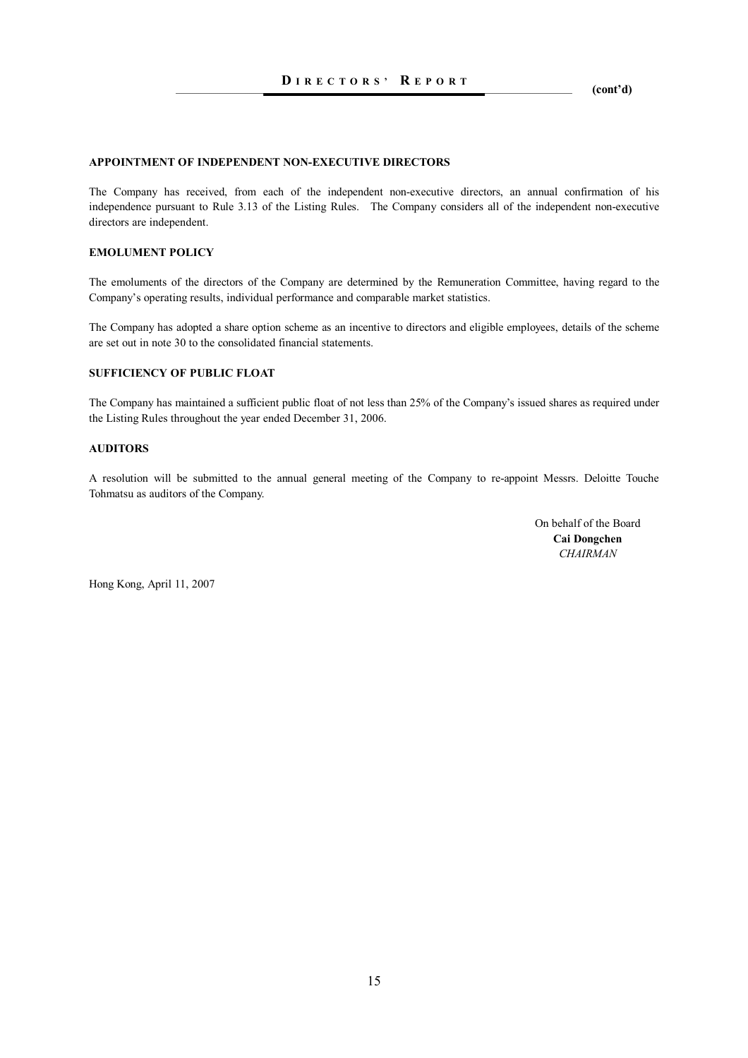## APPOINTMENT OF INDEPENDENT NON-EXECUTIVE DIRECTORS

The Company has received, from each of the independent non-executive directors, an annual confirmation of his independence pursuant to Rule 3.13 of the Listing Rules. The Company considers all of the independent non-executive directors are independent.

## EMOLUMENT POLICY

The emoluments of the directors of the Company are determined by the Remuneration Committee, having regard to the Company's operating results, individual performance and comparable market statistics.

The Company has adopted a share option scheme as an incentive to directors and eligible employees, details of the scheme are set out in note 30 to the consolidated financial statements.

## SUFFICIENCY OF PUBLIC FLOAT

The Company has maintained a sufficient public float of not less than 25% of the Company's issued shares as required under the Listing Rules throughout the year ended December 31, 2006.

## AUDITORS

A resolution will be submitted to the annual general meeting of the Company to re-appoint Messrs. Deloitte Touche Tohmatsu as auditors of the Company.

On behalf of the Board
**Cai Dongchen**
*CHAIRMAN*

Hong Kong, April 11, 2007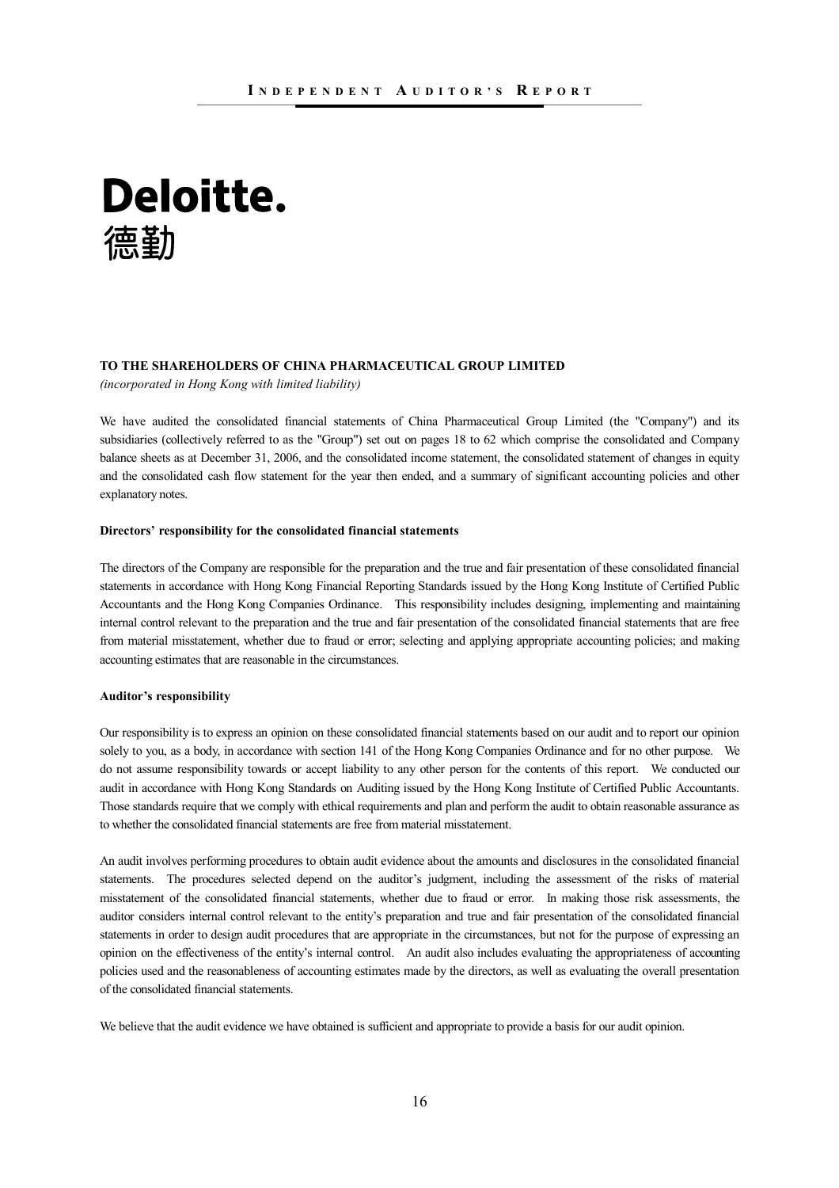# INDEPENDENT AUDITOR'S REPORT

**Deloitte.**
**德勤**

**TO THE SHAREHOLDERS OF CHINA PHARMACEUTICAL GROUP LIMITED**
*(incorporated in Hong Kong with limited liability)*

We have audited the consolidated financial statements of China Pharmaceutical Group Limited (the "Company") and its subsidiaries (collectively referred to as the "Group") set out on pages 18 to 62 which comprise the consolidated and Company balance sheets as at December 31, 2006, and the consolidated income statement, the consolidated statement of changes in equity and the consolidated cash flow statement for the year then ended, and a summary of significant accounting policies and other explanatory notes.

**Directors' responsibility for the consolidated financial statements**

The directors of the Company are responsible for the preparation and the true and fair presentation of these consolidated financial statements in accordance with Hong Kong Financial Reporting Standards issued by the Hong Kong Institute of Certified Public Accountants and the Hong Kong Companies Ordinance. This responsibility includes designing, implementing and maintaining internal control relevant to the preparation and the true and fair presentation of the consolidated financial statements that are free from material misstatement, whether due to fraud or error; selecting and applying appropriate accounting policies; and making accounting estimates that are reasonable in the circumstances.

**Auditor's responsibility**

Our responsibility is to express an opinion on these consolidated financial statements based on our audit and to report our opinion solely to you, as a body, in accordance with section 141 of the Hong Kong Companies Ordinance and for no other purpose. We do not assume responsibility towards or accept liability to any other person for the contents of this report. We conducted our audit in accordance with Hong Kong Standards on Auditing issued by the Hong Kong Institute of Certified Public Accountants. Those standards require that we comply with ethical requirements and plan and perform the audit to obtain reasonable assurance as to whether the consolidated financial statements are free from material misstatement.

An audit involves performing procedures to obtain audit evidence about the amounts and disclosures in the consolidated financial statements. The procedures selected depend on the auditor's judgment, including the assessment of the risks of material misstatement of the consolidated financial statements, whether due to fraud or error. In making those risk assessments, the auditor considers internal control relevant to the entity's preparation and true and fair presentation of the consolidated financial statements in order to design audit procedures that are appropriate in the circumstances, but not for the purpose of expressing an opinion on the effectiveness of the entity's internal control. An audit also includes evaluating the appropriateness of accounting policies used and the reasonableness of accounting estimates made by the directors, as well as evaluating the overall presentation of the consolidated financial statements.

We believe that the audit evidence we have obtained is sufficient and appropriate to provide a basis for our audit opinion.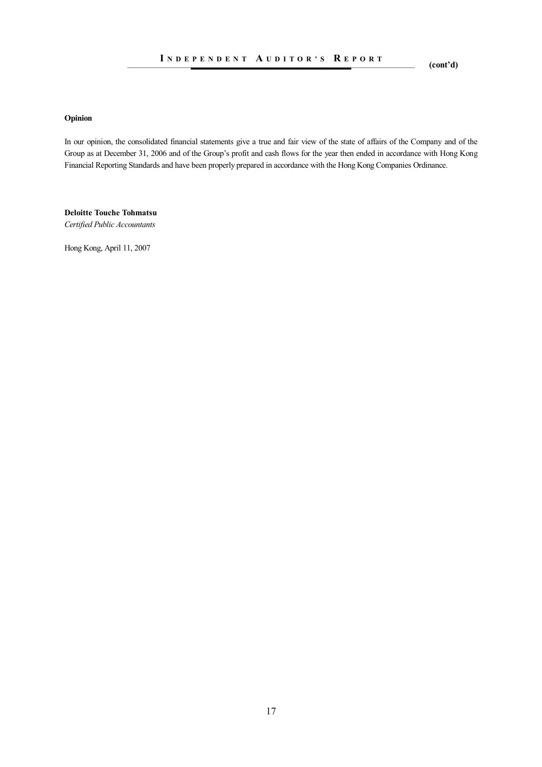**Opinion**

In our opinion, the consolidated financial statements give a true and fair view of the state of affairs of the Company and of the Group as at December 31, 2006 and of the Group's profit and cash flows for the year then ended in accordance with Hong Kong Financial Reporting Standards and have been properly prepared in accordance with the Hong Kong Companies Ordinance.

**Deloitte Touche Tohmatsu**
*Certified Public Accountants*

Hong Kong, April 11, 2007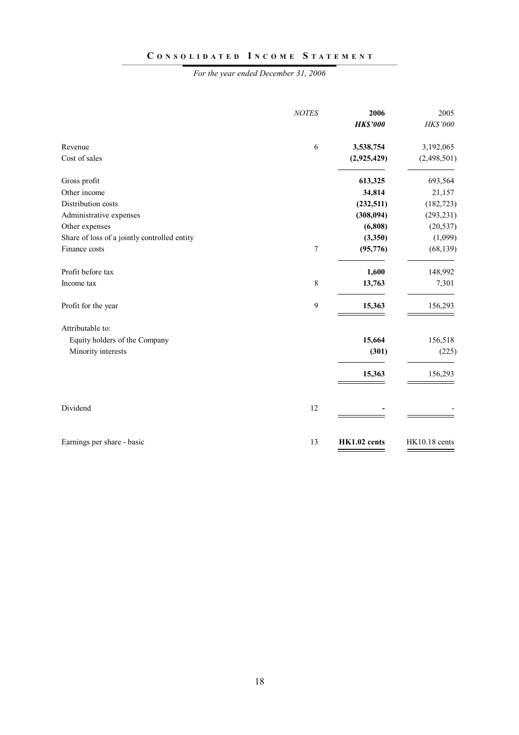# CONSOLIDATED INCOME STATEMENT

*For the year ended December 31, 2006*

| | *NOTES* | **2006** | 2005 |
|---|---|---|---|
| | | ***HK$'000*** | *HK$'000* |
| Revenue | 6 | **3,538,754** | 3,192,065 |
| Cost of sales | | **(2,925,429)** | (2,498,501) |
| Gross profit | | **613,325** | 693,564 |
| Other income | | **34,814** | 21,157 |
| Distribution costs | | **(232,511)** | (182,723) |
| Administrative expenses | | **(308,094)** | (293,231) |
| Other expenses | | **(6,808)** | (20,537) |
| Share of loss of a jointly controlled entity | | **(3,350)** | (1,099) |
| Finance costs | 7 | **(95,776)** | (68,139) |
| Profit before tax | | **1,600** | 148,992 |
| Income tax | 8 | **13,763** | 7,301 |
| Profit for the year | 9 | **15,363** | 156,293 |
| Attributable to: | | | |
| Equity holders of the Company | | **15,664** | 156,518 |
| Minority interests | | **(301)** | (225) |
| | | **15,363** | 156,293 |
| Dividend | 12 | **-** | - |
| Earnings per share - basic | 13 | **HK1.02 cents** | HK10.18 cents |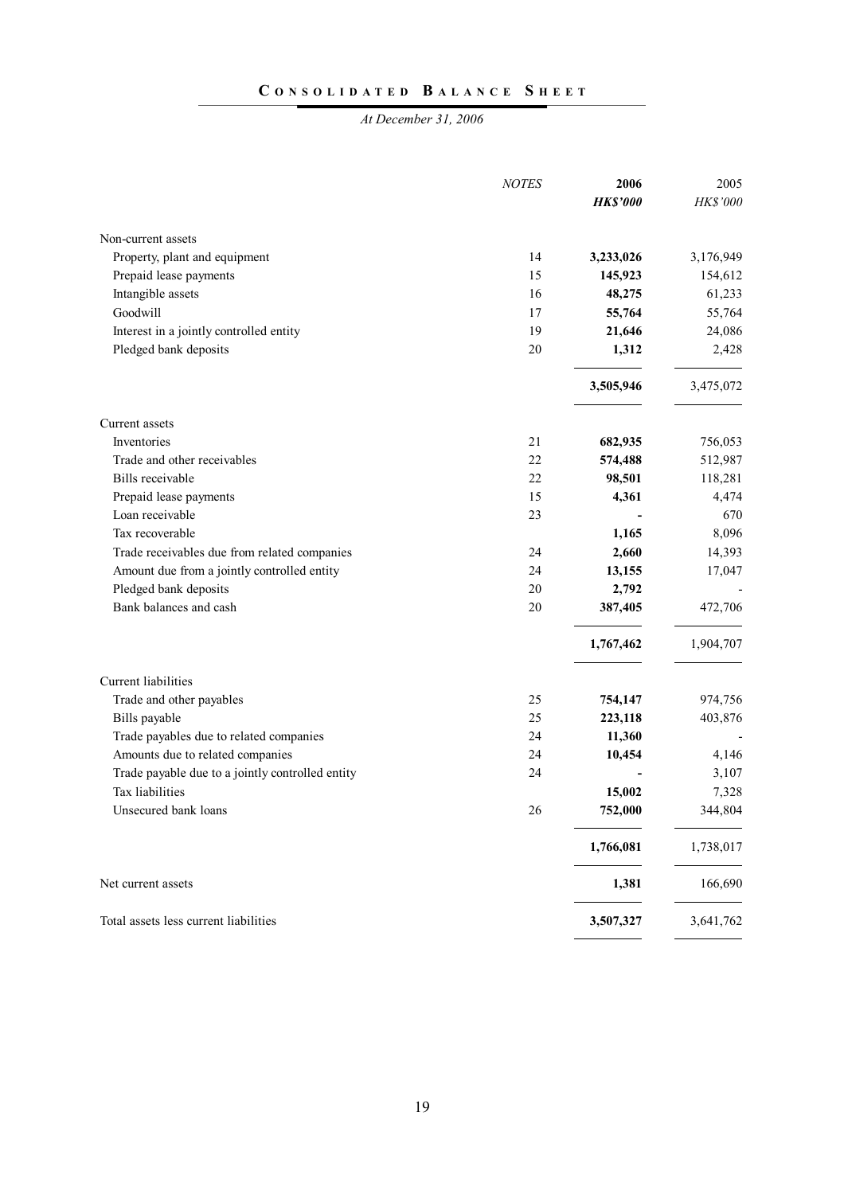# CONSOLIDATED BALANCE SHEET

*At December 31, 2006*

| | *NOTES* | **2006** | 2005 |
|---|---|---|---|
| | | ***HK$'000*** | *HK$'000* |
| Non-current assets | | | |
| Property, plant and equipment | 14 | **3,233,026** | 3,176,949 |
| Prepaid lease payments | 15 | **145,923** | 154,612 |
| Intangible assets | 16 | **48,275** | 61,233 |
| Goodwill | 17 | **55,764** | 55,764 |
| Interest in a jointly controlled entity | 19 | **21,646** | 24,086 |
| Pledged bank deposits | 20 | **1,312** | 2,428 |
| | | **3,505,946** | 3,475,072 |
| Current assets | | | |
| Inventories | 21 | **682,935** | 756,053 |
| Trade and other receivables | 22 | **574,488** | 512,987 |
| Bills receivable | 22 | **98,501** | 118,281 |
| Prepaid lease payments | 15 | **4,361** | 4,474 |
| Loan receivable | 23 | **-** | 670 |
| Tax recoverable | | **1,165** | 8,096 |
| Trade receivables due from related companies | 24 | **2,660** | 14,393 |
| Amount due from a jointly controlled entity | 24 | **13,155** | 17,047 |
| Pledged bank deposits | 20 | **2,792** | - |
| Bank balances and cash | 20 | **387,405** | 472,706 |
| | | **1,767,462** | 1,904,707 |
| Current liabilities | | | |
| Trade and other payables | 25 | **754,147** | 974,756 |
| Bills payable | 25 | **223,118** | 403,876 |
| Trade payables due to related companies | 24 | **11,360** | - |
| Amounts due to related companies | 24 | **10,454** | 4,146 |
| Trade payable due to a jointly controlled entity | 24 | **-** | 3,107 |
| Tax liabilities | | **15,002** | 7,328 |
| Unsecured bank loans | 26 | **752,000** | 344,804 |
| | | **1,766,081** | 1,738,017 |
| Net current assets | | **1,381** | 166,690 |
| Total assets less current liabilities | | **3,507,327** | 3,641,762 |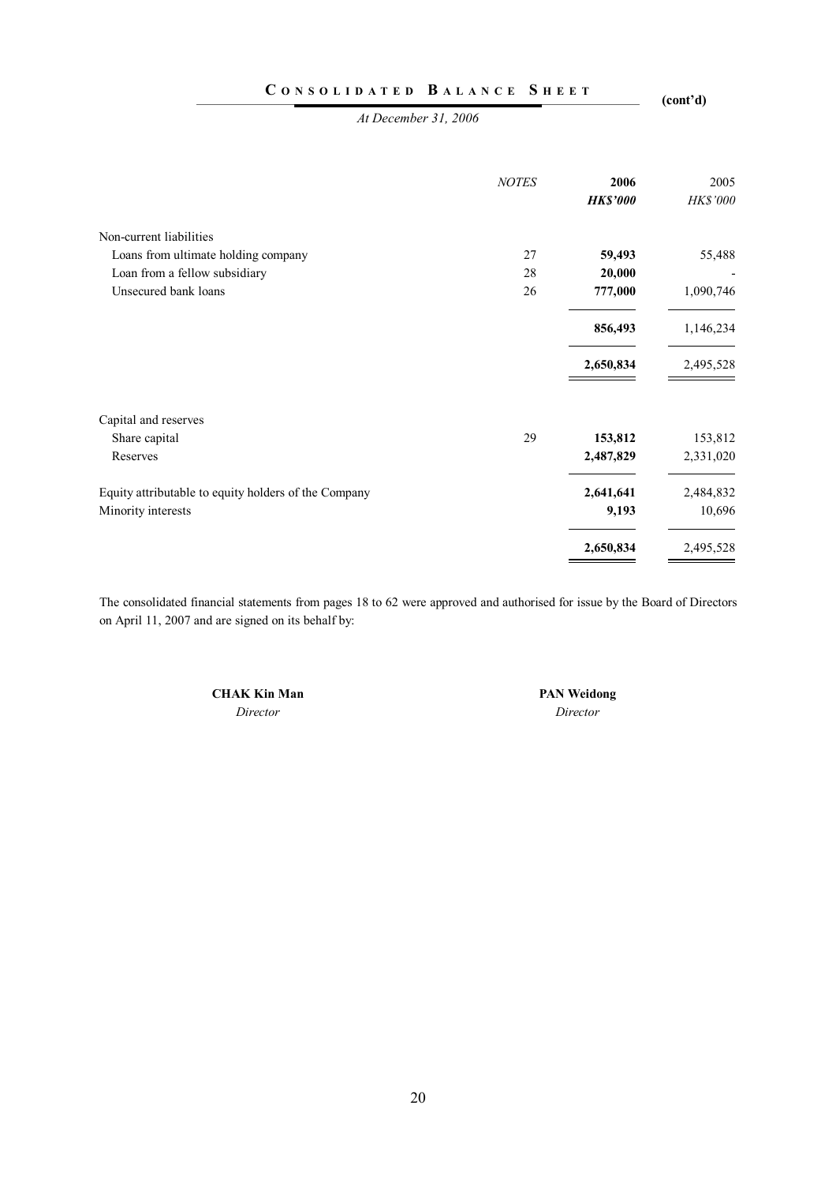# CONSOLIDATED BALANCE SHEET (cont'd)

*At December 31, 2006*

| | *NOTES* | **2006** | 2005 |
|---|---|---|---|
| | | ***HK$'000*** | *HK$'000* |
| Non-current liabilities | | | |
| Loans from ultimate holding company | 27 | **59,493** | 55,488 |
| Loan from a fellow subsidiary | 28 | **20,000** | - |
| Unsecured bank loans | 26 | **777,000** | 1,090,746 |
| | | **856,493** | 1,146,234 |
| | | **2,650,834** | 2,495,528 |
| Capital and reserves | | | |
| Share capital | 29 | **153,812** | 153,812 |
| Reserves | | **2,487,829** | 2,331,020 |
| Equity attributable to equity holders of the Company | | **2,641,641** | 2,484,832 |
| Minority interests | | **9,193** | 10,696 |
| | | **2,650,834** | 2,495,528 |

The consolidated financial statements from pages 18 to 62 were approved and authorised for issue by the Board of Directors on April 11, 2007 and are signed on its behalf by:

**CHAK Kin Man**
*Director*

**PAN Weidong**
*Director*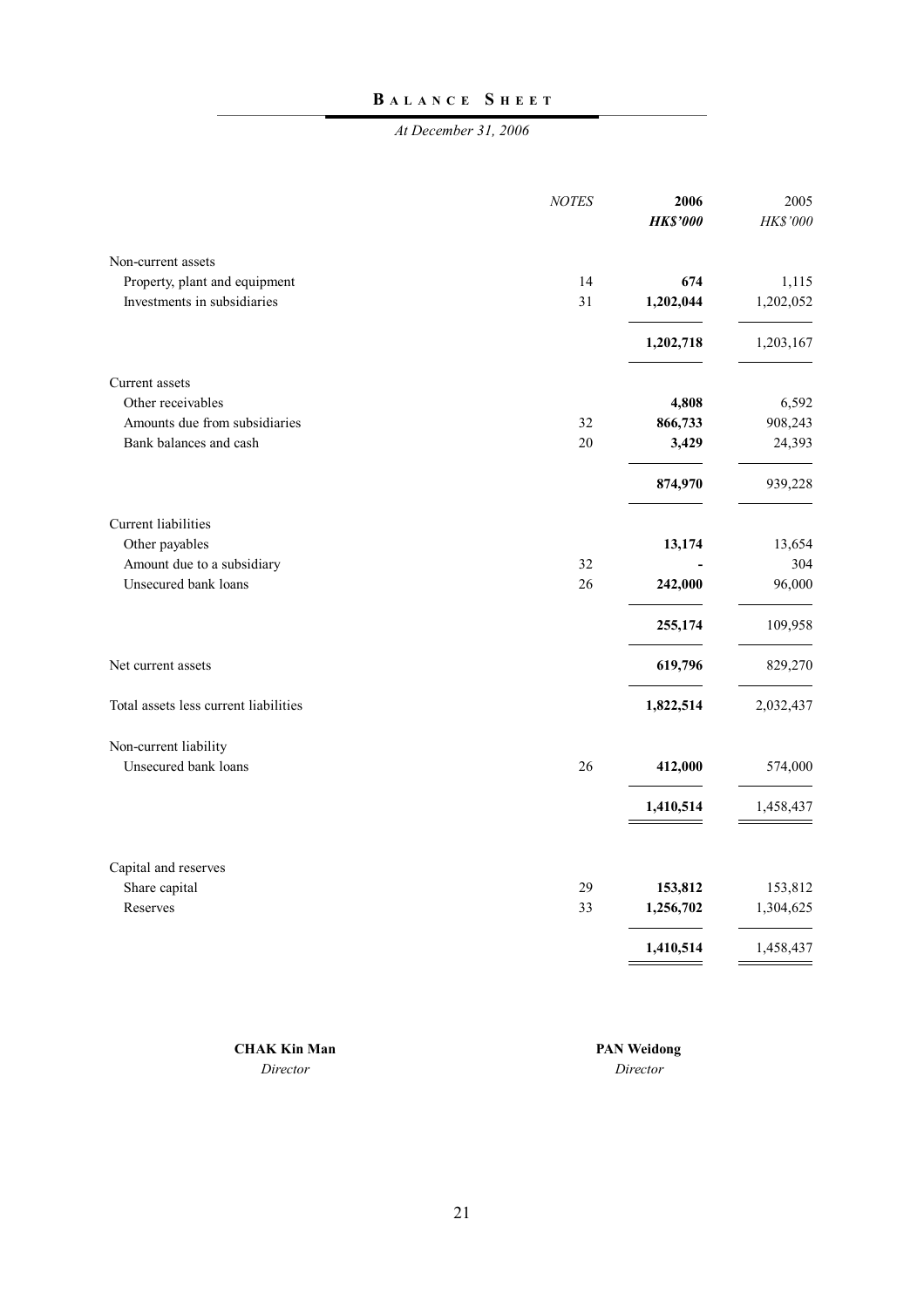# BALANCE SHEET

*At December 31, 2006*

| | *NOTES* | **2006** | 2005 |
|---|---|---|---|
| | | ***HK$'000*** | *HK$'000* |
| Non-current assets | | | |
| Property, plant and equipment | 14 | **674** | 1,115 |
| Investments in subsidiaries | 31 | **1,202,044** | 1,202,052 |
| | | **1,202,718** | 1,203,167 |
| Current assets | | | |
| Other receivables | | **4,808** | 6,592 |
| Amounts due from subsidiaries | 32 | **866,733** | 908,243 |
| Bank balances and cash | 20 | **3,429** | 24,393 |
| | | **874,970** | 939,228 |
| Current liabilities | | | |
| Other payables | | **13,174** | 13,654 |
| Amount due to a subsidiary | 32 | **-** | 304 |
| Unsecured bank loans | 26 | **242,000** | 96,000 |
| | | **255,174** | 109,958 |
| Net current assets | | **619,796** | 829,270 |
| Total assets less current liabilities | | **1,822,514** | 2,032,437 |
| Non-current liability | | | |
| Unsecured bank loans | 26 | **412,000** | 574,000 |
| | | **1,410,514** | 1,458,437 |
| Capital and reserves | | | |
| Share capital | 29 | **153,812** | 153,812 |
| Reserves | 33 | **1,256,702** | 1,304,625 |
| | | **1,410,514** | 1,458,437 |

**CHAK Kin Man**
*Director*

**PAN Weidong**
*Director*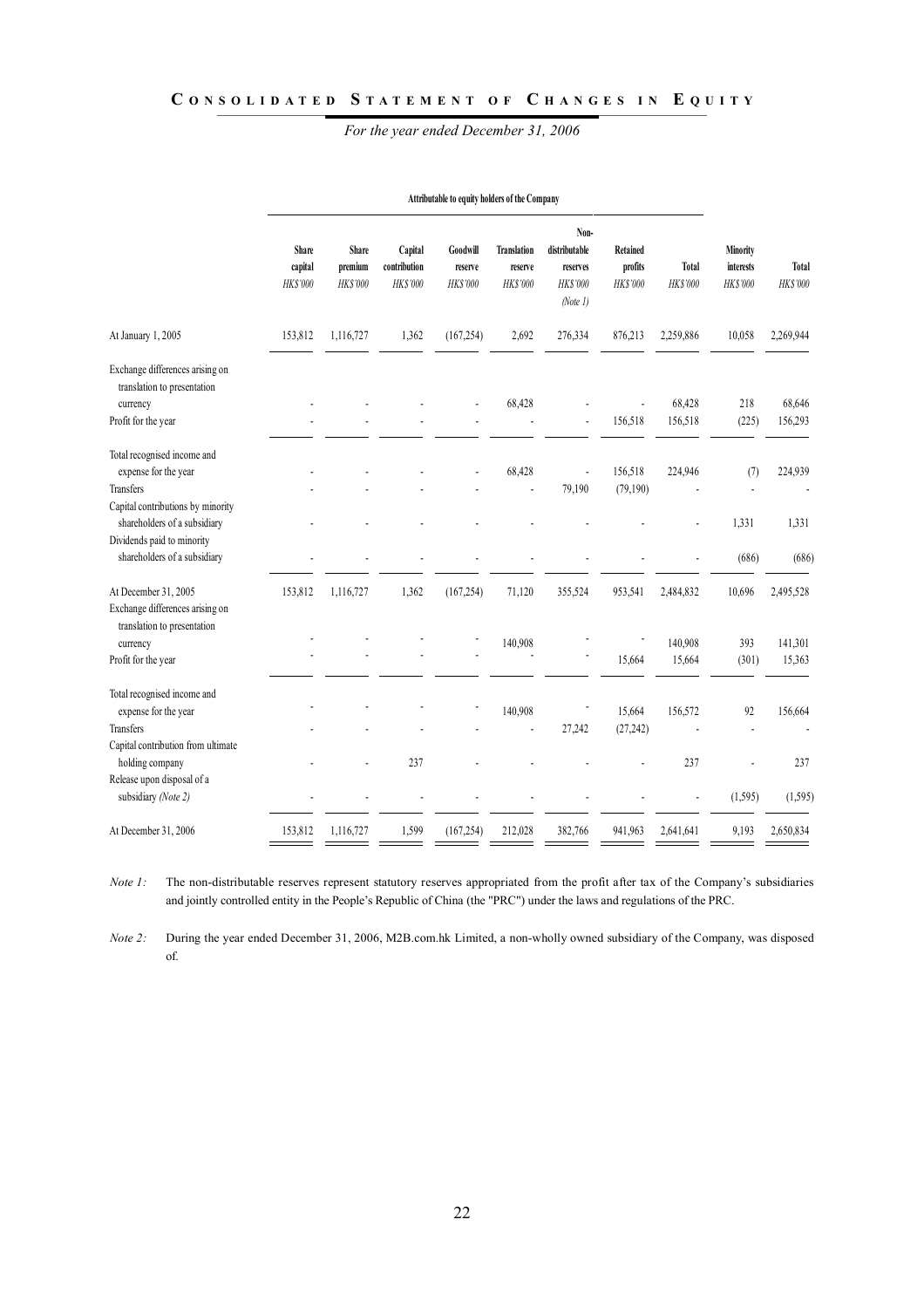# CONSOLIDATED STATEMENT OF CHANGES IN EQUITY

*For the year ended December 31, 2006*

| | Attributable to equity holders of the Company | | | | | | | | | |
|---|---|---|---|---|---|---|---|---|---|---|
| | Share capital *HK$'000* | Share premium *HK$'000* | Capital contribution *HK$'000* | Goodwill reserve *HK$'000* | Translation reserve *HK$'000* | Non-distributable reserves *HK$'000* *(Note 1)* | Retained profits *HK$'000* | Total *HK$'000* | Minority interests *HK$'000* | Total *HK$'000* |
| At January 1, 2005 | 153,812 | 1,116,727 | 1,362 | (167,254) | 2,692 | 276,334 | 876,213 | 2,259,886 | 10,058 | 2,269,944 |
| Exchange differences arising on translation to presentation currency | - | - | - | - | 68,428 | - | - | 68,428 | 218 | 68,646 |
| Profit for the year | - | - | - | - | - | - | 156,518 | 156,518 | (225) | 156,293 |
| Total recognised income and expense for the year | - | - | - | - | 68,428 | - | 156,518 | 224,946 | (7) | 224,939 |
| Transfers | - | - | - | - | - | 79,190 | (79,190) | - | - | - |
| Capital contributions by minority shareholders of a subsidiary | - | - | - | - | - | - | - | - | 1,331 | 1,331 |
| Dividends paid to minority shareholders of a subsidiary | - | - | - | - | - | - | - | - | (686) | (686) |
| At December 31, 2005 | 153,812 | 1,116,727 | 1,362 | (167,254) | 71,120 | 355,524 | 953,541 | 2,484,832 | 10,696 | 2,495,528 |
| Exchange differences arising on translation to presentation currency | - | - | - | - | 140,908 | - | - | 140,908 | 393 | 141,301 |
| Profit for the year | - | - | - | - | - | - | 15,664 | 15,664 | (301) | 15,363 |
| Total recognised income and expense for the year | - | - | - | - | 140,908 | - | 15,664 | 156,572 | 92 | 156,664 |
| Transfers | - | - | - | - | - | 27,242 | (27,242) | - | - | - |
| Capital contribution from ultimate holding company | - | - | 237 | - | - | - | - | 237 | - | 237 |
| Release upon disposal of a subsidiary *(Note 2)* | - | - | - | - | - | - | - | - | (1,595) | (1,595) |
| At December 31, 2006 | 153,812 | 1,116,727 | 1,599 | (167,254) | 212,028 | 382,766 | 941,963 | 2,641,641 | 9,193 | 2,650,834 |

*Note 1:* The non-distributable reserves represent statutory reserves appropriated from the profit after tax of the Company's subsidiaries and jointly controlled entity in the People's Republic of China (the "PRC") under the laws and regulations of the PRC.

*Note 2:* During the year ended December 31, 2006, M2B.com.hk Limited, a non-wholly owned subsidiary of the Company, was disposed of.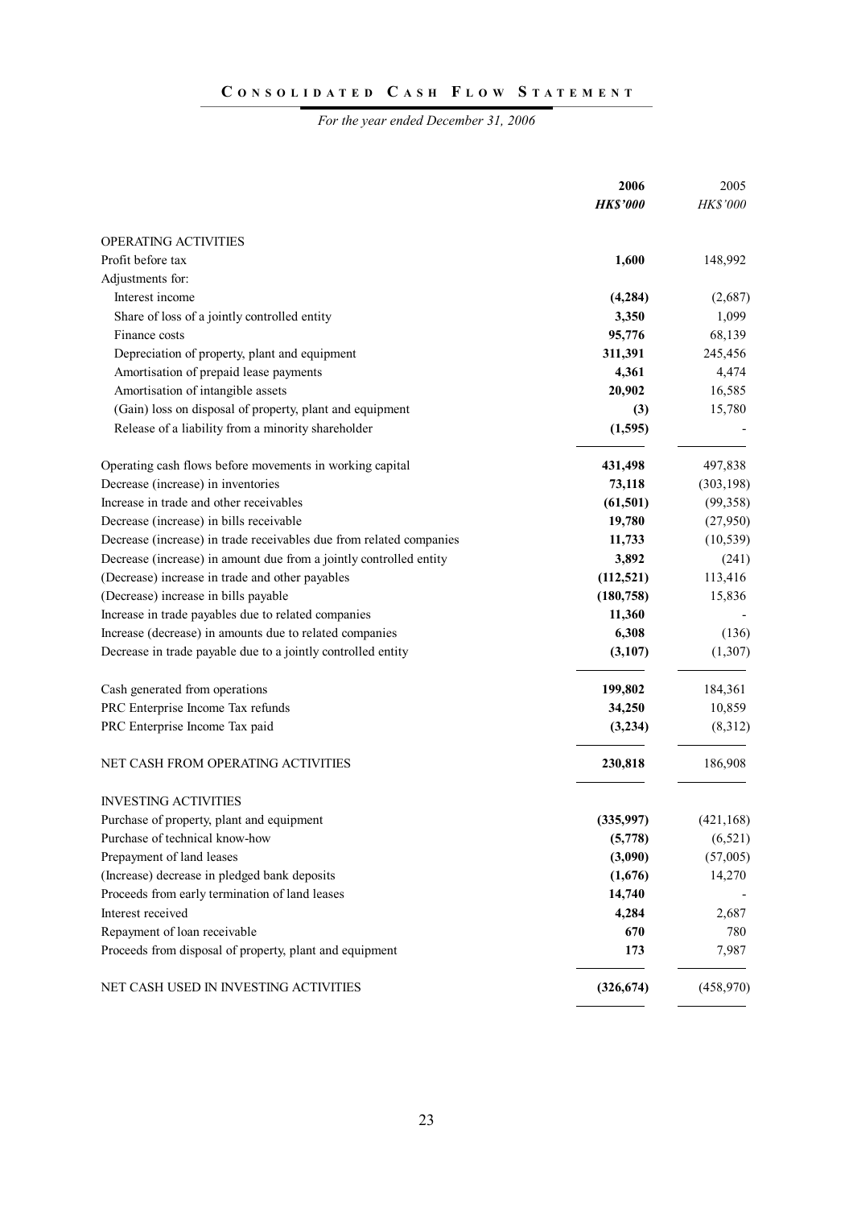# CONSOLIDATED CASH FLOW STATEMENT

*For the year ended December 31, 2006*

| | **2006** | 2005 |
|---|---|---|
| | ***HK$'000*** | *HK$'000* |
| OPERATING ACTIVITIES | | |
| Profit before tax | **1,600** | 148,992 |
| Adjustments for: | | |
| Interest income | **(4,284)** | (2,687) |
| Share of loss of a jointly controlled entity | **3,350** | 1,099 |
| Finance costs | **95,776** | 68,139 |
| Depreciation of property, plant and equipment | **311,391** | 245,456 |
| Amortisation of prepaid lease payments | **4,361** | 4,474 |
| Amortisation of intangible assets | **20,902** | 16,585 |
| (Gain) loss on disposal of property, plant and equipment | **(3)** | 15,780 |
| Release of a liability from a minority shareholder | **(1,595)** | - |
| Operating cash flows before movements in working capital | **431,498** | 497,838 |
| Decrease (increase) in inventories | **73,118** | (303,198) |
| Increase in trade and other receivables | **(61,501)** | (99,358) |
| Decrease (increase) in bills receivable | **19,780** | (27,950) |
| Decrease (increase) in trade receivables due from related companies | **11,733** | (10,539) |
| Decrease (increase) in amount due from a jointly controlled entity | **3,892** | (241) |
| (Decrease) increase in trade and other payables | **(112,521)** | 113,416 |
| (Decrease) increase in bills payable | **(180,758)** | 15,836 |
| Increase in trade payables due to related companies | **11,360** | - |
| Increase (decrease) in amounts due to related companies | **6,308** | (136) |
| Decrease in trade payable due to a jointly controlled entity | **(3,107)** | (1,307) |
| Cash generated from operations | **199,802** | 184,361 |
| PRC Enterprise Income Tax refunds | **34,250** | 10,859 |
| PRC Enterprise Income Tax paid | **(3,234)** | (8,312) |
| NET CASH FROM OPERATING ACTIVITIES | **230,818** | 186,908 |
| INVESTING ACTIVITIES | | |
| Purchase of property, plant and equipment | **(335,997)** | (421,168) |
| Purchase of technical know-how | **(5,778)** | (6,521) |
| Prepayment of land leases | **(3,090)** | (57,005) |
| (Increase) decrease in pledged bank deposits | **(1,676)** | 14,270 |
| Proceeds from early termination of land leases | **14,740** | - |
| Interest received | **4,284** | 2,687 |
| Repayment of loan receivable | **670** | 780 |
| Proceeds from disposal of property, plant and equipment | **173** | 7,987 |
| NET CASH USED IN INVESTING ACTIVITIES | **(326,674)** | (458,970) |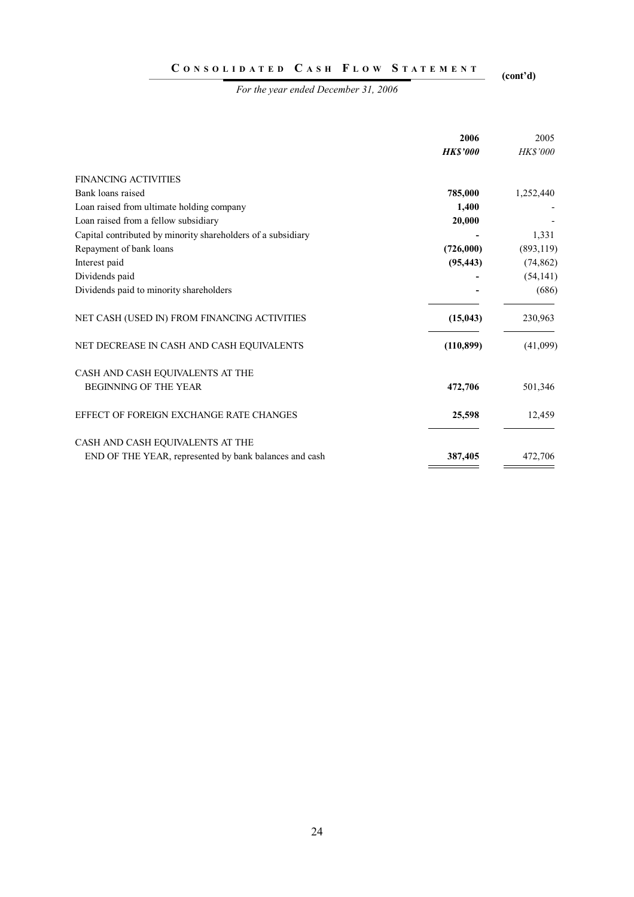## CONSOLIDATED CASH FLOW STATEMENT (cont'd)

*For the year ended December 31, 2006*

| | 2006 | 2005 |
|---|---|---|
| | ***HK$'000*** | *HK$'000* |
| FINANCING ACTIVITIES | | |
| Bank loans raised | **785,000** | 1,252,440 |
| Loan raised from ultimate holding company | **1,400** | - |
| Loan raised from a fellow subsidiary | **20,000** | - |
| Capital contributed by minority shareholders of a subsidiary | **-** | 1,331 |
| Repayment of bank loans | **(726,000)** | (893,119) |
| Interest paid | **(95,443)** | (74,862) |
| Dividends paid | **-** | (54,141) |
| Dividends paid to minority shareholders | **-** | (686) |
| NET CASH (USED IN) FROM FINANCING ACTIVITIES | **(15,043)** | 230,963 |
| NET DECREASE IN CASH AND CASH EQUIVALENTS | **(110,899)** | (41,099) |
| CASH AND CASH EQUIVALENTS AT THE BEGINNING OF THE YEAR | **472,706** | 501,346 |
| EFFECT OF FOREIGN EXCHANGE RATE CHANGES | **25,598** | 12,459 |
| CASH AND CASH EQUIVALENTS AT THE END OF THE YEAR, represented by bank balances and cash | **387,405** | 472,706 |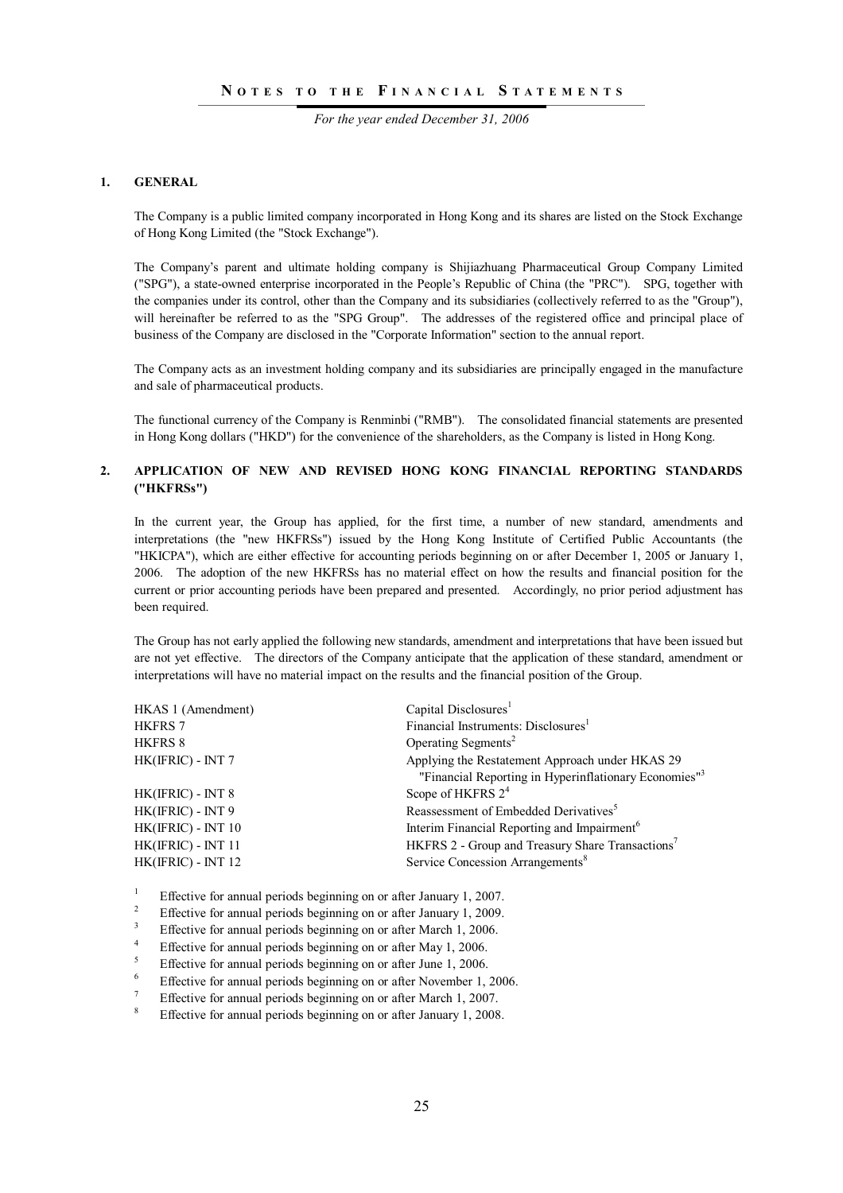## NOTES TO THE FINANCIAL STATEMENTS

*For the year ended December 31, 2006*

### 1. GENERAL

The Company is a public limited company incorporated in Hong Kong and its shares are listed on the Stock Exchange of Hong Kong Limited (the "Stock Exchange").

The Company's parent and ultimate holding company is Shijiazhuang Pharmaceutical Group Company Limited ("SPG"), a state-owned enterprise incorporated in the People's Republic of China (the "PRC"). SPG, together with the companies under its control, other than the Company and its subsidiaries (collectively referred to as the "Group"), will hereinafter be referred to as the "SPG Group". The addresses of the registered office and principal place of business of the Company are disclosed in the "Corporate Information" section to the annual report.

The Company acts as an investment holding company and its subsidiaries are principally engaged in the manufacture and sale of pharmaceutical products.

The functional currency of the Company is Renminbi ("RMB"). The consolidated financial statements are presented in Hong Kong dollars ("HKD") for the convenience of the shareholders, as the Company is listed in Hong Kong.

### 2. APPLICATION OF NEW AND REVISED HONG KONG FINANCIAL REPORTING STANDARDS ("HKFRSs")

In the current year, the Group has applied, for the first time, a number of new standard, amendments and interpretations (the "new HKFRSs") issued by the Hong Kong Institute of Certified Public Accountants (the "HKICPA"), which are either effective for accounting periods beginning on or after December 1, 2005 or January 1, 2006. The adoption of the new HKFRSs has no material effect on how the results and financial position for the current or prior accounting periods have been prepared and presented. Accordingly, no prior period adjustment has been required.

The Group has not early applied the following new standards, amendment and interpretations that have been issued but are not yet effective. The directors of the Company anticipate that the application of these standard, amendment or interpretations will have no material impact on the results and the financial position of the Group.

| | |
|---|---|
| HKAS 1 (Amendment) | Capital Disclosures[1] |
| HKFRS 7 | Financial Instruments: Disclosures[1] |
| HKFRS 8 | Operating Segments[2] |
| HK(IFRIC) - INT 7 | Applying the Restatement Approach under HKAS 29 "Financial Reporting in Hyperinflationary Economies"[3] |
| HK(IFRIC) - INT 8 | Scope of HKFRS 2[4] |
| HK(IFRIC) - INT 9 | Reassessment of Embedded Derivatives[5] |
| HK(IFRIC) - INT 10 | Interim Financial Reporting and Impairment[6] |
| HK(IFRIC) - INT 11 | HKFRS 2 - Group and Treasury Share Transactions[7] |
| HK(IFRIC) - INT 12 | Service Concession Arrangements[8] |

[1] Effective for annual periods beginning on or after January 1, 2007.
[2] Effective for annual periods beginning on or after January 1, 2009.
[3] Effective for annual periods beginning on or after March 1, 2006.
[4] Effective for annual periods beginning on or after May 1, 2006.
[5] Effective for annual periods beginning on or after June 1, 2006.
[6] Effective for annual periods beginning on or after November 1, 2006.
[7] Effective for annual periods beginning on or after March 1, 2007.
[8] Effective for annual periods beginning on or after January 1, 2008.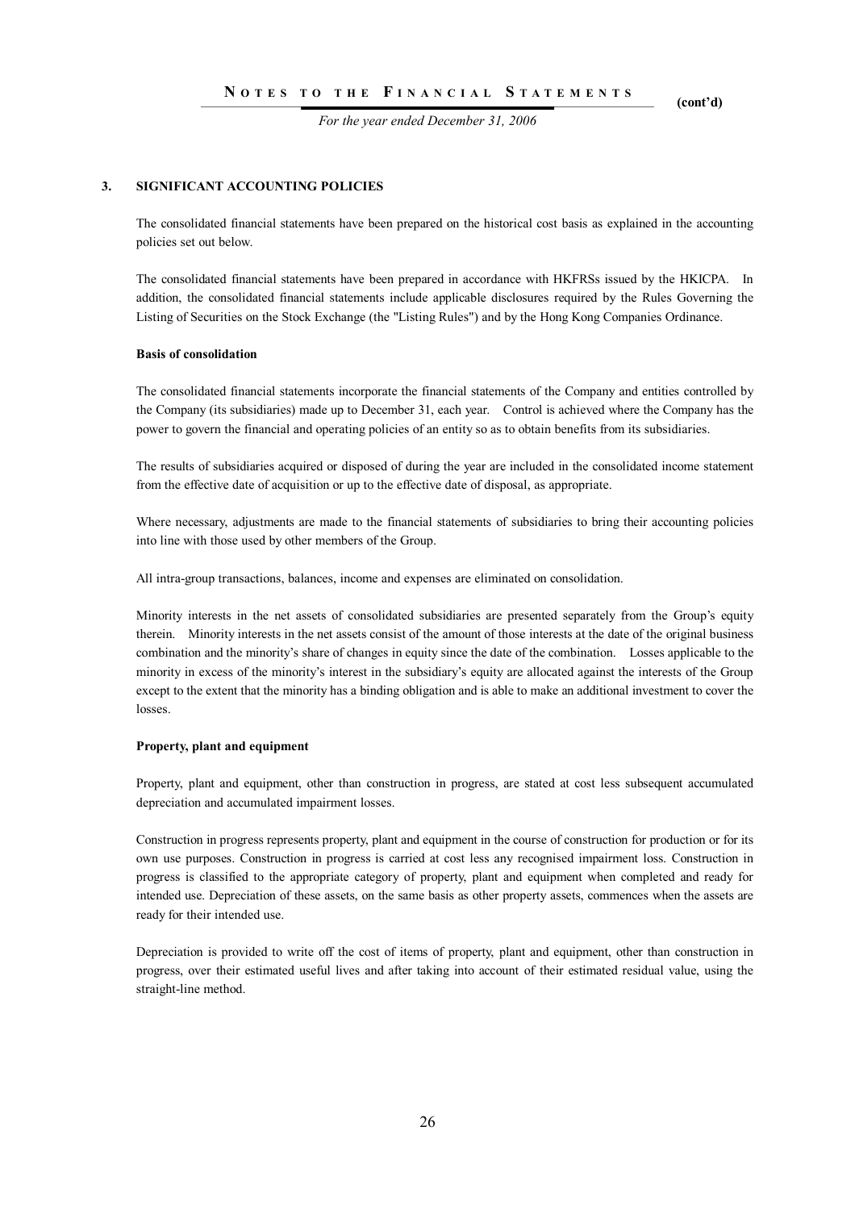## 3. SIGNIFICANT ACCOUNTING POLICIES

The consolidated financial statements have been prepared on the historical cost basis as explained in the accounting policies set out below.

The consolidated financial statements have been prepared in accordance with HKFRSs issued by the HKICPA. In addition, the consolidated financial statements include applicable disclosures required by the Rules Governing the Listing of Securities on the Stock Exchange (the "Listing Rules") and by the Hong Kong Companies Ordinance.

**Basis of consolidation**

The consolidated financial statements incorporate the financial statements of the Company and entities controlled by the Company (its subsidiaries) made up to December 31, each year. Control is achieved where the Company has the power to govern the financial and operating policies of an entity so as to obtain benefits from its subsidiaries.

The results of subsidiaries acquired or disposed of during the year are included in the consolidated income statement from the effective date of acquisition or up to the effective date of disposal, as appropriate.

Where necessary, adjustments are made to the financial statements of subsidiaries to bring their accounting policies into line with those used by other members of the Group.

All intra-group transactions, balances, income and expenses are eliminated on consolidation.

Minority interests in the net assets of consolidated subsidiaries are presented separately from the Group's equity therein. Minority interests in the net assets consist of the amount of those interests at the date of the original business combination and the minority's share of changes in equity since the date of the combination. Losses applicable to the minority in excess of the minority's interest in the subsidiary's equity are allocated against the interests of the Group except to the extent that the minority has a binding obligation and is able to make an additional investment to cover the losses.

**Property, plant and equipment**

Property, plant and equipment, other than construction in progress, are stated at cost less subsequent accumulated depreciation and accumulated impairment losses.

Construction in progress represents property, plant and equipment in the course of construction for production or for its own use purposes. Construction in progress is carried at cost less any recognised impairment loss. Construction in progress is classified to the appropriate category of property, plant and equipment when completed and ready for intended use. Depreciation of these assets, on the same basis as other property assets, commences when the assets are ready for their intended use.

Depreciation is provided to write off the cost of items of property, plant and equipment, other than construction in progress, over their estimated useful lives and after taking into account of their estimated residual value, using the straight-line method.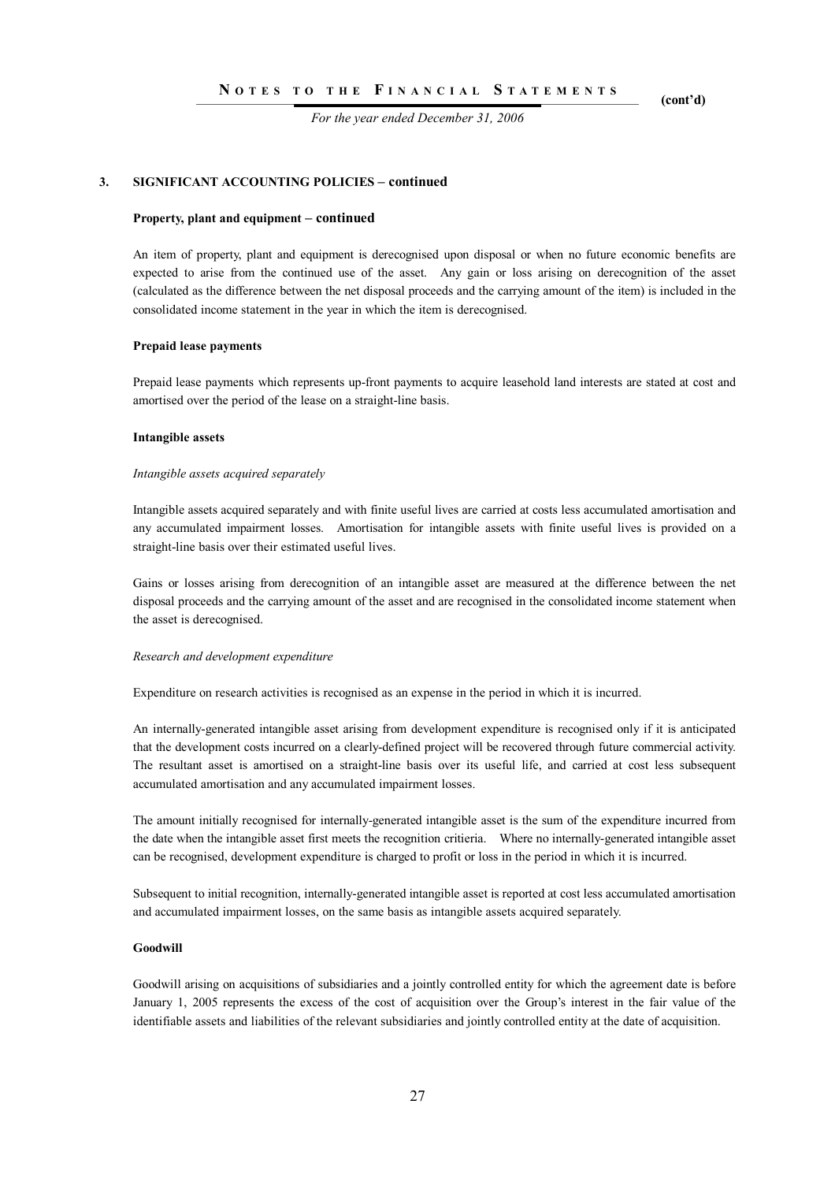## 3. SIGNIFICANT ACCOUNTING POLICIES – continued

### Property, plant and equipment – continued

An item of property, plant and equipment is derecognised upon disposal or when no future economic benefits are expected to arise from the continued use of the asset. Any gain or loss arising on derecognition of the asset (calculated as the difference between the net disposal proceeds and the carrying amount of the item) is included in the consolidated income statement in the year in which the item is derecognised.

### Prepaid lease payments

Prepaid lease payments which represents up-front payments to acquire leasehold land interests are stated at cost and amortised over the period of the lease on a straight-line basis.

### Intangible assets

*Intangible assets acquired separately*

Intangible assets acquired separately and with finite useful lives are carried at costs less accumulated amortisation and any accumulated impairment losses. Amortisation for intangible assets with finite useful lives is provided on a straight-line basis over their estimated useful lives.

Gains or losses arising from derecognition of an intangible asset are measured at the difference between the net disposal proceeds and the carrying amount of the asset and are recognised in the consolidated income statement when the asset is derecognised.

*Research and development expenditure*

Expenditure on research activities is recognised as an expense in the period in which it is incurred.

An internally-generated intangible asset arising from development expenditure is recognised only if it is anticipated that the development costs incurred on a clearly-defined project will be recovered through future commercial activity. The resultant asset is amortised on a straight-line basis over its useful life, and carried at cost less subsequent accumulated amortisation and any accumulated impairment losses.

The amount initially recognised for internally-generated intangible asset is the sum of the expenditure incurred from the date when the intangible asset first meets the recognition critieria. Where no internally-generated intangible asset can be recognised, development expenditure is charged to profit or loss in the period in which it is incurred.

Subsequent to initial recognition, internally-generated intangible asset is reported at cost less accumulated amortisation and accumulated impairment losses, on the same basis as intangible assets acquired separately.

### Goodwill

Goodwill arising on acquisitions of subsidiaries and a jointly controlled entity for which the agreement date is before January 1, 2005 represents the excess of the cost of acquisition over the Group's interest in the fair value of the identifiable assets and liabilities of the relevant subsidiaries and jointly controlled entity at the date of acquisition.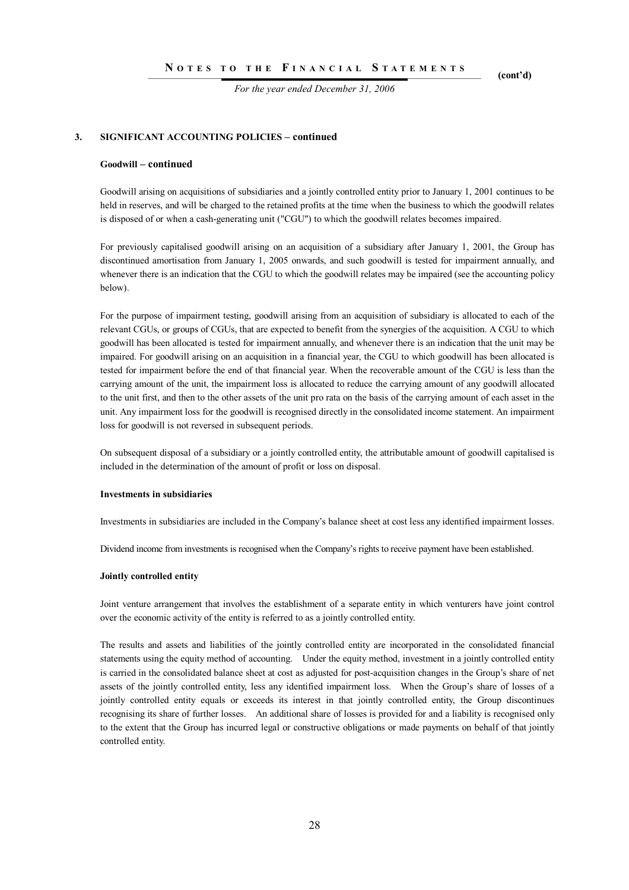## 3. SIGNIFICANT ACCOUNTING POLICIES – continued

### Goodwill – continued

Goodwill arising on acquisitions of subsidiaries and a jointly controlled entity prior to January 1, 2001 continues to be held in reserves, and will be charged to the retained profits at the time when the business to which the goodwill relates is disposed of or when a cash-generating unit ("CGU") to which the goodwill relates becomes impaired.

For previously capitalised goodwill arising on an acquisition of a subsidiary after January 1, 2001, the Group has discontinued amortisation from January 1, 2005 onwards, and such goodwill is tested for impairment annually, and whenever there is an indication that the CGU to which the goodwill relates may be impaired (see the accounting policy below).

For the purpose of impairment testing, goodwill arising from an acquisition of subsidiary is allocated to each of the relevant CGUs, or groups of CGUs, that are expected to benefit from the synergies of the acquisition. A CGU to which goodwill has been allocated is tested for impairment annually, and whenever there is an indication that the unit may be impaired. For goodwill arising on an acquisition in a financial year, the CGU to which goodwill has been allocated is tested for impairment before the end of that financial year. When the recoverable amount of the CGU is less than the carrying amount of the unit, the impairment loss is allocated to reduce the carrying amount of any goodwill allocated to the unit first, and then to the other assets of the unit pro rata on the basis of the carrying amount of each asset in the unit. Any impairment loss for the goodwill is recognised directly in the consolidated income statement. An impairment loss for goodwill is not reversed in subsequent periods.

On subsequent disposal of a subsidiary or a jointly controlled entity, the attributable amount of goodwill capitalised is included in the determination of the amount of profit or loss on disposal.

### Investments in subsidiaries

Investments in subsidiaries are included in the Company's balance sheet at cost less any identified impairment losses.

Dividend income from investments is recognised when the Company's rights to receive payment have been established.

### Jointly controlled entity

Joint venture arrangement that involves the establishment of a separate entity in which venturers have joint control over the economic activity of the entity is referred to as a jointly controlled entity.

The results and assets and liabilities of the jointly controlled entity are incorporated in the consolidated financial statements using the equity method of accounting. Under the equity method, investment in a jointly controlled entity is carried in the consolidated balance sheet at cost as adjusted for post-acquisition changes in the Group's share of net assets of the jointly controlled entity, less any identified impairment loss. When the Group's share of losses of a jointly controlled entity equals or exceeds its interest in that jointly controlled entity, the Group discontinues recognising its share of further losses. An additional share of losses is provided for and a liability is recognised only to the extent that the Group has incurred legal or constructive obligations or made payments on behalf of that jointly controlled entity.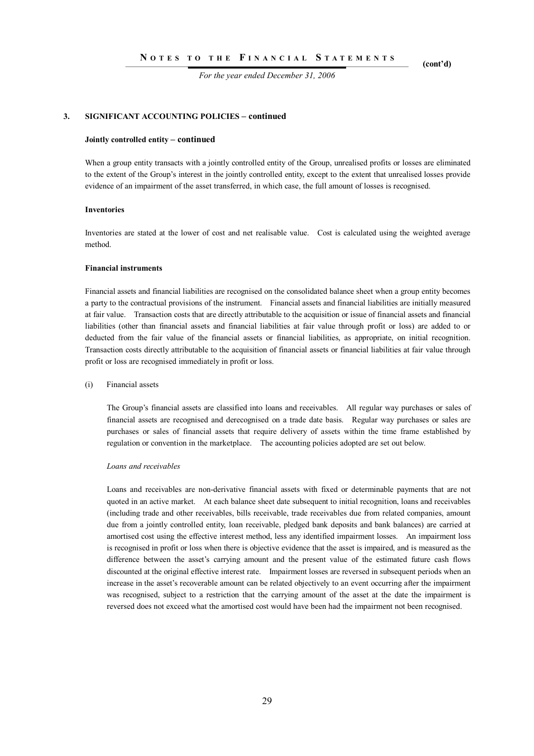## 3. SIGNIFICANT ACCOUNTING POLICIES – continued

**Jointly controlled entity – continued**

When a group entity transacts with a jointly controlled entity of the Group, unrealised profits or losses are eliminated to the extent of the Group's interest in the jointly controlled entity, except to the extent that unrealised losses provide evidence of an impairment of the asset transferred, in which case, the full amount of losses is recognised.

**Inventories**

Inventories are stated at the lower of cost and net realisable value. Cost is calculated using the weighted average method.

**Financial instruments**

Financial assets and financial liabilities are recognised on the consolidated balance sheet when a group entity becomes a party to the contractual provisions of the instrument. Financial assets and financial liabilities are initially measured at fair value. Transaction costs that are directly attributable to the acquisition or issue of financial assets and financial liabilities (other than financial assets and financial liabilities at fair value through profit or loss) are added to or deducted from the fair value of the financial assets or financial liabilities, as appropriate, on initial recognition. Transaction costs directly attributable to the acquisition of financial assets or financial liabilities at fair value through profit or loss are recognised immediately in profit or loss.

(i) Financial assets

The Group's financial assets are classified into loans and receivables. All regular way purchases or sales of financial assets are recognised and derecognised on a trade date basis. Regular way purchases or sales are purchases or sales of financial assets that require delivery of assets within the time frame established by regulation or convention in the marketplace. The accounting policies adopted are set out below.

*Loans and receivables*

Loans and receivables are non-derivative financial assets with fixed or determinable payments that are not quoted in an active market. At each balance sheet date subsequent to initial recognition, loans and receivables (including trade and other receivables, bills receivable, trade receivables due from related companies, amount due from a jointly controlled entity, loan receivable, pledged bank deposits and bank balances) are carried at amortised cost using the effective interest method, less any identified impairment losses. An impairment loss is recognised in profit or loss when there is objective evidence that the asset is impaired, and is measured as the difference between the asset's carrying amount and the present value of the estimated future cash flows discounted at the original effective interest rate. Impairment losses are reversed in subsequent periods when an increase in the asset's recoverable amount can be related objectively to an event occurring after the impairment was recognised, subject to a restriction that the carrying amount of the asset at the date the impairment is reversed does not exceed what the amortised cost would have been had the impairment not been recognised.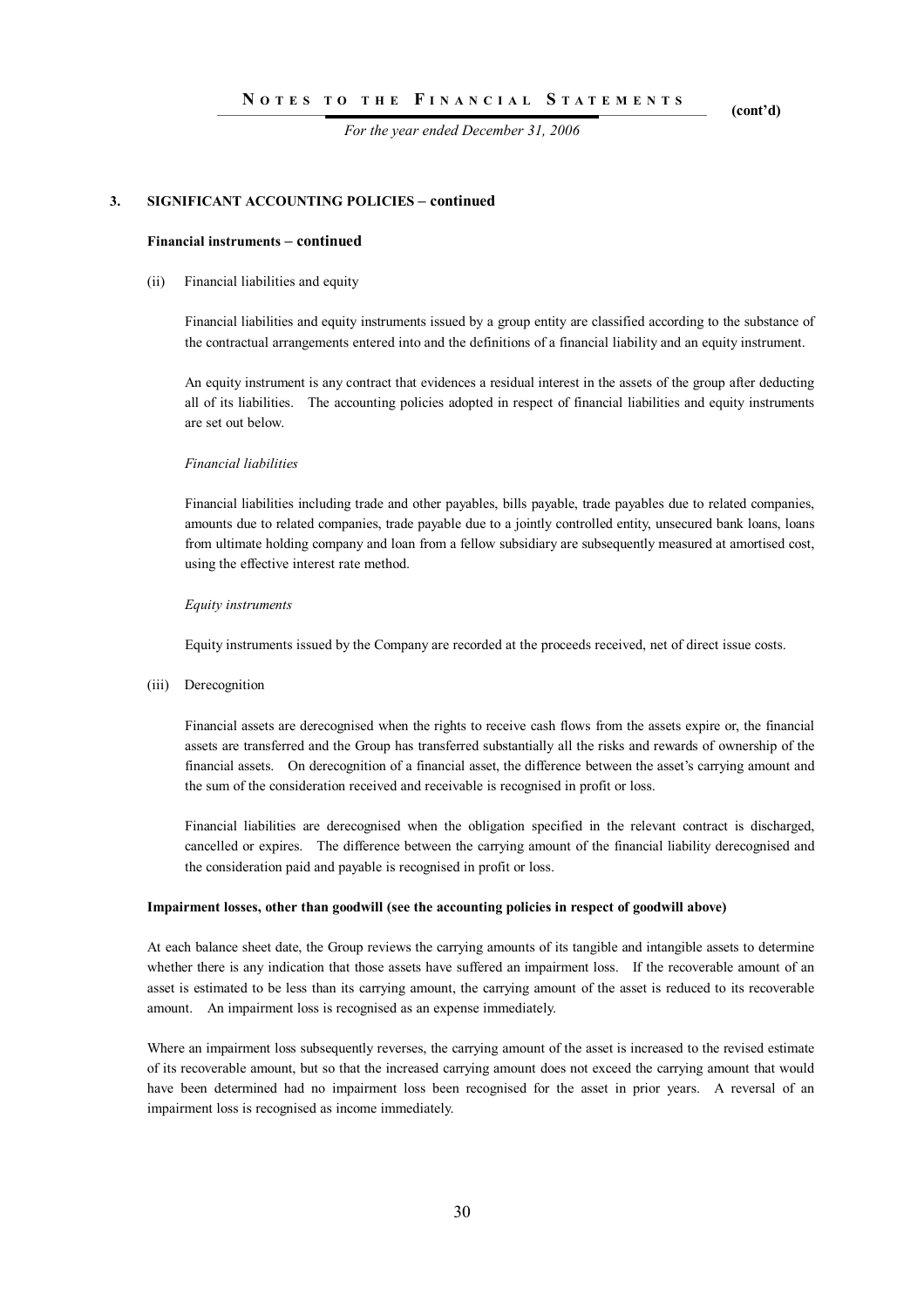### 3. SIGNIFICANT ACCOUNTING POLICIES – continued

**Financial instruments – continued**

(ii) Financial liabilities and equity

Financial liabilities and equity instruments issued by a group entity are classified according to the substance of the contractual arrangements entered into and the definitions of a financial liability and an equity instrument.

An equity instrument is any contract that evidences a residual interest in the assets of the group after deducting all of its liabilities. The accounting policies adopted in respect of financial liabilities and equity instruments are set out below.

*Financial liabilities*

Financial liabilities including trade and other payables, bills payable, trade payables due to related companies, amounts due to related companies, trade payable due to a jointly controlled entity, unsecured bank loans, loans from ultimate holding company and loan from a fellow subsidiary are subsequently measured at amortised cost, using the effective interest rate method.

*Equity instruments*

Equity instruments issued by the Company are recorded at the proceeds received, net of direct issue costs.

(iii) Derecognition

Financial assets are derecognised when the rights to receive cash flows from the assets expire or, the financial assets are transferred and the Group has transferred substantially all the risks and rewards of ownership of the financial assets. On derecognition of a financial asset, the difference between the asset's carrying amount and the sum of the consideration received and receivable is recognised in profit or loss.

Financial liabilities are derecognised when the obligation specified in the relevant contract is discharged, cancelled or expires. The difference between the carrying amount of the financial liability derecognised and the consideration paid and payable is recognised in profit or loss.

**Impairment losses, other than goodwill (see the accounting policies in respect of goodwill above)**

At each balance sheet date, the Group reviews the carrying amounts of its tangible and intangible assets to determine whether there is any indication that those assets have suffered an impairment loss. If the recoverable amount of an asset is estimated to be less than its carrying amount, the carrying amount of the asset is reduced to its recoverable amount. An impairment loss is recognised as an expense immediately.

Where an impairment loss subsequently reverses, the carrying amount of the asset is increased to the revised estimate of its recoverable amount, but so that the increased carrying amount does not exceed the carrying amount that would have been determined had no impairment loss been recognised for the asset in prior years. A reversal of an impairment loss is recognised as income immediately.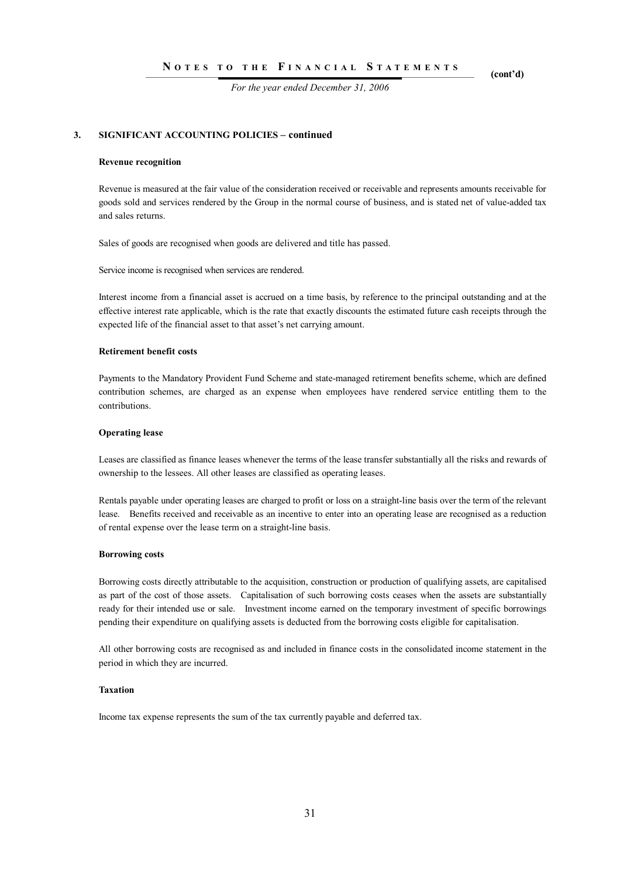## 3. SIGNIFICANT ACCOUNTING POLICIES – continued

### Revenue recognition

Revenue is measured at the fair value of the consideration received or receivable and represents amounts receivable for goods sold and services rendered by the Group in the normal course of business, and is stated net of value-added tax and sales returns.

Sales of goods are recognised when goods are delivered and title has passed.

Service income is recognised when services are rendered.

Interest income from a financial asset is accrued on a time basis, by reference to the principal outstanding and at the effective interest rate applicable, which is the rate that exactly discounts the estimated future cash receipts through the expected life of the financial asset to that asset's net carrying amount.

### Retirement benefit costs

Payments to the Mandatory Provident Fund Scheme and state-managed retirement benefits scheme, which are defined contribution schemes, are charged as an expense when employees have rendered service entitling them to the contributions.

### Operating lease

Leases are classified as finance leases whenever the terms of the lease transfer substantially all the risks and rewards of ownership to the lessees. All other leases are classified as operating leases.

Rentals payable under operating leases are charged to profit or loss on a straight-line basis over the term of the relevant lease. Benefits received and receivable as an incentive to enter into an operating lease are recognised as a reduction of rental expense over the lease term on a straight-line basis.

### Borrowing costs

Borrowing costs directly attributable to the acquisition, construction or production of qualifying assets, are capitalised as part of the cost of those assets. Capitalisation of such borrowing costs ceases when the assets are substantially ready for their intended use or sale. Investment income earned on the temporary investment of specific borrowings pending their expenditure on qualifying assets is deducted from the borrowing costs eligible for capitalisation.

All other borrowing costs are recognised as and included in finance costs in the consolidated income statement in the period in which they are incurred.

### Taxation

Income tax expense represents the sum of the tax currently payable and deferred tax.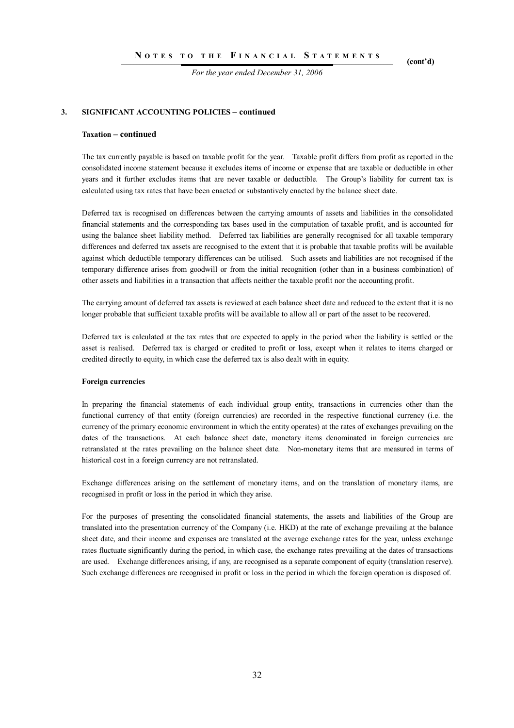### 3. SIGNIFICANT ACCOUNTING POLICIES – continued

#### Taxation – continued

The tax currently payable is based on taxable profit for the year. Taxable profit differs from profit as reported in the consolidated income statement because it excludes items of income or expense that are taxable or deductible in other years and it further excludes items that are never taxable or deductible. The Group's liability for current tax is calculated using tax rates that have been enacted or substantively enacted by the balance sheet date.

Deferred tax is recognised on differences between the carrying amounts of assets and liabilities in the consolidated financial statements and the corresponding tax bases used in the computation of taxable profit, and is accounted for using the balance sheet liability method. Deferred tax liabilities are generally recognised for all taxable temporary differences and deferred tax assets are recognised to the extent that it is probable that taxable profits will be available against which deductible temporary differences can be utilised. Such assets and liabilities are not recognised if the temporary difference arises from goodwill or from the initial recognition (other than in a business combination) of other assets and liabilities in a transaction that affects neither the taxable profit nor the accounting profit.

The carrying amount of deferred tax assets is reviewed at each balance sheet date and reduced to the extent that it is no longer probable that sufficient taxable profits will be available to allow all or part of the asset to be recovered.

Deferred tax is calculated at the tax rates that are expected to apply in the period when the liability is settled or the asset is realised. Deferred tax is charged or credited to profit or loss, except when it relates to items charged or credited directly to equity, in which case the deferred tax is also dealt with in equity.

#### Foreign currencies

In preparing the financial statements of each individual group entity, transactions in currencies other than the functional currency of that entity (foreign currencies) are recorded in the respective functional currency (i.e. the currency of the primary economic environment in which the entity operates) at the rates of exchanges prevailing on the dates of the transactions. At each balance sheet date, monetary items denominated in foreign currencies are retranslated at the rates prevailing on the balance sheet date. Non-monetary items that are measured in terms of historical cost in a foreign currency are not retranslated.

Exchange differences arising on the settlement of monetary items, and on the translation of monetary items, are recognised in profit or loss in the period in which they arise.

For the purposes of presenting the consolidated financial statements, the assets and liabilities of the Group are translated into the presentation currency of the Company (i.e. HKD) at the rate of exchange prevailing at the balance sheet date, and their income and expenses are translated at the average exchange rates for the year, unless exchange rates fluctuate significantly during the period, in which case, the exchange rates prevailing at the dates of transactions are used. Exchange differences arising, if any, are recognised as a separate component of equity (translation reserve). Such exchange differences are recognised in profit or loss in the period in which the foreign operation is disposed of.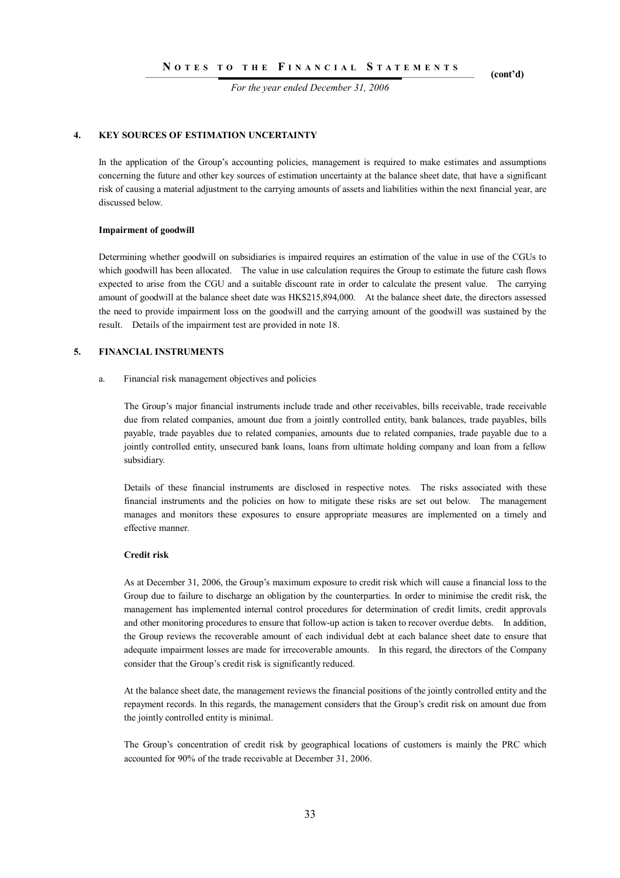## 4. KEY SOURCES OF ESTIMATION UNCERTAINTY

In the application of the Group's accounting policies, management is required to make estimates and assumptions concerning the future and other key sources of estimation uncertainty at the balance sheet date, that have a significant risk of causing a material adjustment to the carrying amounts of assets and liabilities within the next financial year, are discussed below.

**Impairment of goodwill**

Determining whether goodwill on subsidiaries is impaired requires an estimation of the value in use of the CGUs to which goodwill has been allocated. The value in use calculation requires the Group to estimate the future cash flows expected to arise from the CGU and a suitable discount rate in order to calculate the present value. The carrying amount of goodwill at the balance sheet date was HK$215,894,000. At the balance sheet date, the directors assessed the need to provide impairment loss on the goodwill and the carrying amount of the goodwill was sustained by the result. Details of the impairment test are provided in note 18.

## 5. FINANCIAL INSTRUMENTS

a. Financial risk management objectives and policies

The Group's major financial instruments include trade and other receivables, bills receivable, trade receivable due from related companies, amount due from a jointly controlled entity, bank balances, trade payables, bills payable, trade payables due to related companies, amounts due to related companies, trade payable due to a jointly controlled entity, unsecured bank loans, loans from ultimate holding company and loan from a fellow subsidiary.

Details of these financial instruments are disclosed in respective notes. The risks associated with these financial instruments and the policies on how to mitigate these risks are set out below. The management manages and monitors these exposures to ensure appropriate measures are implemented on a timely and effective manner.

**Credit risk**

As at December 31, 2006, the Group's maximum exposure to credit risk which will cause a financial loss to the Group due to failure to discharge an obligation by the counterparties. In order to minimise the credit risk, the management has implemented internal control procedures for determination of credit limits, credit approvals and other monitoring procedures to ensure that follow-up action is taken to recover overdue debts. In addition, the Group reviews the recoverable amount of each individual debt at each balance sheet date to ensure that adequate impairment losses are made for irrecoverable amounts. In this regard, the directors of the Company consider that the Group's credit risk is significantly reduced.

At the balance sheet date, the management reviews the financial positions of the jointly controlled entity and the repayment records. In this regards, the management considers that the Group's credit risk on amount due from the jointly controlled entity is minimal.

The Group's concentration of credit risk by geographical locations of customers is mainly the PRC which accounted for 90% of the trade receivable at December 31, 2006.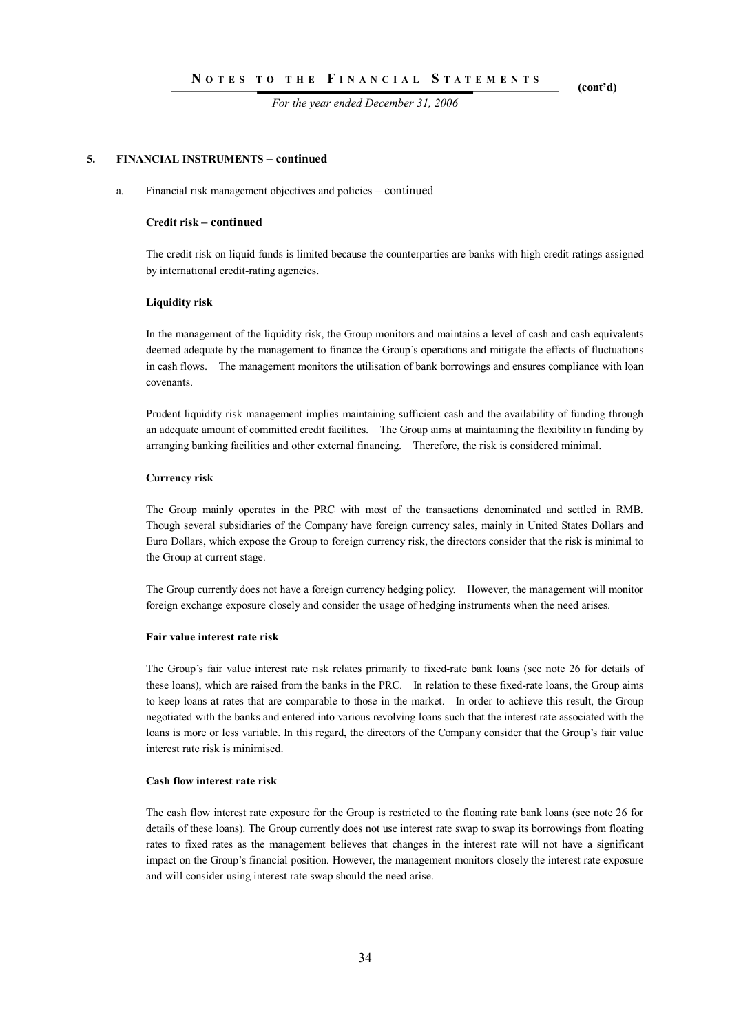## 5. FINANCIAL INSTRUMENTS – continued

a. Financial risk management objectives and policies – continued

**Credit risk – continued**

The credit risk on liquid funds is limited because the counterparties are banks with high credit ratings assigned by international credit-rating agencies.

**Liquidity risk**

In the management of the liquidity risk, the Group monitors and maintains a level of cash and cash equivalents deemed adequate by the management to finance the Group's operations and mitigate the effects of fluctuations in cash flows. The management monitors the utilisation of bank borrowings and ensures compliance with loan covenants.

Prudent liquidity risk management implies maintaining sufficient cash and the availability of funding through an adequate amount of committed credit facilities. The Group aims at maintaining the flexibility in funding by arranging banking facilities and other external financing. Therefore, the risk is considered minimal.

**Currency risk**

The Group mainly operates in the PRC with most of the transactions denominated and settled in RMB. Though several subsidiaries of the Company have foreign currency sales, mainly in United States Dollars and Euro Dollars, which expose the Group to foreign currency risk, the directors consider that the risk is minimal to the Group at current stage.

The Group currently does not have a foreign currency hedging policy. However, the management will monitor foreign exchange exposure closely and consider the usage of hedging instruments when the need arises.

**Fair value interest rate risk**

The Group's fair value interest rate risk relates primarily to fixed-rate bank loans (see note 26 for details of these loans), which are raised from the banks in the PRC. In relation to these fixed-rate loans, the Group aims to keep loans at rates that are comparable to those in the market. In order to achieve this result, the Group negotiated with the banks and entered into various revolving loans such that the interest rate associated with the loans is more or less variable. In this regard, the directors of the Company consider that the Group's fair value interest rate risk is minimised.

**Cash flow interest rate risk**

The cash flow interest rate exposure for the Group is restricted to the floating rate bank loans (see note 26 for details of these loans). The Group currently does not use interest rate swap to swap its borrowings from floating rates to fixed rates as the management believes that changes in the interest rate will not have a significant impact on the Group's financial position. However, the management monitors closely the interest rate exposure and will consider using interest rate swap should the need arise.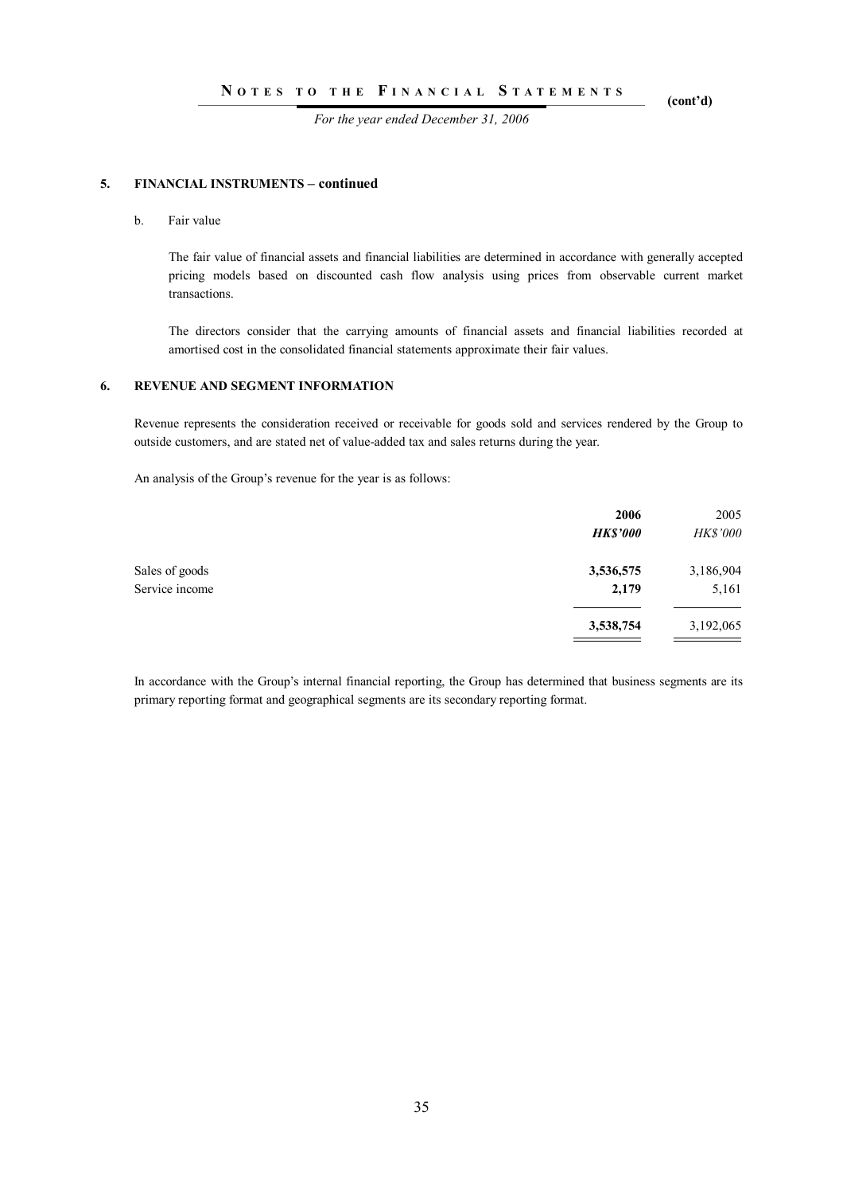## 5. FINANCIAL INSTRUMENTS – continued

b. Fair value

The fair value of financial assets and financial liabilities are determined in accordance with generally accepted pricing models based on discounted cash flow analysis using prices from observable current market transactions.

The directors consider that the carrying amounts of financial assets and financial liabilities recorded at amortised cost in the consolidated financial statements approximate their fair values.

## 6. REVENUE AND SEGMENT INFORMATION

Revenue represents the consideration received or receivable for goods sold and services rendered by the Group to outside customers, and are stated net of value-added tax and sales returns during the year.

An analysis of the Group's revenue for the year is as follows:

| | **2006** | 2005 |
|---|---|---|
| | ***HK$'000*** | *HK$'000* |
| Sales of goods | **3,536,575** | 3,186,904 |
| Service income | **2,179** | 5,161 |
| | **3,538,754** | 3,192,065 |

In accordance with the Group's internal financial reporting, the Group has determined that business segments are its primary reporting format and geographical segments are its secondary reporting format.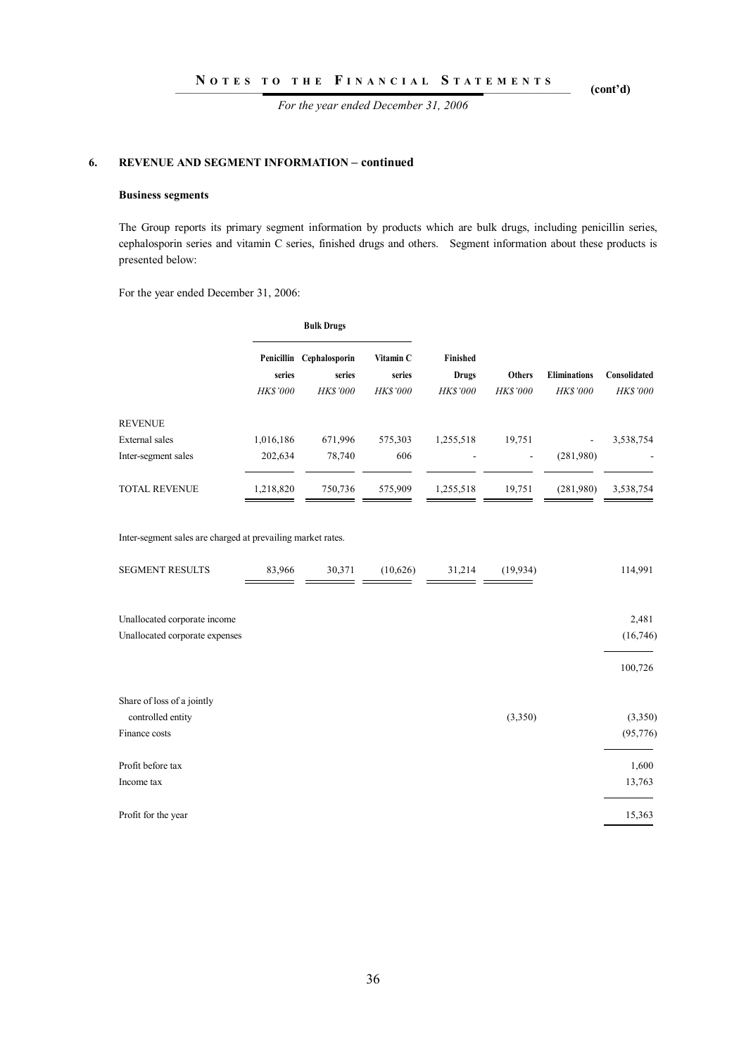## 6. REVENUE AND SEGMENT INFORMATION – continued

### Business segments

The Group reports its primary segment information by products which are bulk drugs, including penicillin series, cephalosporin series and vitamin C series, finished drugs and others. Segment information about these products is presented below:

For the year ended December 31, 2006:

| | Bulk Drugs | | | | | | |
|---|---|---|---|---|---|---|---|
| | Penicillin series | Cephalosporin series | Vitamin C series | Finished Drugs | Others | Eliminations | Consolidated |
| | *HK$'000* | *HK$'000* | *HK$'000* | *HK$'000* | *HK$'000* | *HK$'000* | *HK$'000* |
| REVENUE | | | | | | | |
| External sales | 1,016,186 | 671,996 | 575,303 | 1,255,518 | 19,751 | - | 3,538,754 |
| Inter-segment sales | 202,634 | 78,740 | 606 | - | - | (281,980) | - |
| TOTAL REVENUE | 1,218,820 | 750,736 | 575,909 | 1,255,518 | 19,751 | (281,980) | 3,538,754 |

Inter-segment sales are charged at prevailing market rates.

| | Penicillin series | Cephalosporin series | Vitamin C series | Finished Drugs | Others | Eliminations | Consolidated |
|---|---|---|---|---|---|---|---|
| SEGMENT RESULTS | 83,966 | 30,371 | (10,626) | 31,214 | (19,934) | | 114,991 |
| Unallocated corporate income | | | | | | | 2,481 |
| Unallocated corporate expenses | | | | | | | (16,746) |
| | | | | | | | 100,726 |
| Share of loss of a jointly controlled entity | | | | | (3,350) | | (3,350) |
| Finance costs | | | | | | | (95,776) |
| Profit before tax | | | | | | | 1,600 |
| Income tax | | | | | | | 13,763 |
| Profit for the year | | | | | | | 15,363 |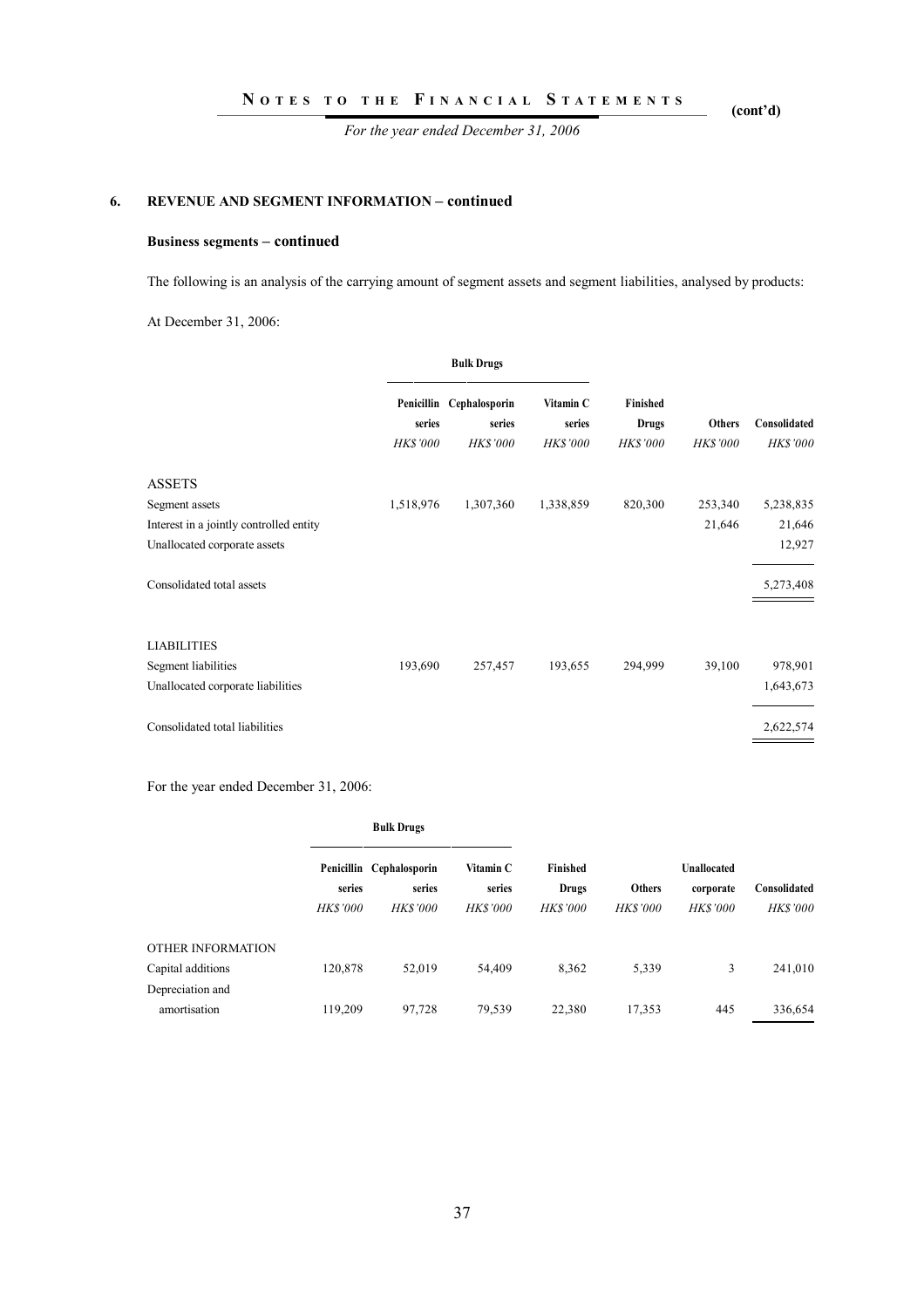## 6. REVENUE AND SEGMENT INFORMATION – continued

### Business segments – continued

The following is an analysis of the carrying amount of segment assets and segment liabilities, analysed by products:

At December 31, 2006:

| | Bulk Drugs | | | | | |
|---|---|---|---|---|---|---|
| | Penicillin series | Cephalosporin series | Vitamin C series | Finished Drugs | Others | Consolidated |
| | *HK$'000* | *HK$'000* | *HK$'000* | *HK$'000* | *HK$'000* | *HK$'000* |
| ASSETS | | | | | | |
| Segment assets | 1,518,976 | 1,307,360 | 1,338,859 | 820,300 | 253,340 | 5,238,835 |
| Interest in a jointly controlled entity | | | | | 21,646 | 21,646 |
| Unallocated corporate assets | | | | | | 12,927 |
| Consolidated total assets | | | | | | 5,273,408 |
| LIABILITIES | | | | | | |
| Segment liabilities | 193,690 | 257,457 | 193,655 | 294,999 | 39,100 | 978,901 |
| Unallocated corporate liabilities | | | | | | 1,643,673 |
| Consolidated total liabilities | | | | | | 2,622,574 |

For the year ended December 31, 2006:

| | Bulk Drugs | | | | | | |
|---|---|---|---|---|---|---|---|
| | Penicillin series | Cephalosporin series | Vitamin C series | Finished Drugs | Others | Unallocated corporate | Consolidated |
| | *HK$'000* | *HK$'000* | *HK$'000* | *HK$'000* | *HK$'000* | *HK$'000* | *HK$'000* |
| OTHER INFORMATION | | | | | | | |
| Capital additions | 120,878 | 52,019 | 54,409 | 8,362 | 5,339 | 3 | 241,010 |
| Depreciation and amortisation | 119,209 | 97,728 | 79,539 | 22,380 | 17,353 | 445 | 336,654 |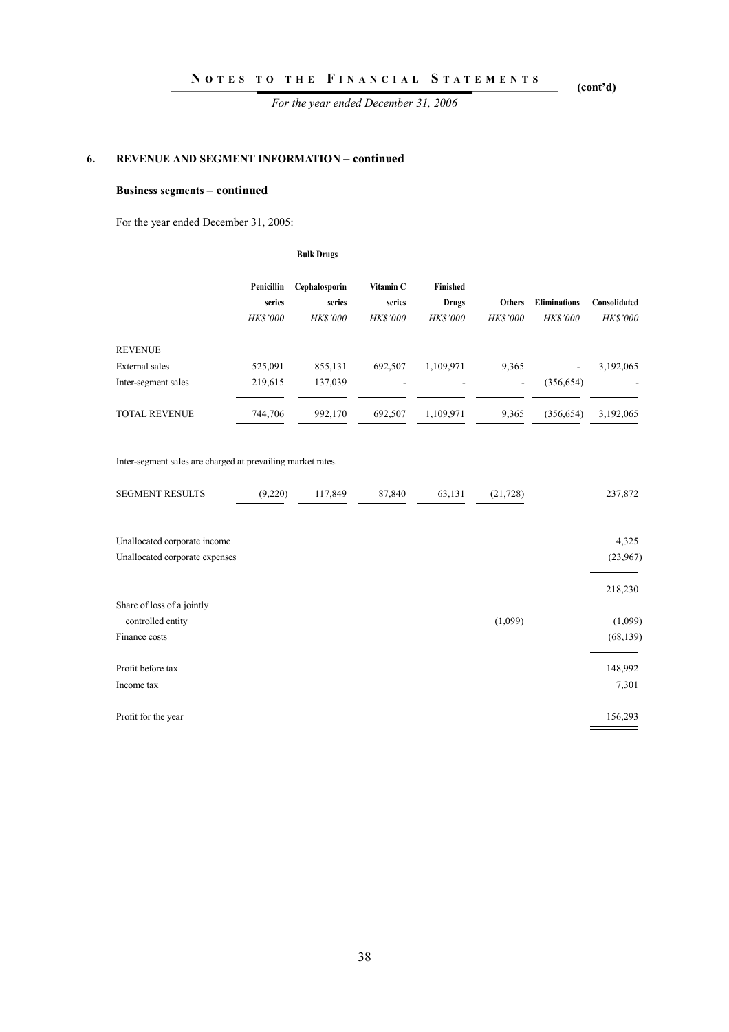## 6. REVENUE AND SEGMENT INFORMATION – continued

### Business segments – continued

For the year ended December 31, 2005:

| | Bulk Drugs | | | | | | |
|---|---|---|---|---|---|---|---|
| | Penicillin series | Cephalosporin series | Vitamin C series | Finished Drugs | Others | Eliminations | Consolidated |
| | *HK$'000* | *HK$'000* | *HK$'000* | *HK$'000* | *HK$'000* | *HK$'000* | *HK$'000* |
| REVENUE | | | | | | | |
| External sales | 525,091 | 855,131 | 692,507 | 1,109,971 | 9,365 | - | 3,192,065 |
| Inter-segment sales | 219,615 | 137,039 | - | - | - | (356,654) | - |
| TOTAL REVENUE | 744,706 | 992,170 | 692,507 | 1,109,971 | 9,365 | (356,654) | 3,192,065 |

Inter-segment sales are charged at prevailing market rates.

| | Penicillin series | Cephalosporin series | Vitamin C series | Finished Drugs | Others | Eliminations | Consolidated |
|---|---|---|---|---|---|---|---|
| SEGMENT RESULTS | (9,220) | 117,849 | 87,840 | 63,131 | (21,728) | | 237,872 |
| Unallocated corporate income | | | | | | | 4,325 |
| Unallocated corporate expenses | | | | | | | (23,967) |
| | | | | | | | 218,230 |
| Share of loss of a jointly controlled entity | | | | | (1,099) | | (1,099) |
| Finance costs | | | | | | | (68,139) |
| Profit before tax | | | | | | | 148,992 |
| Income tax | | | | | | | 7,301 |
| Profit for the year | | | | | | | 156,293 |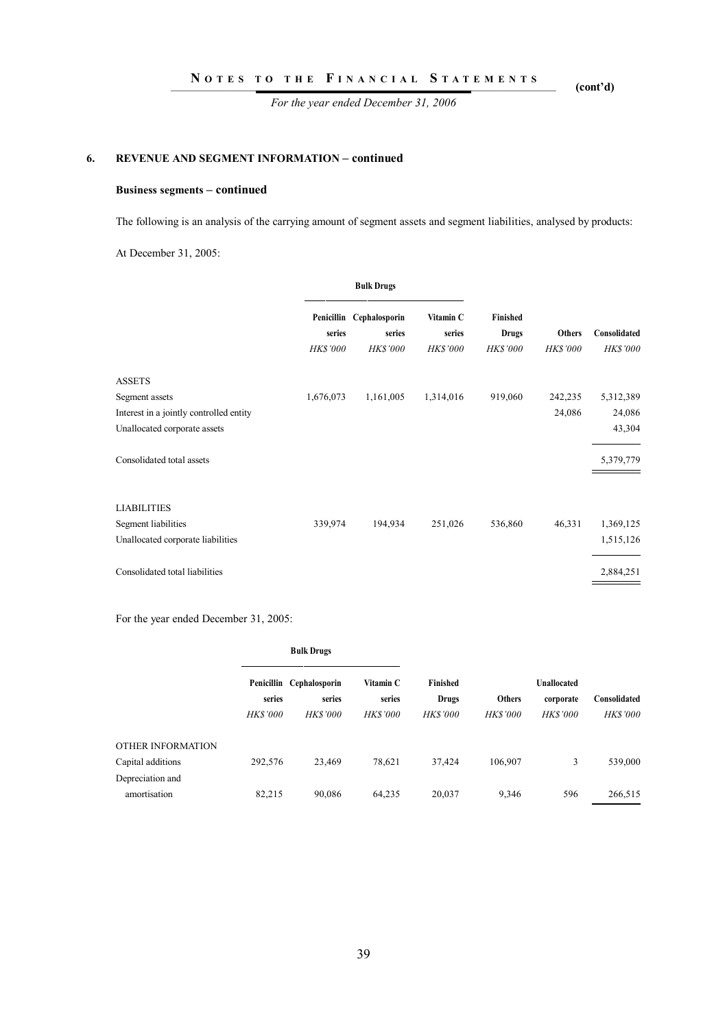## 6. REVENUE AND SEGMENT INFORMATION – continued

### Business segments – continued

The following is an analysis of the carrying amount of segment assets and segment liabilities, analysed by products:

At December 31, 2005:

| | Bulk Drugs | | | | | |
|---|---|---|---|---|---|---|
| | Penicillin series | Cephalosporin series | Vitamin C series | Finished Drugs | Others | Consolidated |
| | *HK$'000* | *HK$'000* | *HK$'000* | *HK$'000* | *HK$'000* | *HK$'000* |
| ASSETS | | | | | | |
| Segment assets | 1,676,073 | 1,161,005 | 1,314,016 | 919,060 | 242,235 | 5,312,389 |
| Interest in a jointly controlled entity | | | | | 24,086 | 24,086 |
| Unallocated corporate assets | | | | | | 43,304 |
| Consolidated total assets | | | | | | 5,379,779 |
| LIABILITIES | | | | | | |
| Segment liabilities | 339,974 | 194,934 | 251,026 | 536,860 | 46,331 | 1,369,125 |
| Unallocated corporate liabilities | | | | | | 1,515,126 |
| Consolidated total liabilities | | | | | | 2,884,251 |

For the year ended December 31, 2005:

| | Bulk Drugs | | | | | | |
|---|---|---|---|---|---|---|---|
| | Penicillin series | Cephalosporin series | Vitamin C series | Finished Drugs | Others | Unallocated corporate | Consolidated |
| | *HK$'000* | *HK$'000* | *HK$'000* | *HK$'000* | *HK$'000* | *HK$'000* | *HK$'000* |
| OTHER INFORMATION | | | | | | | |
| Capital additions | 292,576 | 23,469 | 78,621 | 37,424 | 106,907 | 3 | 539,000 |
| Depreciation and amortisation | 82,215 | 90,086 | 64,235 | 20,037 | 9,346 | 596 | 266,515 |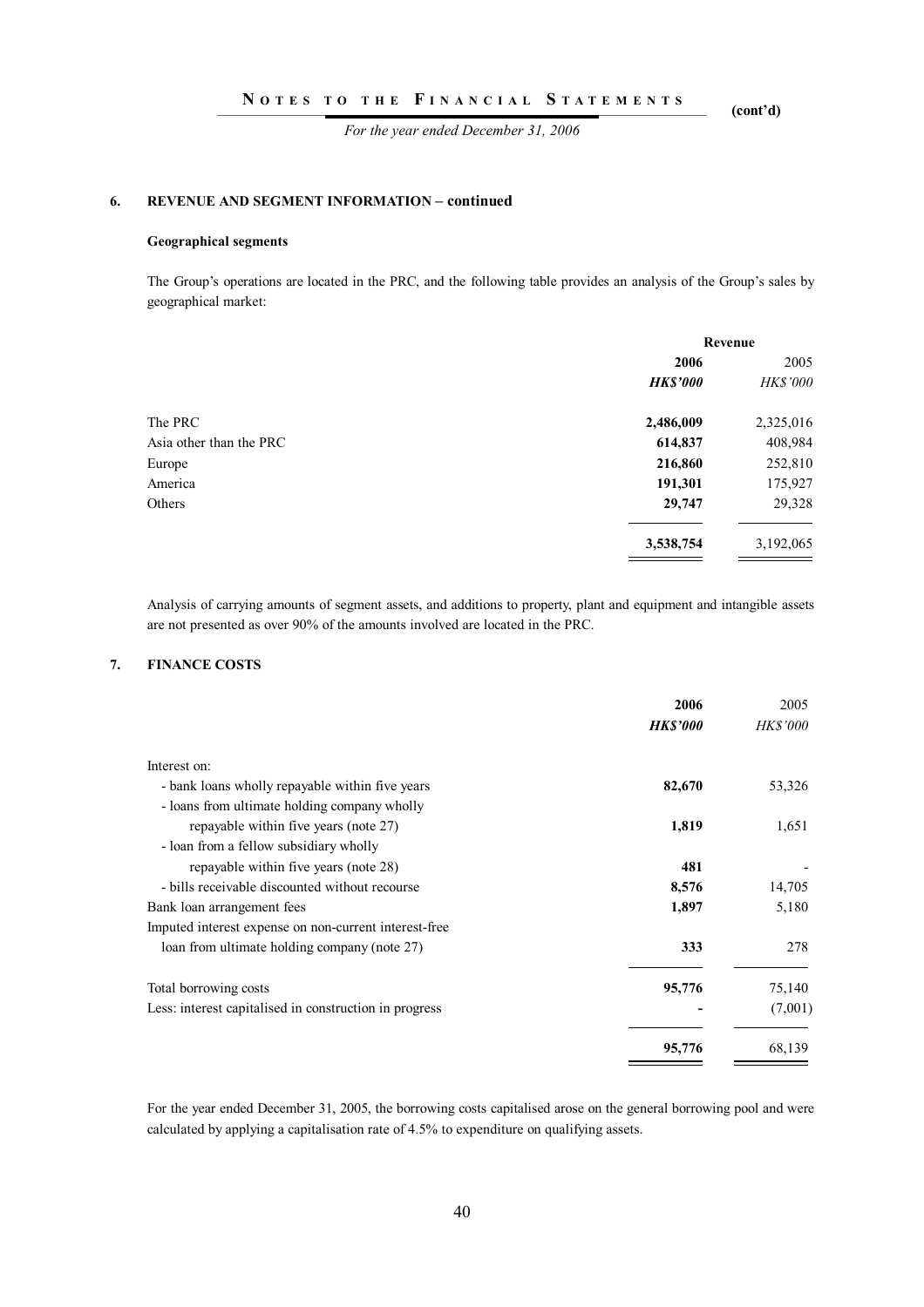## 6. REVENUE AND SEGMENT INFORMATION – continued

### Geographical segments

The Group's operations are located in the PRC, and the following table provides an analysis of the Group's sales by geographical market:

| | Revenue | |
|---|---|---|
| | **2006** | 2005 |
| | ***HK$'000*** | *HK$'000* |
| The PRC | **2,486,009** | 2,325,016 |
| Asia other than the PRC | **614,837** | 408,984 |
| Europe | **216,860** | 252,810 |
| America | **191,301** | 175,927 |
| Others | **29,747** | 29,328 |
| | **3,538,754** | 3,192,065 |

Analysis of carrying amounts of segment assets, and additions to property, plant and equipment and intangible assets are not presented as over 90% of the amounts involved are located in the PRC.

## 7. FINANCE COSTS

| | **2006** | 2005 |
|---|---|---|
| | ***HK$'000*** | *HK$'000* |
| Interest on: | | |
| - bank loans wholly repayable within five years | **82,670** | 53,326 |
| - loans from ultimate holding company wholly repayable within five years (note 27) | **1,819** | 1,651 |
| - loan from a fellow subsidiary wholly repayable within five years (note 28) | **481** | - |
| - bills receivable discounted without recourse | **8,576** | 14,705 |
| Bank loan arrangement fees | **1,897** | 5,180 |
| Imputed interest expense on non-current interest-free loan from ultimate holding company (note 27) | **333** | 278 |
| Total borrowing costs | **95,776** | 75,140 |
| Less: interest capitalised in construction in progress | **-** | (7,001) |
| | **95,776** | 68,139 |

For the year ended December 31, 2005, the borrowing costs capitalised arose on the general borrowing pool and were calculated by applying a capitalisation rate of 4.5% to expenditure on qualifying assets.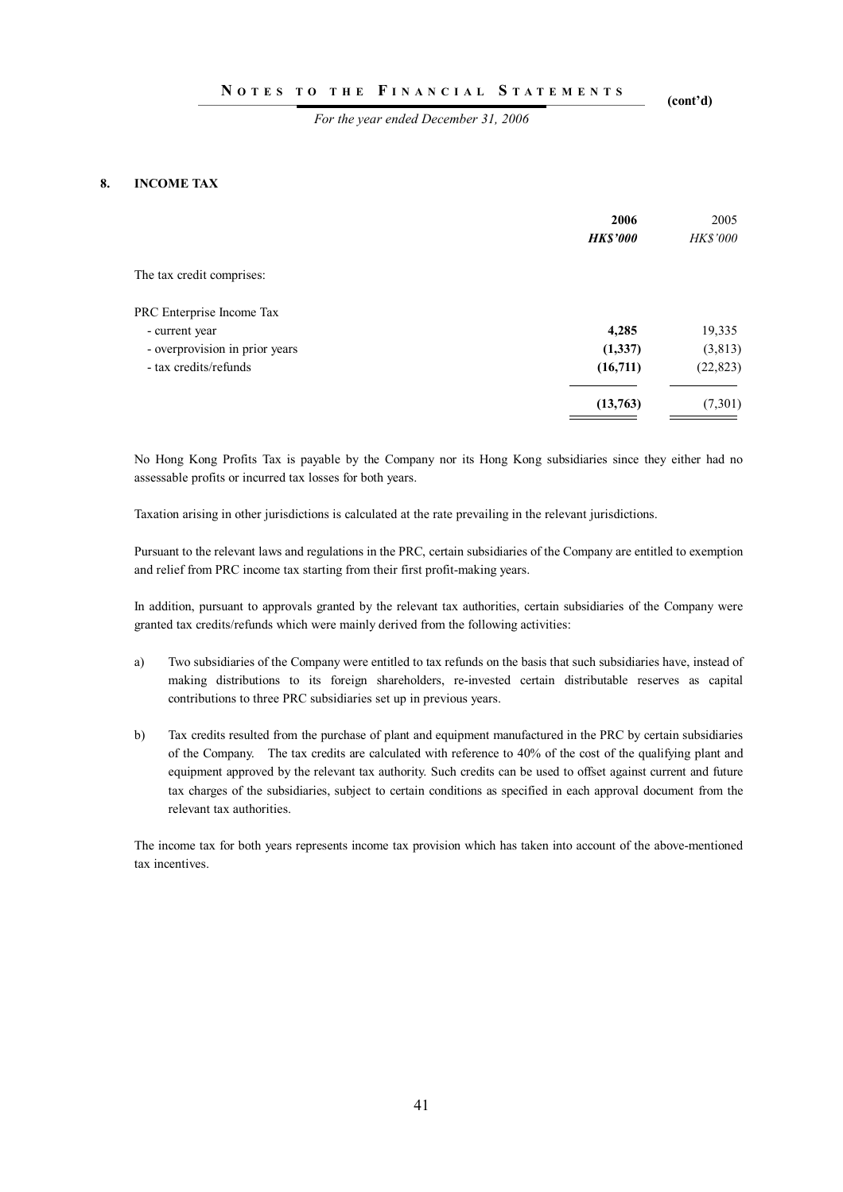## 8. INCOME TAX

| | 2006 | 2005 |
|---|---|---|
| | ***HK$'000*** | *HK$'000* |
| The tax credit comprises: | | |
| PRC Enterprise Income Tax | | |
| - current year | **4,285** | 19,335 |
| - overprovision in prior years | **(1,337)** | (3,813) |
| - tax credits/refunds | **(16,711)** | (22,823) |
| | **(13,763)** | (7,301) |

No Hong Kong Profits Tax is payable by the Company nor its Hong Kong subsidiaries since they either had no assessable profits or incurred tax losses for both years.

Taxation arising in other jurisdictions is calculated at the rate prevailing in the relevant jurisdictions.

Pursuant to the relevant laws and regulations in the PRC, certain subsidiaries of the Company are entitled to exemption and relief from PRC income tax starting from their first profit-making years.

In addition, pursuant to approvals granted by the relevant tax authorities, certain subsidiaries of the Company were granted tax credits/refunds which were mainly derived from the following activities:

a) Two subsidiaries of the Company were entitled to tax refunds on the basis that such subsidiaries have, instead of making distributions to its foreign shareholders, re-invested certain distributable reserves as capital contributions to three PRC subsidiaries set up in previous years.

b) Tax credits resulted from the purchase of plant and equipment manufactured in the PRC by certain subsidiaries of the Company. The tax credits are calculated with reference to 40% of the cost of the qualifying plant and equipment approved by the relevant tax authority. Such credits can be used to offset against current and future tax charges of the subsidiaries, subject to certain conditions as specified in each approval document from the relevant tax authorities.

The income tax for both years represents income tax provision which has taken into account of the above-mentioned tax incentives.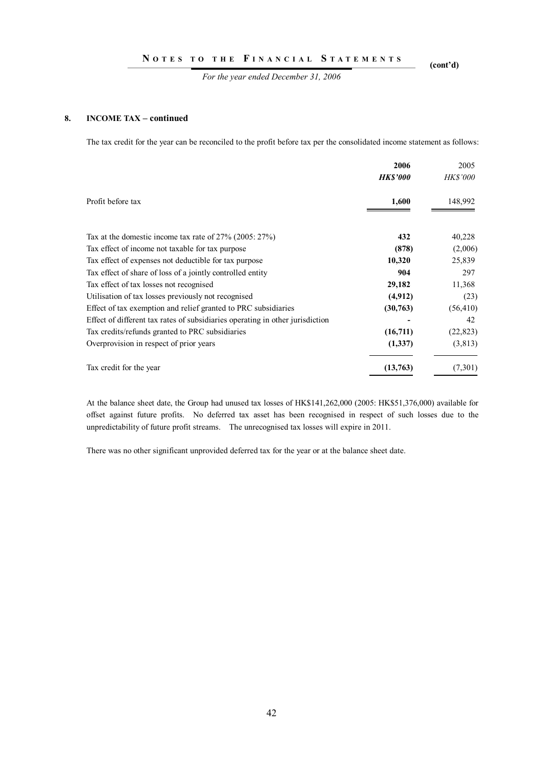## 8. INCOME TAX – continued

The tax credit for the year can be reconciled to the profit before tax per the consolidated income statement as follows:

| | **2006** | 2005 |
|---|---|---|
| | ***HK$'000*** | *HK$'000* |
| Profit before tax | **1,600** | 148,992 |
| Tax at the domestic income tax rate of 27% (2005: 27%) | **432** | 40,228 |
| Tax effect of income not taxable for tax purpose | **(878)** | (2,006) |
| Tax effect of expenses not deductible for tax purpose | **10,320** | 25,839 |
| Tax effect of share of loss of a jointly controlled entity | **904** | 297 |
| Tax effect of tax losses not recognised | **29,182** | 11,368 |
| Utilisation of tax losses previously not recognised | **(4,912)** | (23) |
| Effect of tax exemption and relief granted to PRC subsidiaries | **(30,763)** | (56,410) |
| Effect of different tax rates of subsidiaries operating in other jurisdiction | **-** | 42 |
| Tax credits/refunds granted to PRC subsidiaries | **(16,711)** | (22,823) |
| Overprovision in respect of prior years | **(1,337)** | (3,813) |
| Tax credit for the year | **(13,763)** | (7,301) |

At the balance sheet date, the Group had unused tax losses of HK$141,262,000 (2005: HK$51,376,000) available for offset against future profits. No deferred tax asset has been recognised in respect of such losses due to the unpredictability of future profit streams. The unrecognised tax losses will expire in 2011.

There was no other significant unprovided deferred tax for the year or at the balance sheet date.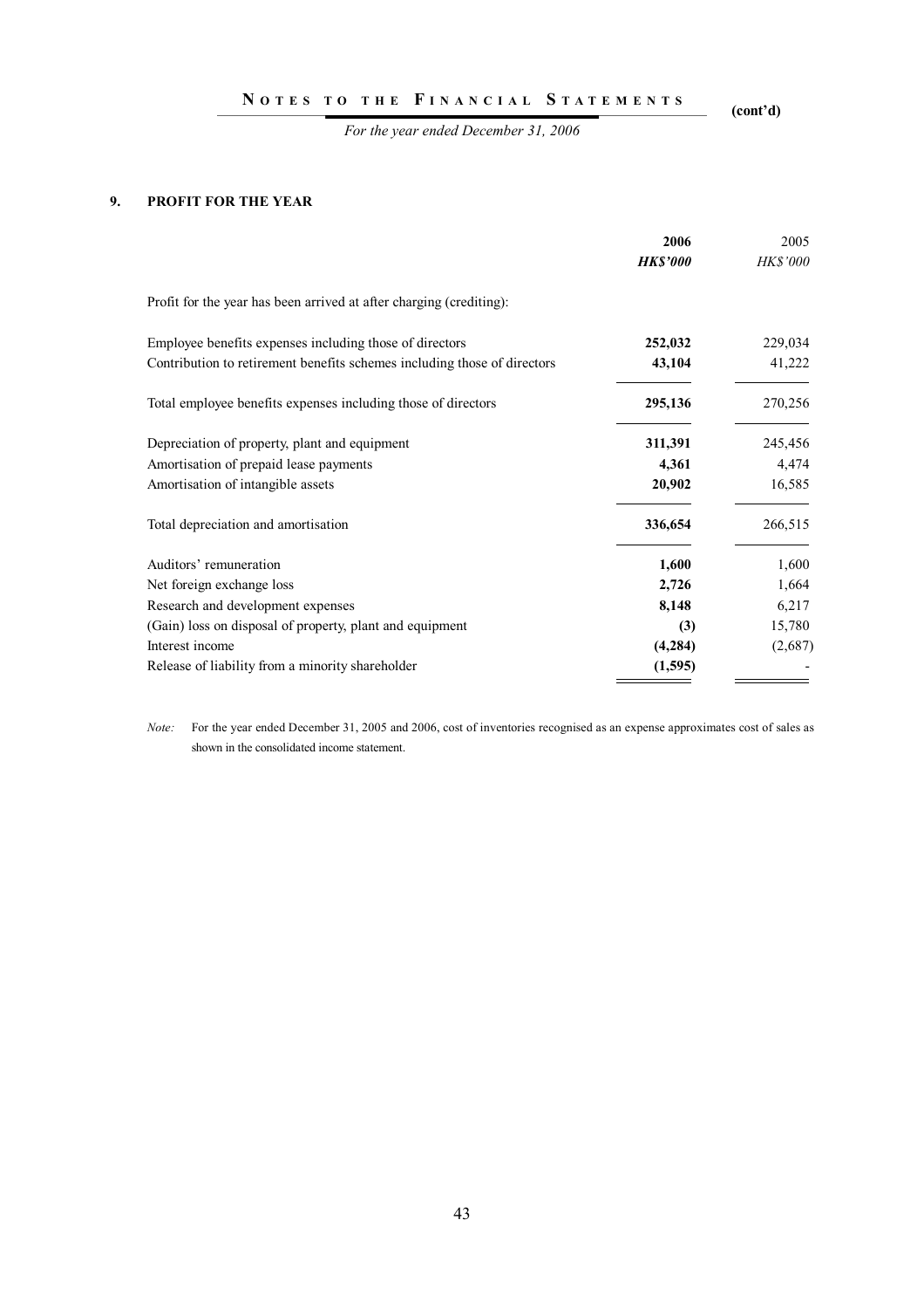## 9. PROFIT FOR THE YEAR

| | **2006** | 2005 |
|---|---|---|
| | ***HK$'000*** | *HK$'000* |
| Profit for the year has been arrived at after charging (crediting): | | |
| Employee benefits expenses including those of directors | **252,032** | 229,034 |
| Contribution to retirement benefits schemes including those of directors | **43,104** | 41,222 |
| Total employee benefits expenses including those of directors | **295,136** | 270,256 |
| Depreciation of property, plant and equipment | **311,391** | 245,456 |
| Amortisation of prepaid lease payments | **4,361** | 4,474 |
| Amortisation of intangible assets | **20,902** | 16,585 |
| Total depreciation and amortisation | **336,654** | 266,515 |
| Auditors' remuneration | **1,600** | 1,600 |
| Net foreign exchange loss | **2,726** | 1,664 |
| Research and development expenses | **8,148** | 6,217 |
| (Gain) loss on disposal of property, plant and equipment | **(3)** | 15,780 |
| Interest income | **(4,284)** | (2,687) |
| Release of liability from a minority shareholder | **(1,595)** | - |

*Note:* For the year ended December 31, 2005 and 2006, cost of inventories recognised as an expense approximates cost of sales as shown in the consolidated income statement.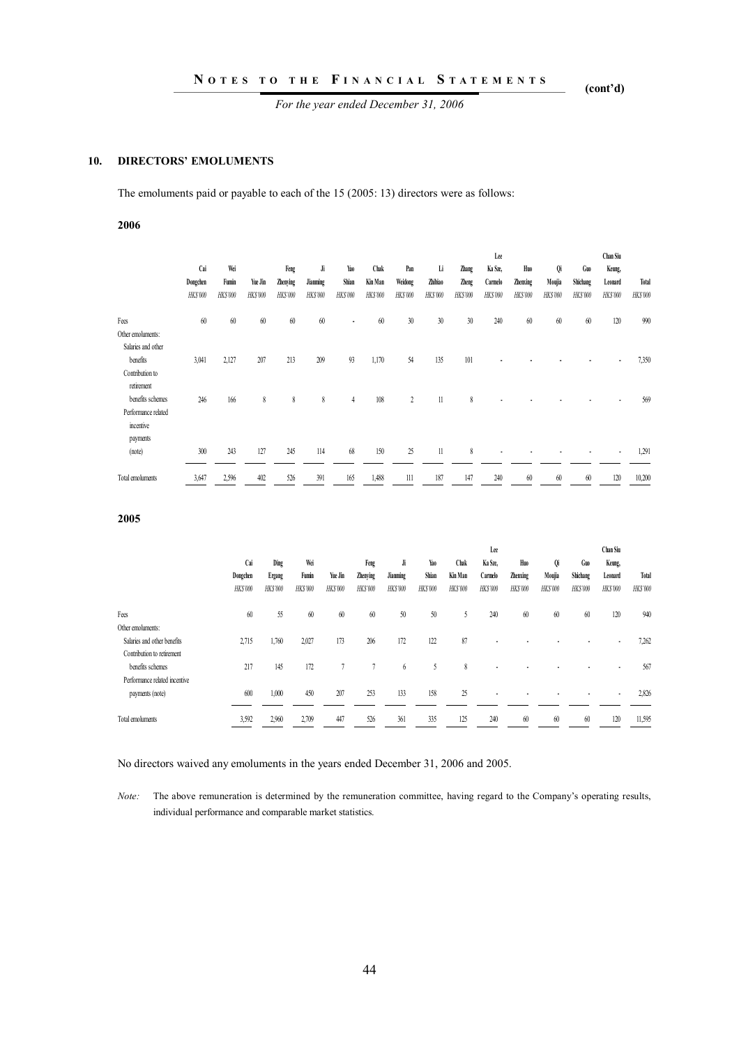## 10. DIRECTORS' EMOLUMENTS

The emoluments paid or payable to each of the 15 (2005: 13) directors were as follows:

**2006**

| | Cai Dongchen | Wei Fumin | Yue Jin | Feng Zhenying | Ji Jianming | Yao Shian | Chak Kin Man | Pan Weidong | Li Zhibiao | Zhang Zheng | Lee Ka Sze, Carmelo | Huo Zhenxing | Qi Moujia | Guo Shichang | Chan Siu Keung, Leonard | Total |
|---|---|---|---|---|---|---|---|---|---|---|---|---|---|---|---|---|
| | *HK$'000* | *HK$'000* | *HK$'000* | *HK$'000* | *HK$'000* | *HK$'000* | *HK$'000* | *HK$'000* | *HK$'000* | *HK$'000* | *HK$'000* | *HK$'000* | *HK$'000* | *HK$'000* | *HK$'000* | *HK$'000* |
| Fees | 60 | 60 | 60 | 60 | 60 | - | 60 | 30 | 30 | 30 | 240 | 60 | 60 | 60 | 120 | 990 |
| Other emoluments: | | | | | | | | | | | | | | | | |
| Salaries and other benefits | 3,041 | 2,127 | 207 | 213 | 209 | 93 | 1,170 | 54 | 135 | 101 | - | - | - | - | - | 7,350 |
| Contribution to retirement benefits schemes | 246 | 166 | 8 | 8 | 8 | 4 | 108 | 2 | 11 | 8 | - | - | - | - | - | 569 |
| Performance related incentive payments (note) | 300 | 243 | 127 | 245 | 114 | 68 | 150 | 25 | 11 | 8 | - | - | - | - | - | 1,291 |
| Total emoluments | 3,647 | 2,596 | 402 | 526 | 391 | 165 | 1,488 | 111 | 187 | 147 | 240 | 60 | 60 | 60 | 120 | 10,200 |

**2005**

| | Cai Dongchen | Ding Ergang | Wei Fumin | Yue Jin | Feng Zhenying | Ji Jianming | Yao Shian | Chak Kin Man | Lee Ka Sze, Carmelo | Huo Zhenxing | Qi Moujia | Guo Shichang | Chan Siu Keung, Leonard | Total |
|---|---|---|---|---|---|---|---|---|---|---|---|---|---|---|
| | *HK$'000* | *HK$'000* | *HK$'000* | *HK$'000* | *HK$'000* | *HK$'000* | *HK$'000* | *HK$'000* | *HK$'000* | *HK$'000* | *HK$'000* | *HK$'000* | *HK$'000* | *HK$'000* |
| Fees | 60 | 55 | 60 | 60 | 60 | 50 | 50 | 5 | 240 | 60 | 60 | 60 | 120 | 940 |
| Other emoluments: | | | | | | | | | | | | | | |
| Salaries and other benefits | 2,715 | 1,760 | 2,027 | 173 | 206 | 172 | 122 | 87 | - | - | - | - | - | 7,262 |
| Contribution to retirement benefits schemes | 217 | 145 | 172 | 7 | 7 | 6 | 5 | 8 | - | - | - | - | - | 567 |
| Performance related incentive payments (note) | 600 | 1,000 | 450 | 207 | 253 | 133 | 158 | 25 | - | - | - | - | - | 2,826 |
| Total emoluments | 3,592 | 2,960 | 2,709 | 447 | 526 | 361 | 335 | 125 | 240 | 60 | 60 | 60 | 120 | 11,595 |

No directors waived any emoluments in the years ended December 31, 2006 and 2005.

*Note:* The above remuneration is determined by the remuneration committee, having regard to the Company's operating results, individual performance and comparable market statistics.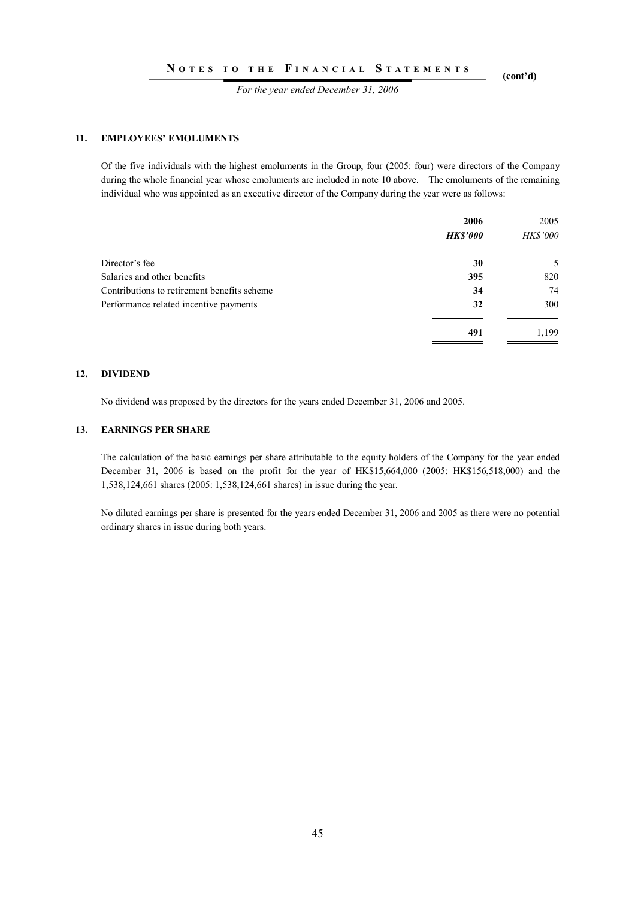## 11. EMPLOYEES' EMOLUMENTS

Of the five individuals with the highest emoluments in the Group, four (2005: four) were directors of the Company during the whole financial year whose emoluments are included in note 10 above. The emoluments of the remaining individual who was appointed as an executive director of the Company during the year were as follows:

| | **2006** | 2005 |
|---|---|---|
| | ***HK$'000*** | *HK$'000* |
| Director's fee | **30** | 5 |
| Salaries and other benefits | **395** | 820 |
| Contributions to retirement benefits scheme | **34** | 74 |
| Performance related incentive payments | **32** | 300 |
| | **491** | 1,199 |

## 12. DIVIDEND

No dividend was proposed by the directors for the years ended December 31, 2006 and 2005.

## 13. EARNINGS PER SHARE

The calculation of the basic earnings per share attributable to the equity holders of the Company for the year ended December 31, 2006 is based on the profit for the year of HK$15,664,000 (2005: HK$156,518,000) and the 1,538,124,661 shares (2005: 1,538,124,661 shares) in issue during the year.

No diluted earnings per share is presented for the years ended December 31, 2006 and 2005 as there were no potential ordinary shares in issue during both years.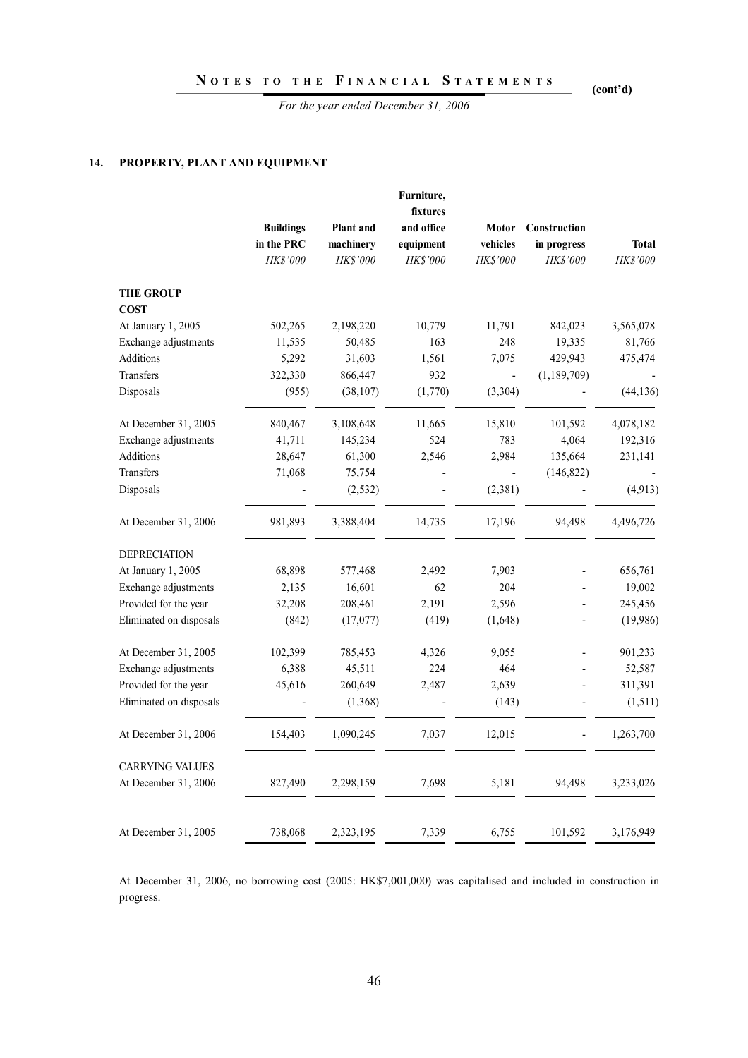## 14. PROPERTY, PLANT AND EQUIPMENT

| | Buildings in the PRC | Plant and machinery | Furniture, fixtures and office equipment | Motor vehicles | Construction in progress | Total |
|---|---|---|---|---|---|---|
| | *HK$'000* | *HK$'000* | *HK$'000* | *HK$'000* | *HK$'000* | *HK$'000* |
| **THE GROUP** | | | | | | |
| **COST** | | | | | | |
| At January 1, 2005 | 502,265 | 2,198,220 | 10,779 | 11,791 | 842,023 | 3,565,078 |
| Exchange adjustments | 11,535 | 50,485 | 163 | 248 | 19,335 | 81,766 |
| Additions | 5,292 | 31,603 | 1,561 | 7,075 | 429,943 | 475,474 |
| Transfers | 322,330 | 866,447 | 932 | - | (1,189,709) | - |
| Disposals | (955) | (38,107) | (1,770) | (3,304) | - | (44,136) |
| At December 31, 2005 | 840,467 | 3,108,648 | 11,665 | 15,810 | 101,592 | 4,078,182 |
| Exchange adjustments | 41,711 | 145,234 | 524 | 783 | 4,064 | 192,316 |
| Additions | 28,647 | 61,300 | 2,546 | 2,984 | 135,664 | 231,141 |
| Transfers | 71,068 | 75,754 | - | - | (146,822) | - |
| Disposals | - | (2,532) | - | (2,381) | - | (4,913) |
| At December 31, 2006 | 981,893 | 3,388,404 | 14,735 | 17,196 | 94,498 | 4,496,726 |
| DEPRECIATION | | | | | | |
| At January 1, 2005 | 68,898 | 577,468 | 2,492 | 7,903 | - | 656,761 |
| Exchange adjustments | 2,135 | 16,601 | 62 | 204 | - | 19,002 |
| Provided for the year | 32,208 | 208,461 | 2,191 | 2,596 | - | 245,456 |
| Eliminated on disposals | (842) | (17,077) | (419) | (1,648) | - | (19,986) |
| At December 31, 2005 | 102,399 | 785,453 | 4,326 | 9,055 | - | 901,233 |
| Exchange adjustments | 6,388 | 45,511 | 224 | 464 | - | 52,587 |
| Provided for the year | 45,616 | 260,649 | 2,487 | 2,639 | - | 311,391 |
| Eliminated on disposals | - | (1,368) | - | (143) | - | (1,511) |
| At December 31, 2006 | 154,403 | 1,090,245 | 7,037 | 12,015 | - | 1,263,700 |
| CARRYING VALUES | | | | | | |
| At December 31, 2006 | 827,490 | 2,298,159 | 7,698 | 5,181 | 94,498 | 3,233,026 |
| At December 31, 2005 | 738,068 | 2,323,195 | 7,339 | 6,755 | 101,592 | 3,176,949 |

At December 31, 2006, no borrowing cost (2005: HK$7,001,000) was capitalised and included in construction in progress.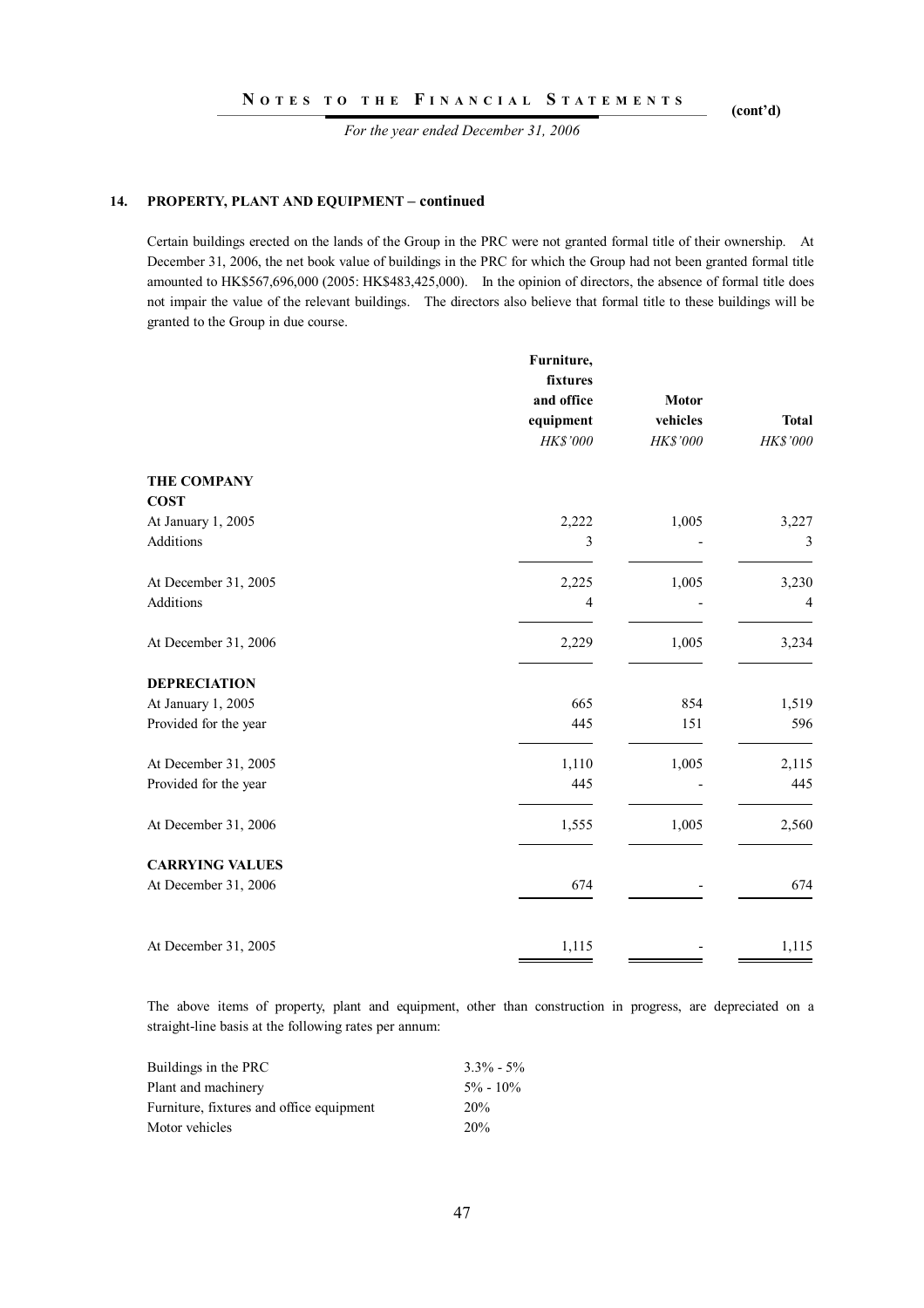## 14. PROPERTY, PLANT AND EQUIPMENT – continued

Certain buildings erected on the lands of the Group in the PRC were not granted formal title of their ownership. At December 31, 2006, the net book value of buildings in the PRC for which the Group had not been granted formal title amounted to HK$567,696,000 (2005: HK$483,425,000). In the opinion of directors, the absence of formal title does not impair the value of the relevant buildings. The directors also believe that formal title to these buildings will be granted to the Group in due course.

| | Furniture, fixtures and office equipment | Motor vehicles | Total |
|---|---|---|---|
| | *HK$'000* | *HK$'000* | *HK$'000* |
| **THE COMPANY** | | | |
| **COST** | | | |
| At January 1, 2005 | 2,222 | 1,005 | 3,227 |
| Additions | 3 | - | 3 |
| At December 31, 2005 | 2,225 | 1,005 | 3,230 |
| Additions | 4 | - | 4 |
| At December 31, 2006 | 2,229 | 1,005 | 3,234 |
| **DEPRECIATION** | | | |
| At January 1, 2005 | 665 | 854 | 1,519 |
| Provided for the year | 445 | 151 | 596 |
| At December 31, 2005 | 1,110 | 1,005 | 2,115 |
| Provided for the year | 445 | - | 445 |
| At December 31, 2006 | 1,555 | 1,005 | 2,560 |
| **CARRYING VALUES** | | | |
| At December 31, 2006 | 674 | - | 674 |
| At December 31, 2005 | 1,115 | - | 1,115 |

The above items of property, plant and equipment, other than construction in progress, are depreciated on a straight-line basis at the following rates per annum:

| | |
|---|---|
| Buildings in the PRC | 3.3% - 5% |
| Plant and machinery | 5% - 10% |
| Furniture, fixtures and office equipment | 20% |
| Motor vehicles | 20% |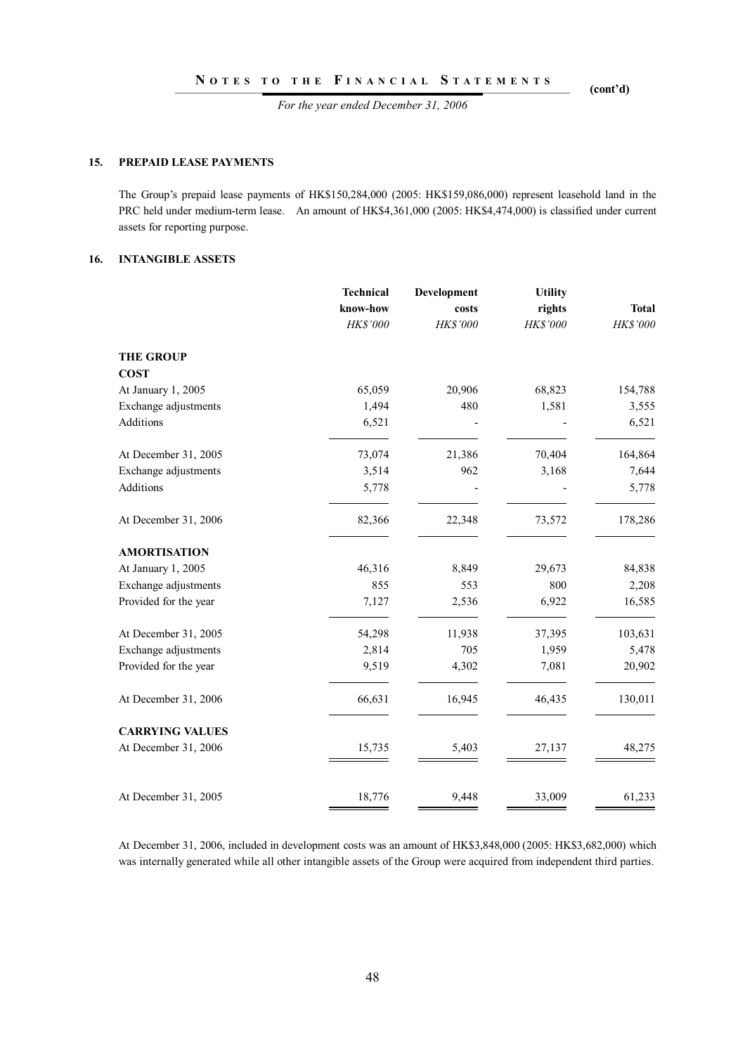## 15. PREPAID LEASE PAYMENTS

The Group's prepaid lease payments of HK$150,284,000 (2005: HK$159,086,000) represent leasehold land in the PRC held under medium-term lease. An amount of HK$4,361,000 (2005: HK$4,474,000) is classified under current assets for reporting purpose.

## 16. INTANGIBLE ASSETS

| | Technical know-how | Development costs | Utility rights | Total |
|---|---|---|---|---|
| | *HK$'000* | *HK$'000* | *HK$'000* | *HK$'000* |
| **THE GROUP** | | | | |
| **COST** | | | | |
| At January 1, 2005 | 65,059 | 20,906 | 68,823 | 154,788 |
| Exchange adjustments | 1,494 | 480 | 1,581 | 3,555 |
| Additions | 6,521 | - | - | 6,521 |
| At December 31, 2005 | 73,074 | 21,386 | 70,404 | 164,864 |
| Exchange adjustments | 3,514 | 962 | 3,168 | 7,644 |
| Additions | 5,778 | - | - | 5,778 |
| At December 31, 2006 | 82,366 | 22,348 | 73,572 | 178,286 |
| **AMORTISATION** | | | | |
| At January 1, 2005 | 46,316 | 8,849 | 29,673 | 84,838 |
| Exchange adjustments | 855 | 553 | 800 | 2,208 |
| Provided for the year | 7,127 | 2,536 | 6,922 | 16,585 |
| At December 31, 2005 | 54,298 | 11,938 | 37,395 | 103,631 |
| Exchange adjustments | 2,814 | 705 | 1,959 | 5,478 |
| Provided for the year | 9,519 | 4,302 | 7,081 | 20,902 |
| At December 31, 2006 | 66,631 | 16,945 | 46,435 | 130,011 |
| **CARRYING VALUES** | | | | |
| At December 31, 2006 | 15,735 | 5,403 | 27,137 | 48,275 |
| At December 31, 2005 | 18,776 | 9,448 | 33,009 | 61,233 |

At December 31, 2006, included in development costs was an amount of HK$3,848,000 (2005: HK$3,682,000) which was internally generated while all other intangible assets of the Group were acquired from independent third parties.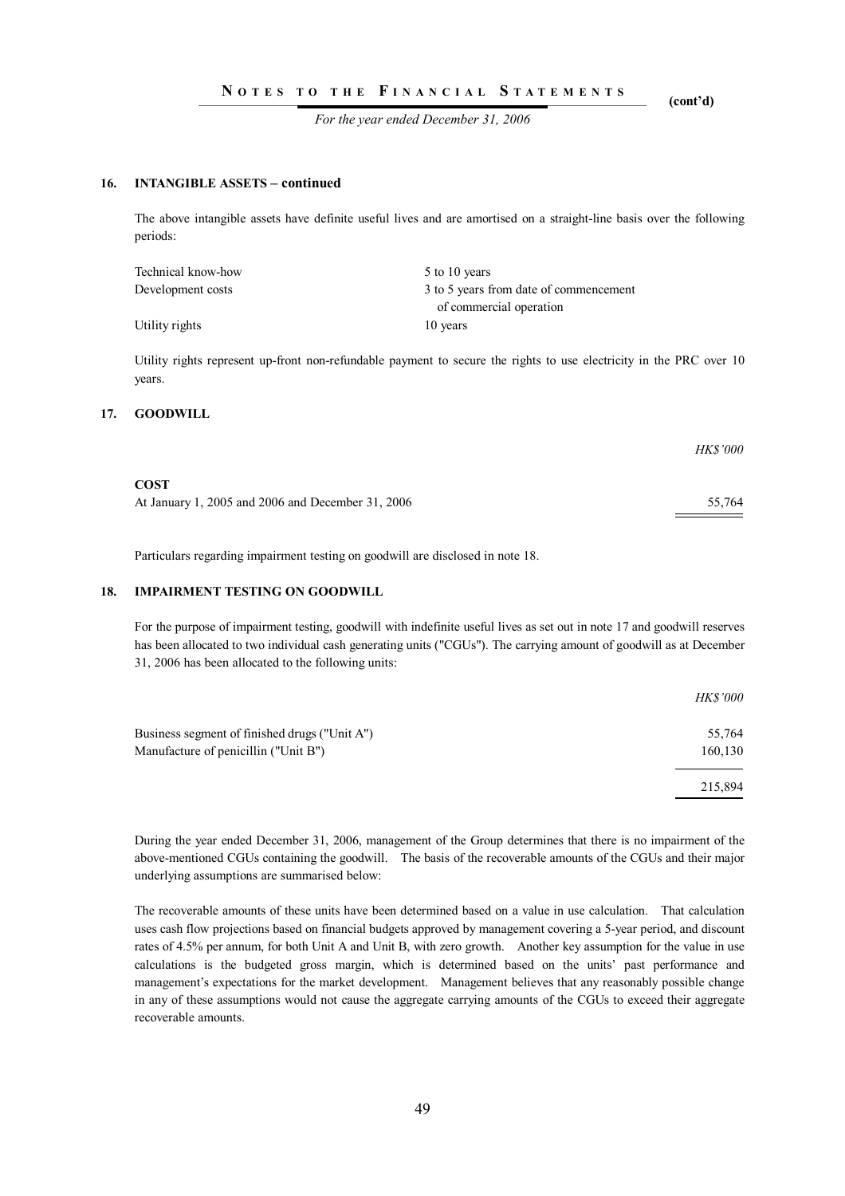## 16. INTANGIBLE ASSETS – continued

The above intangible assets have definite useful lives and are amortised on a straight-line basis over the following periods:

| | |
|---|---|
| Technical know-how | 5 to 10 years |
| Development costs | 3 to 5 years from date of commencement of commercial operation |
| Utility rights | 10 years |

Utility rights represent up-front non-refundable payment to secure the rights to use electricity in the PRC over 10 years.

## 17. GOODWILL

| | *HK$'000* |
|---|---|
| **COST** | |
| At January 1, 2005 and 2006 and December 31, 2006 | 55,764 |

Particulars regarding impairment testing on goodwill are disclosed in note 18.

## 18. IMPAIRMENT TESTING ON GOODWILL

For the purpose of impairment testing, goodwill with indefinite useful lives as set out in note 17 and goodwill reserves has been allocated to two individual cash generating units ("CGUs"). The carrying amount of goodwill as at December 31, 2006 has been allocated to the following units:

| | *HK$'000* |
|---|---|
| Business segment of finished drugs ("Unit A") | 55,764 |
| Manufacture of penicillin ("Unit B") | 160,130 |
| | 215,894 |

During the year ended December 31, 2006, management of the Group determines that there is no impairment of the above-mentioned CGUs containing the goodwill. The basis of the recoverable amounts of the CGUs and their major underlying assumptions are summarised below:

The recoverable amounts of these units have been determined based on a value in use calculation. That calculation uses cash flow projections based on financial budgets approved by management covering a 5-year period, and discount rates of 4.5% per annum, for both Unit A and Unit B, with zero growth. Another key assumption for the value in use calculations is the budgeted gross margin, which is determined based on the units' past performance and management's expectations for the market development. Management believes that any reasonably possible change in any of these assumptions would not cause the aggregate carrying amounts of the CGUs to exceed their aggregate recoverable amounts.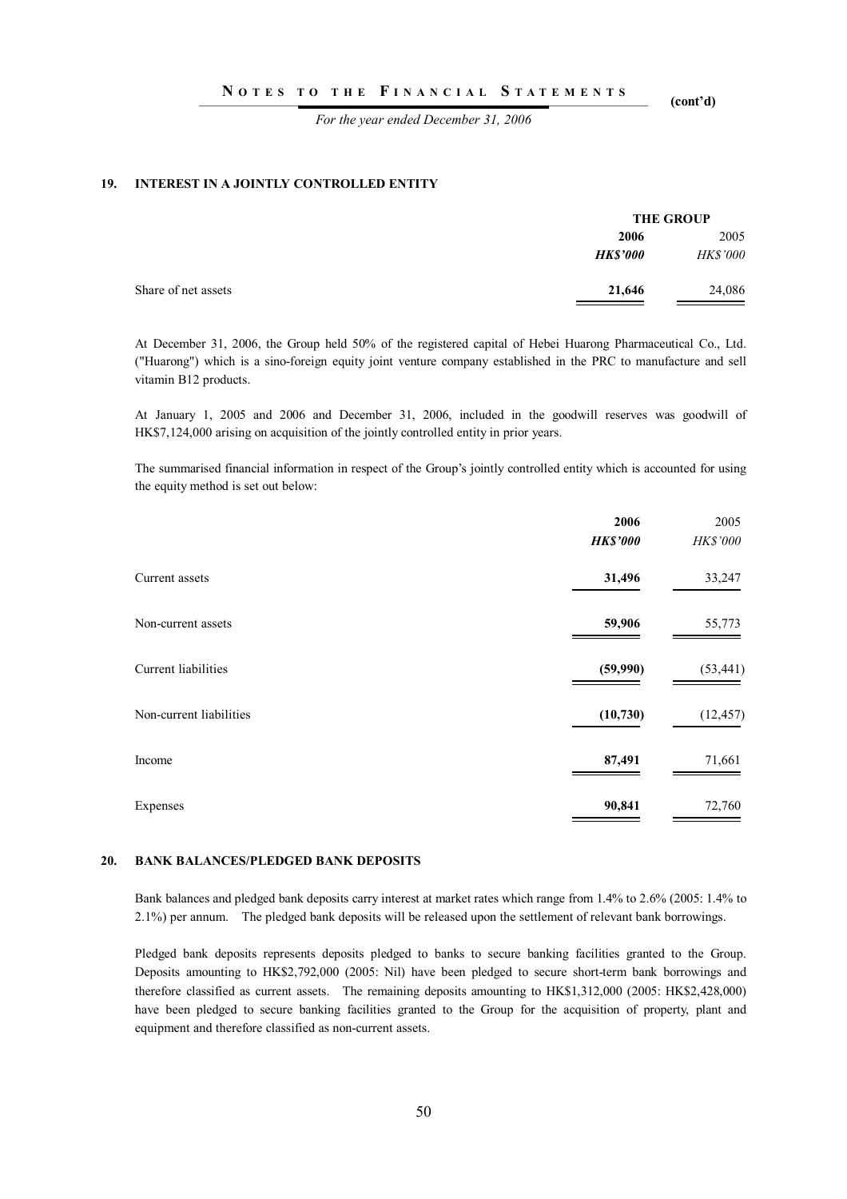## 19. INTEREST IN A JOINTLY CONTROLLED ENTITY

| | THE GROUP | |
|---|---|---|
| | **2006** | 2005 |
| | ***HK$'000*** | *HK$'000* |
| Share of net assets | **21,646** | 24,086 |

At December 31, 2006, the Group held 50% of the registered capital of Hebei Huarong Pharmaceutical Co., Ltd. ("Huarong") which is a sino-foreign equity joint venture company established in the PRC to manufacture and sell vitamin B12 products.

At January 1, 2005 and 2006 and December 31, 2006, included in the goodwill reserves was goodwill of HK$7,124,000 arising on acquisition of the jointly controlled entity in prior years.

The summarised financial information in respect of the Group's jointly controlled entity which is accounted for using the equity method is set out below:

| | **2006** | 2005 |
|---|---|---|
| | ***HK$'000*** | *HK$'000* |
| Current assets | **31,496** | 33,247 |
| Non-current assets | **59,906** | 55,773 |
| Current liabilities | **(59,990)** | (53,441) |
| Non-current liabilities | **(10,730)** | (12,457) |
| Income | **87,491** | 71,661 |
| Expenses | **90,841** | 72,760 |

## 20. BANK BALANCES/PLEDGED BANK DEPOSITS

Bank balances and pledged bank deposits carry interest at market rates which range from 1.4% to 2.6% (2005: 1.4% to 2.1%) per annum. The pledged bank deposits will be released upon the settlement of relevant bank borrowings.

Pledged bank deposits represents deposits pledged to banks to secure banking facilities granted to the Group. Deposits amounting to HK$2,792,000 (2005: Nil) have been pledged to secure short-term bank borrowings and therefore classified as current assets. The remaining deposits amounting to HK$1,312,000 (2005: HK$2,428,000) have been pledged to secure banking facilities granted to the Group for the acquisition of property, plant and equipment and therefore classified as non-current assets.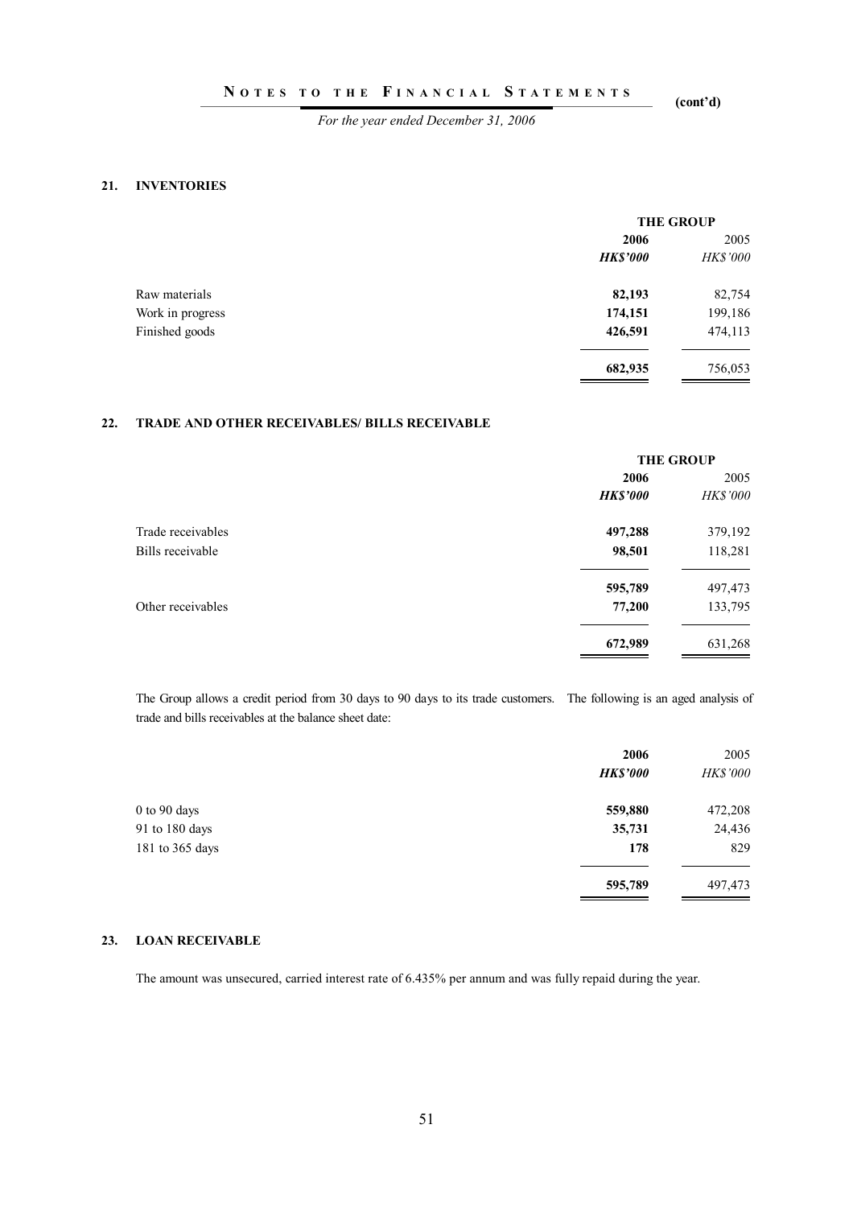## 21. INVENTORIES

| | THE GROUP | |
|---|---|---|
| | **2006** | 2005 |
| | ***HK$'000*** | *HK$'000* |
| Raw materials | **82,193** | 82,754 |
| Work in progress | **174,151** | 199,186 |
| Finished goods | **426,591** | 474,113 |
| | **682,935** | 756,053 |

## 22. TRADE AND OTHER RECEIVABLES/ BILLS RECEIVABLE

| | THE GROUP | |
|---|---|---|
| | **2006** | 2005 |
| | ***HK$'000*** | *HK$'000* |
| Trade receivables | **497,288** | 379,192 |
| Bills receivable | **98,501** | 118,281 |
| | **595,789** | 497,473 |
| Other receivables | **77,200** | 133,795 |
| | **672,989** | 631,268 |

The Group allows a credit period from 30 days to 90 days to its trade customers. The following is an aged analysis of trade and bills receivables at the balance sheet date:

| | **2006** | 2005 |
|---|---|---|
| | ***HK$'000*** | *HK$'000* |
| 0 to 90 days | **559,880** | 472,208 |
| 91 to 180 days | **35,731** | 24,436 |
| 181 to 365 days | **178** | 829 |
| | **595,789** | 497,473 |

## 23. LOAN RECEIVABLE

The amount was unsecured, carried interest rate of 6.435% per annum and was fully repaid during the year.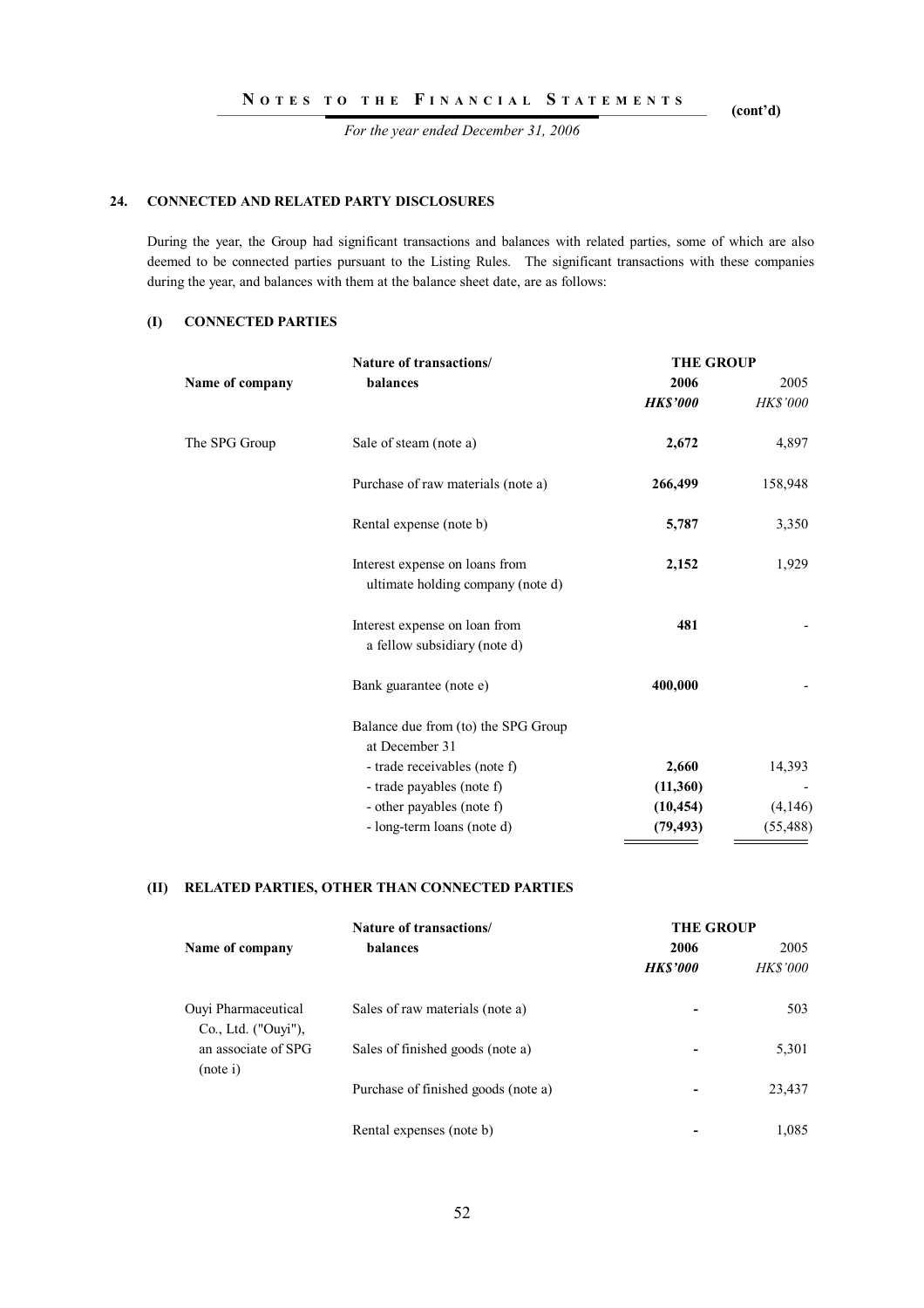## 24. CONNECTED AND RELATED PARTY DISCLOSURES

During the year, the Group had significant transactions and balances with related parties, some of which are also deemed to be connected parties pursuant to the Listing Rules. The significant transactions with these companies during the year, and balances with them at the balance sheet date, are as follows:

### (I) CONNECTED PARTIES

| Name of company | Nature of transactions/ balances | THE GROUP 2006 *HK$'000* | 2005 *HK$'000* |
|---|---|---|---|
| The SPG Group | Sale of steam (note a) | **2,672** | 4,897 |
| | Purchase of raw materials (note a) | **266,499** | 158,948 |
| | Rental expense (note b) | **5,787** | 3,350 |
| | Interest expense on loans from ultimate holding company (note d) | **2,152** | 1,929 |
| | Interest expense on loan from a fellow subsidiary (note d) | **481** | - |
| | Bank guarantee (note e) | **400,000** | - |
| | Balance due from (to) the SPG Group at December 31 | | |
| | - trade receivables (note f) | **2,660** | 14,393 |
| | - trade payables (note f) | **(11,360)** | - |
| | - other payables (note f) | **(10,454)** | (4,146) |
| | - long-term loans (note d) | **(79,493)** | (55,488) |

### (II) RELATED PARTIES, OTHER THAN CONNECTED PARTIES

| Name of company | Nature of transactions/ balances | THE GROUP 2006 *HK$'000* | 2005 *HK$'000* |
|---|---|---|---|
| Ouyi Pharmaceutical Co., Ltd. ("Ouyi"), an associate of SPG (note i) | Sales of raw materials (note a) | **-** | 503 |
| | Sales of finished goods (note a) | **-** | 5,301 |
| | Purchase of finished goods (note a) | **-** | 23,437 |
| | Rental expenses (note b) | **-** | 1,085 |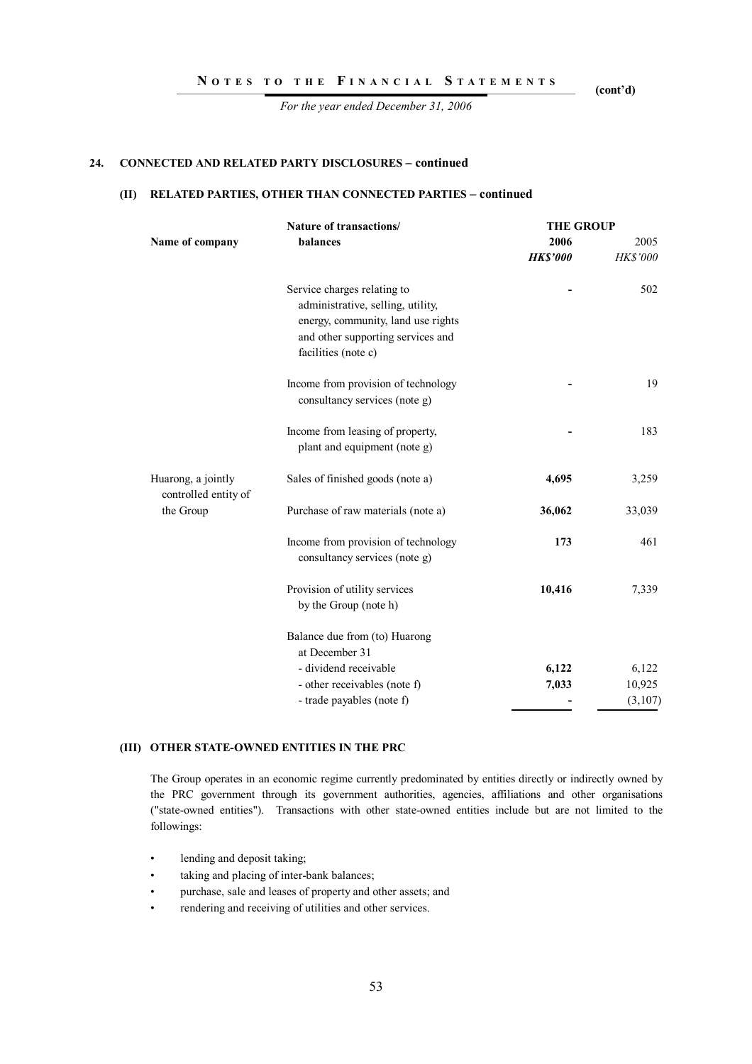## 24. CONNECTED AND RELATED PARTY DISCLOSURES – continued

### (II) RELATED PARTIES, OTHER THAN CONNECTED PARTIES – continued

| Name of company | Nature of transactions/ balances | THE GROUP 2006 *HK$'000* | 2005 *HK$'000* |
|---|---|---|---|
| | Service charges relating to administrative, selling, utility, energy, community, land use rights and other supporting services and facilities (note c) | **-** | 502 |
| | Income from provision of technology consultancy services (note g) | **-** | 19 |
| | Income from leasing of property, plant and equipment (note g) | **-** | 183 |
| Huarong, a jointly controlled entity of the Group | Sales of finished goods (note a) | **4,695** | 3,259 |
| | Purchase of raw materials (note a) | **36,062** | 33,039 |
| | Income from provision of technology consultancy services (note g) | **173** | 461 |
| | Provision of utility services by the Group (note h) | **10,416** | 7,339 |
| | Balance due from (to) Huarong at December 31 | | |
| | - dividend receivable | **6,122** | 6,122 |
| | - other receivables (note f) | **7,033** | 10,925 |
| | - trade payables (note f) | **-** | (3,107) |

### (III) OTHER STATE-OWNED ENTITIES IN THE PRC

The Group operates in an economic regime currently predominated by entities directly or indirectly owned by the PRC government through its government authorities, agencies, affiliations and other organisations ("state-owned entities"). Transactions with other state-owned entities include but are not limited to the followings:

- lending and deposit taking;
- taking and placing of inter-bank balances;
- purchase, sale and leases of property and other assets; and
- rendering and receiving of utilities and other services.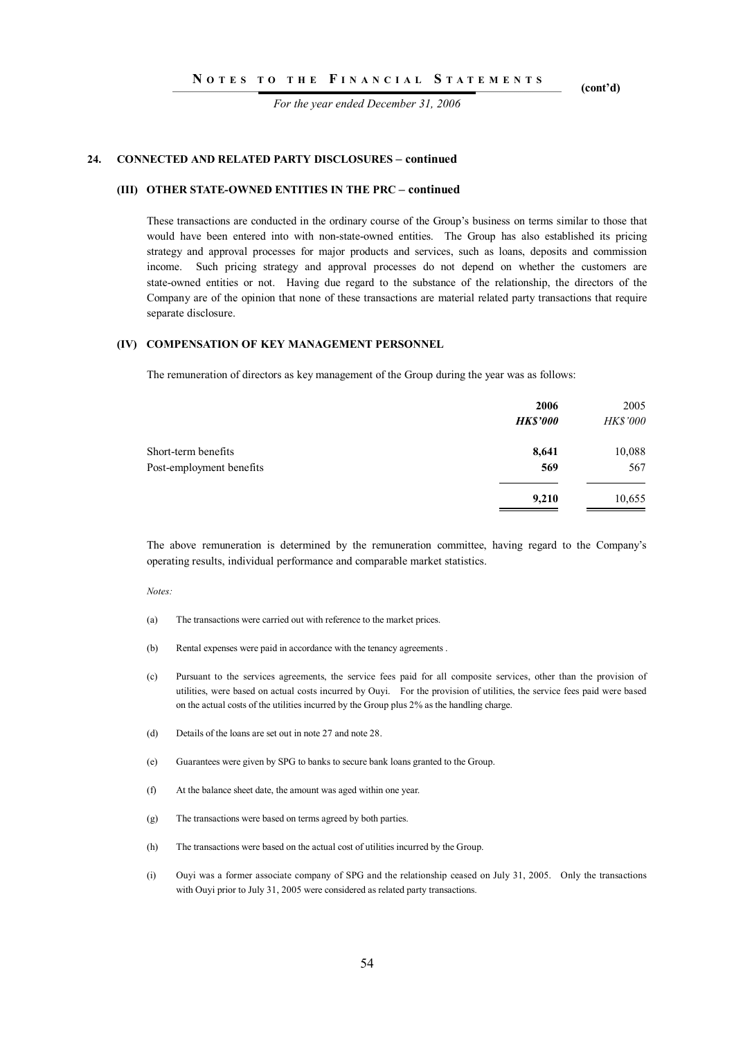## 24. CONNECTED AND RELATED PARTY DISCLOSURES – continued

### (III) OTHER STATE-OWNED ENTITIES IN THE PRC – continued

These transactions are conducted in the ordinary course of the Group's business on terms similar to those that would have been entered into with non-state-owned entities. The Group has also established its pricing strategy and approval processes for major products and services, such as loans, deposits and commission income. Such pricing strategy and approval processes do not depend on whether the customers are state-owned entities or not. Having due regard to the substance of the relationship, the directors of the Company are of the opinion that none of these transactions are material related party transactions that require separate disclosure.

### (IV) COMPENSATION OF KEY MANAGEMENT PERSONNEL

The remuneration of directors as key management of the Group during the year was as follows:

| | **2006** | 2005 |
|---|---|---|
| | ***HK$'000*** | *HK$'000* |
| Short-term benefits | **8,641** | 10,088 |
| Post-employment benefits | **569** | 567 |
| | **9,210** | 10,655 |

The above remuneration is determined by the remuneration committee, having regard to the Company's operating results, individual performance and comparable market statistics.

*Notes:*

(a) The transactions were carried out with reference to the market prices.

(b) Rental expenses were paid in accordance with the tenancy agreements .

(c) Pursuant to the services agreements, the service fees paid for all composite services, other than the provision of utilities, were based on actual costs incurred by Ouyi. For the provision of utilities, the service fees paid were based on the actual costs of the utilities incurred by the Group plus 2% as the handling charge.

(d) Details of the loans are set out in note 27 and note 28.

(e) Guarantees were given by SPG to banks to secure bank loans granted to the Group.

(f) At the balance sheet date, the amount was aged within one year.

(g) The transactions were based on terms agreed by both parties.

(h) The transactions were based on the actual cost of utilities incurred by the Group.

(i) Ouyi was a former associate company of SPG and the relationship ceased on July 31, 2005. Only the transactions with Ouyi prior to July 31, 2005 were considered as related party transactions.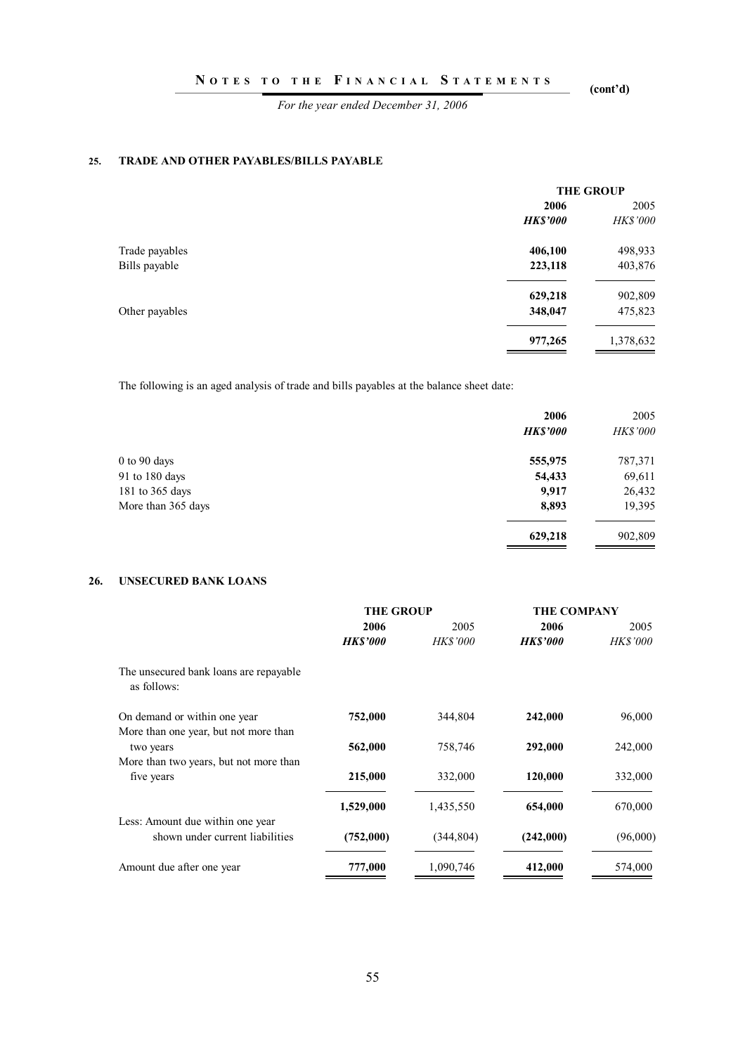## 25. TRADE AND OTHER PAYABLES/BILLS PAYABLE

| | THE GROUP | |
|---|---|---|
| | **2006** | 2005 |
| | ***HK$'000*** | *HK$'000* |
| Trade payables | **406,100** | 498,933 |
| Bills payable | **223,118** | 403,876 |
| | **629,218** | 902,809 |
| Other payables | **348,047** | 475,823 |
| | **977,265** | 1,378,632 |

The following is an aged analysis of trade and bills payables at the balance sheet date:

| | **2006** | 2005 |
|---|---|---|
| | ***HK$'000*** | *HK$'000* |
| 0 to 90 days | **555,975** | 787,371 |
| 91 to 180 days | **54,433** | 69,611 |
| 181 to 365 days | **9,917** | 26,432 |
| More than 365 days | **8,893** | 19,395 |
| | **629,218** | 902,809 |

## 26. UNSECURED BANK LOANS

| | THE GROUP | | THE COMPANY | |
|---|---|---|---|---|
| | **2006** | 2005 | **2006** | 2005 |
| | ***HK$'000*** | *HK$'000* | ***HK$'000*** | *HK$'000* |
| The unsecured bank loans are repayable as follows: | | | | |
| On demand or within one year | **752,000** | 344,804 | **242,000** | 96,000 |
| More than one year, but not more than two years | **562,000** | 758,746 | **292,000** | 242,000 |
| More than two years, but not more than five years | **215,000** | 332,000 | **120,000** | 332,000 |
| | **1,529,000** | 1,435,550 | **654,000** | 670,000 |
| Less: Amount due within one year shown under current liabilities | **(752,000)** | (344,804) | **(242,000)** | (96,000) |
| Amount due after one year | **777,000** | 1,090,746 | **412,000** | 574,000 |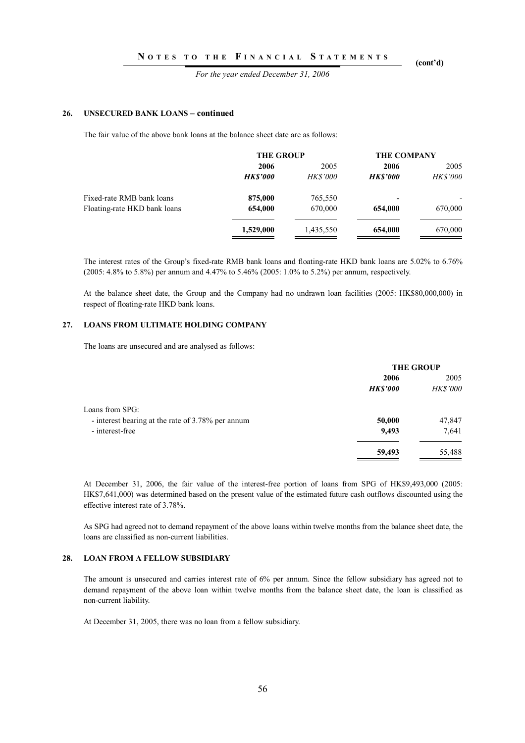### 26. UNSECURED BANK LOANS – continued

The fair value of the above bank loans at the balance sheet date are as follows:

| | THE GROUP | | THE COMPANY | |
|---|---|---|---|---|
| | **2006** | 2005 | **2006** | 2005 |
| | ***HK$'000*** | *HK$'000* | ***HK$'000*** | *HK$'000* |
| Fixed-rate RMB bank loans | **875,000** | 765,550 | **-** | - |
| Floating-rate HKD bank loans | **654,000** | 670,000 | **654,000** | 670,000 |
| | **1,529,000** | 1,435,550 | **654,000** | 670,000 |

The interest rates of the Group's fixed-rate RMB bank loans and floating-rate HKD bank loans are 5.02% to 6.76% (2005: 4.8% to 5.8%) per annum and 4.47% to 5.46% (2005: 1.0% to 5.2%) per annum, respectively.

At the balance sheet date, the Group and the Company had no undrawn loan facilities (2005: HK$80,000,000) in respect of floating-rate HKD bank loans.

### 27. LOANS FROM ULTIMATE HOLDING COMPANY

The loans are unsecured and are analysed as follows:

| | THE GROUP | |
|---|---|---|
| | **2006** | 2005 |
| | ***HK$'000*** | *HK$'000* |
| Loans from SPG: | | |
| - interest bearing at the rate of 3.78% per annum | **50,000** | 47,847 |
| - interest-free | **9,493** | 7,641 |
| | **59,493** | 55,488 |

At December 31, 2006, the fair value of the interest-free portion of loans from SPG of HK$9,493,000 (2005: HK$7,641,000) was determined based on the present value of the estimated future cash outflows discounted using the effective interest rate of 3.78%.

As SPG had agreed not to demand repayment of the above loans within twelve months from the balance sheet date, the loans are classified as non-current liabilities.

### 28. LOAN FROM A FELLOW SUBSIDIARY

The amount is unsecured and carries interest rate of 6% per annum. Since the fellow subsidiary has agreed not to demand repayment of the above loan within twelve months from the balance sheet date, the loan is classified as non-current liability.

At December 31, 2005, there was no loan from a fellow subsidiary.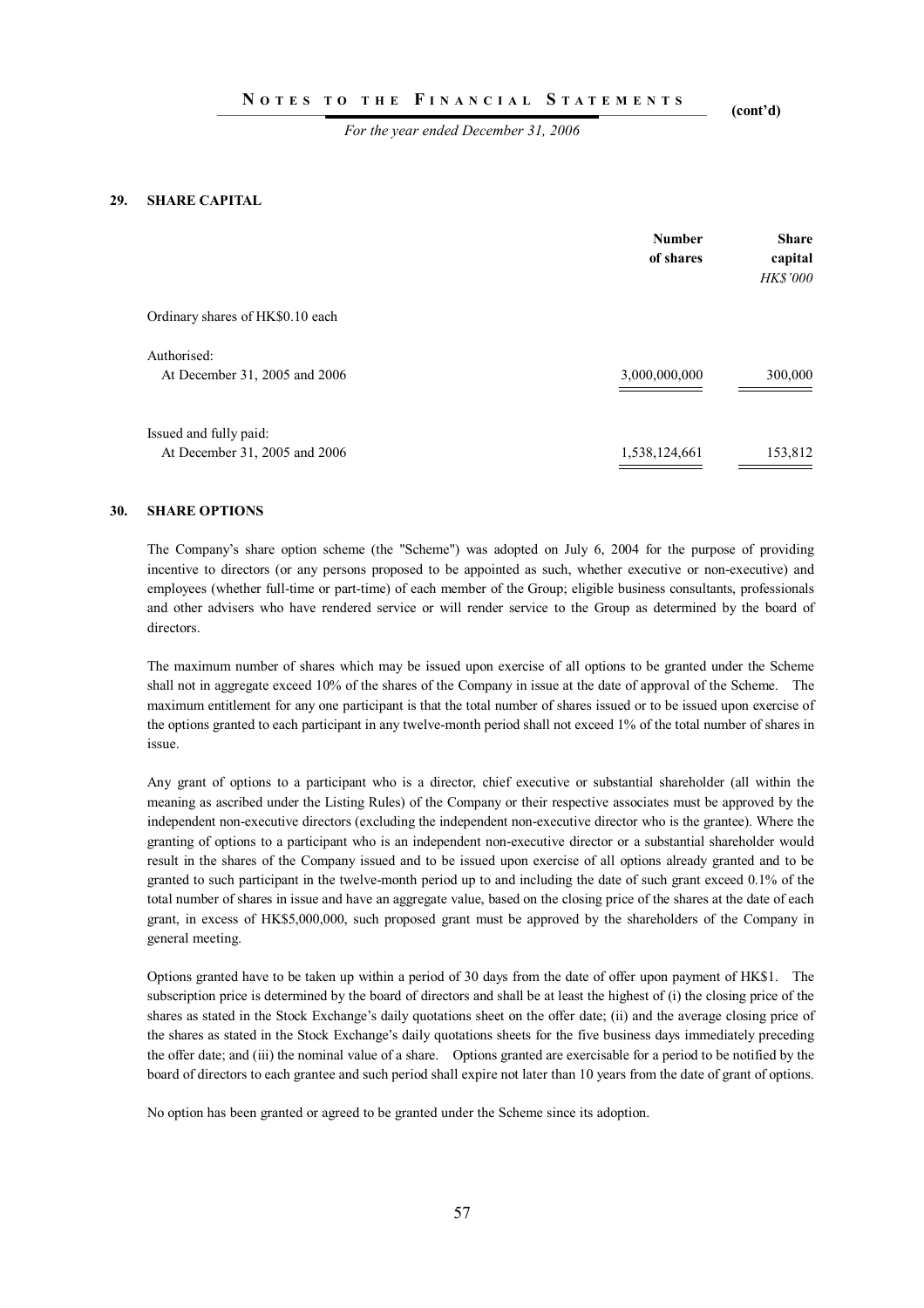## 29. SHARE CAPITAL

| | Number of shares | Share capital *HK$'000* |
|---|---|---|
| Ordinary shares of HK$0.10 each | | |
| Authorised: | | |
| At December 31, 2005 and 2006 | 3,000,000,000 | 300,000 |
| Issued and fully paid: | | |
| At December 31, 2005 and 2006 | 1,538,124,661 | 153,812 |

## 30. SHARE OPTIONS

The Company's share option scheme (the "Scheme") was adopted on July 6, 2004 for the purpose of providing incentive to directors (or any persons proposed to be appointed as such, whether executive or non-executive) and employees (whether full-time or part-time) of each member of the Group; eligible business consultants, professionals and other advisers who have rendered service or will render service to the Group as determined by the board of directors.

The maximum number of shares which may be issued upon exercise of all options to be granted under the Scheme shall not in aggregate exceed 10% of the shares of the Company in issue at the date of approval of the Scheme. The maximum entitlement for any one participant is that the total number of shares issued or to be issued upon exercise of the options granted to each participant in any twelve-month period shall not exceed 1% of the total number of shares in issue.

Any grant of options to a participant who is a director, chief executive or substantial shareholder (all within the meaning as ascribed under the Listing Rules) of the Company or their respective associates must be approved by the independent non-executive directors (excluding the independent non-executive director who is the grantee). Where the granting of options to a participant who is an independent non-executive director or a substantial shareholder would result in the shares of the Company issued and to be issued upon exercise of all options already granted and to be granted to such participant in the twelve-month period up to and including the date of such grant exceed 0.1% of the total number of shares in issue and have an aggregate value, based on the closing price of the shares at the date of each grant, in excess of HK$5,000,000, such proposed grant must be approved by the shareholders of the Company in general meeting.

Options granted have to be taken up within a period of 30 days from the date of offer upon payment of HK$1. The subscription price is determined by the board of directors and shall be at least the highest of (i) the closing price of the shares as stated in the Stock Exchange's daily quotations sheet on the offer date; (ii) and the average closing price of the shares as stated in the Stock Exchange's daily quotations sheets for the five business days immediately preceding the offer date; and (iii) the nominal value of a share. Options granted are exercisable for a period to be notified by the board of directors to each grantee and such period shall expire not later than 10 years from the date of grant of options.

No option has been granted or agreed to be granted under the Scheme since its adoption.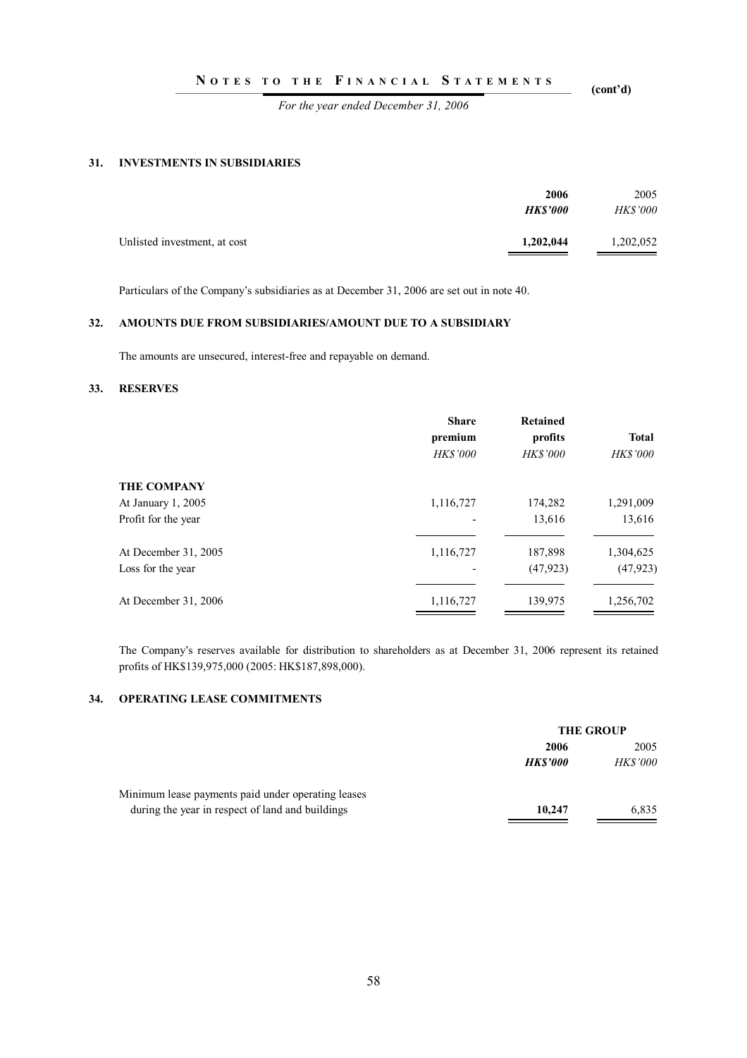## 31. INVESTMENTS IN SUBSIDIARIES

| | 2006 | 2005 |
|---|---|---|
| | ***HK$'000*** | *HK$'000* |
| Unlisted investment, at cost | **1,202,044** | 1,202,052 |

Particulars of the Company's subsidiaries as at December 31, 2006 are set out in note 40.

## 32. AMOUNTS DUE FROM SUBSIDIARIES/AMOUNT DUE TO A SUBSIDIARY

The amounts are unsecured, interest-free and repayable on demand.

## 33. RESERVES

| | Share premium | Retained profits | Total |
|---|---|---|---|
| | *HK$'000* | *HK$'000* | *HK$'000* |
| **THE COMPANY** | | | |
| At January 1, 2005 | 1,116,727 | 174,282 | 1,291,009 |
| Profit for the year | - | 13,616 | 13,616 |
| At December 31, 2005 | 1,116,727 | 187,898 | 1,304,625 |
| Loss for the year | - | (47,923) | (47,923) |
| At December 31, 2006 | 1,116,727 | 139,975 | 1,256,702 |

The Company's reserves available for distribution to shareholders as at December 31, 2006 represent its retained profits of HK$139,975,000 (2005: HK$187,898,000).

## 34. OPERATING LEASE COMMITMENTS

| | THE GROUP | |
|---|---|---|
| | **2006** | 2005 |
| | ***HK$'000*** | *HK$'000* |
| Minimum lease payments paid under operating leases during the year in respect of land and buildings | **10,247** | 6,835 |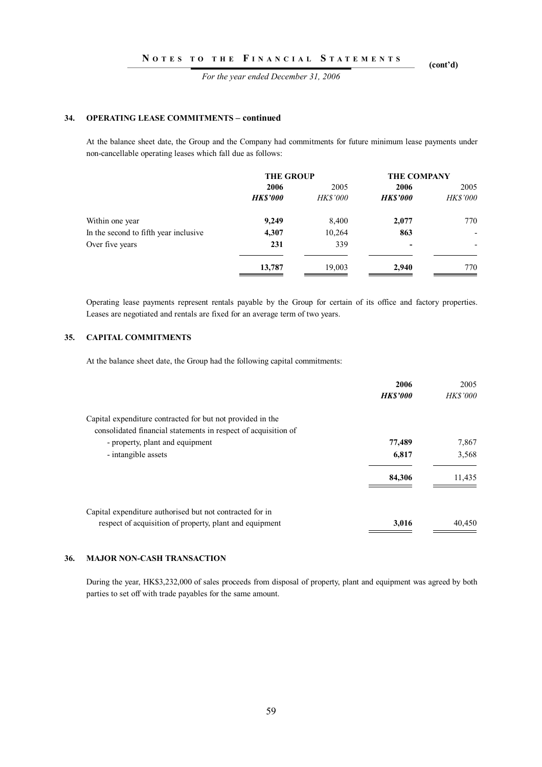## 34. OPERATING LEASE COMMITMENTS – continued

At the balance sheet date, the Group and the Company had commitments for future minimum lease payments under non-cancellable operating leases which fall due as follows:

| | THE GROUP | | THE COMPANY | |
|---|---|---|---|---|
| | **2006** | 2005 | **2006** | 2005 |
| | ***HK$'000*** | *HK$'000* | ***HK$'000*** | *HK$'000* |
| Within one year | **9,249** | 8,400 | **2,077** | 770 |
| In the second to fifth year inclusive | **4,307** | 10,264 | **863** | - |
| Over five years | **231** | 339 | **-** | - |
| | **13,787** | 19,003 | **2,940** | 770 |

Operating lease payments represent rentals payable by the Group for certain of its office and factory properties. Leases are negotiated and rentals are fixed for an average term of two years.

## 35. CAPITAL COMMITMENTS

At the balance sheet date, the Group had the following capital commitments:

| | **2006** | 2005 |
|---|---|---|
| | ***HK$'000*** | *HK$'000* |
| Capital expenditure contracted for but not provided in the consolidated financial statements in respect of acquisition of | | |
| - property, plant and equipment | **77,489** | 7,867 |
| - intangible assets | **6,817** | 3,568 |
| | **84,306** | 11,435 |
| Capital expenditure authorised but not contracted for in respect of acquisition of property, plant and equipment | **3,016** | 40,450 |

## 36. MAJOR NON-CASH TRANSACTION

During the year, HK$3,232,000 of sales proceeds from disposal of property, plant and equipment was agreed by both parties to set off with trade payables for the same amount.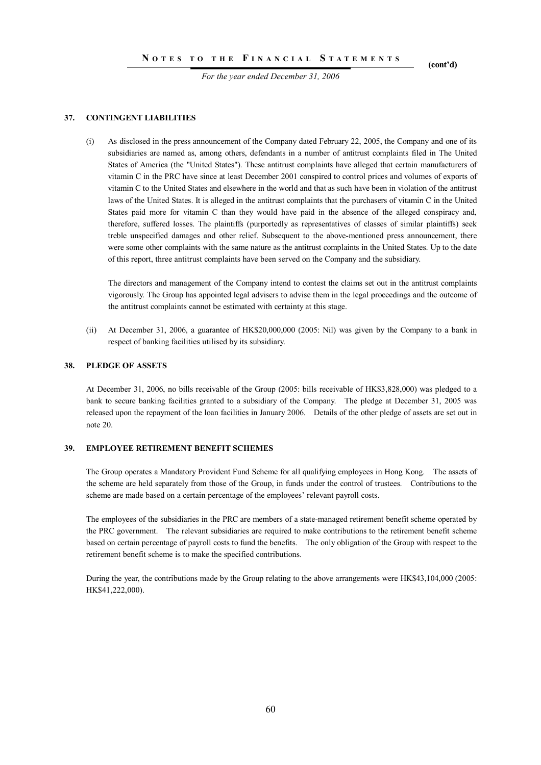## 37. CONTINGENT LIABILITIES

(i) As disclosed in the press announcement of the Company dated February 22, 2005, the Company and one of its subsidiaries are named as, among others, defendants in a number of antitrust complaints filed in The United States of America (the "United States"). These antitrust complaints have alleged that certain manufacturers of vitamin C in the PRC have since at least December 2001 conspired to control prices and volumes of exports of vitamin C to the United States and elsewhere in the world and that as such have been in violation of the antitrust laws of the United States. It is alleged in the antitrust complaints that the purchasers of vitamin C in the United States paid more for vitamin C than they would have paid in the absence of the alleged conspiracy and, therefore, suffered losses. The plaintiffs (purportedly as representatives of classes of similar plaintiffs) seek treble unspecified damages and other relief. Subsequent to the above-mentioned press announcement, there were some other complaints with the same nature as the antitrust complaints in the United States. Up to the date of this report, three antitrust complaints have been served on the Company and the subsidiary.

    The directors and management of the Company intend to contest the claims set out in the antitrust complaints vigorously. The Group has appointed legal advisers to advise them in the legal proceedings and the outcome of the antitrust complaints cannot be estimated with certainty at this stage.

(ii) At December 31, 2006, a guarantee of HK$20,000,000 (2005: Nil) was given by the Company to a bank in respect of banking facilities utilised by its subsidiary.

## 38. PLEDGE OF ASSETS

At December 31, 2006, no bills receivable of the Group (2005: bills receivable of HK$3,828,000) was pledged to a bank to secure banking facilities granted to a subsidiary of the Company. The pledge at December 31, 2005 was released upon the repayment of the loan facilities in January 2006. Details of the other pledge of assets are set out in note 20.

## 39. EMPLOYEE RETIREMENT BENEFIT SCHEMES

The Group operates a Mandatory Provident Fund Scheme for all qualifying employees in Hong Kong. The assets of the scheme are held separately from those of the Group, in funds under the control of trustees. Contributions to the scheme are made based on a certain percentage of the employees' relevant payroll costs.

The employees of the subsidiaries in the PRC are members of a state-managed retirement benefit scheme operated by the PRC government. The relevant subsidiaries are required to make contributions to the retirement benefit scheme based on certain percentage of payroll costs to fund the benefits. The only obligation of the Group with respect to the retirement benefit scheme is to make the specified contributions.

During the year, the contributions made by the Group relating to the above arrangements were HK$43,104,000 (2005: HK$41,222,000).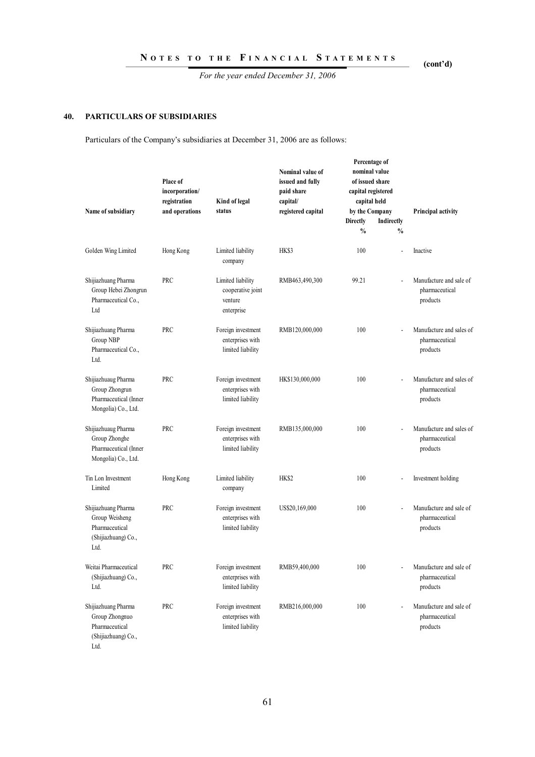## 40. PARTICULARS OF SUBSIDIARIES

Particulars of the Company's subsidiaries at December 31, 2006 are as follows:

| Name of subsidiary | Place of incorporation/ registration and operations | Kind of legal status | Nominal value of issued and fully paid share capital/ registered capital | Percentage of nominal value of issued share capital registered capital held by the Company | | Principal activity |
|---|---|---|---|---|---|---|
| | | | | Directly % | Indirectly % | |
| Golden Wing Limited | Hong Kong | Limited liability company | HK$3 | 100 | - | Inactive |
| Shijiazhuang Pharma Group Hebei Zhongrun Pharmaceutical Co., Ltd | PRC | Limited liability cooperative joint venture enterprise | RMB463,490,300 | 99.21 | - | Manufacture and sale of pharmaceutical products |
| Shijiazhuang Pharma Group NBP Pharmaceutical Co., Ltd. | PRC | Foreign investment enterprises with limited liability | RMB120,000,000 | 100 | - | Manufacture and sales of pharmaceutical products |
| Shijiazhuaug Pharma Group Zhongrun Pharmaceutical (Inner Mongolia) Co., Ltd. | PRC | Foreign investment enterprises with limited liability | HK$130,000,000 | 100 | - | Manufacture and sales of pharmaceutical products |
| Shijiazhuaug Pharma Group Zhonghe Pharmaceutical (Inner Mongolia) Co., Ltd. | PRC | Foreign investment enterprises with limited liability | RMB135,000,000 | 100 | - | Manufacture and sales of pharmaceutical products |
| Tin Lon Investment Limited | Hong Kong | Limited liability company | HK$2 | 100 | - | Investment holding |
| Shijiazhuang Pharma Group Weisheng Pharmaceutical (Shijiazhuang) Co., Ltd. | PRC | Foreign investment enterprises with limited liability | US$20,169,000 | 100 | - | Manufacture and sale of pharmaceutical products |
| Weitai Pharmaceutical (Shijiazhuang) Co., Ltd. | PRC | Foreign investment enterprises with limited liability | RMB59,400,000 | 100 | - | Manufacture and sale of pharmaceutical products |
| Shijiazhuang Pharma Group Zhongnuo Pharmaceutical (Shijiazhuang) Co., Ltd. | PRC | Foreign investment enterprises with limited liability | RMB216,000,000 | 100 | - | Manufacture and sale of pharmaceutical products |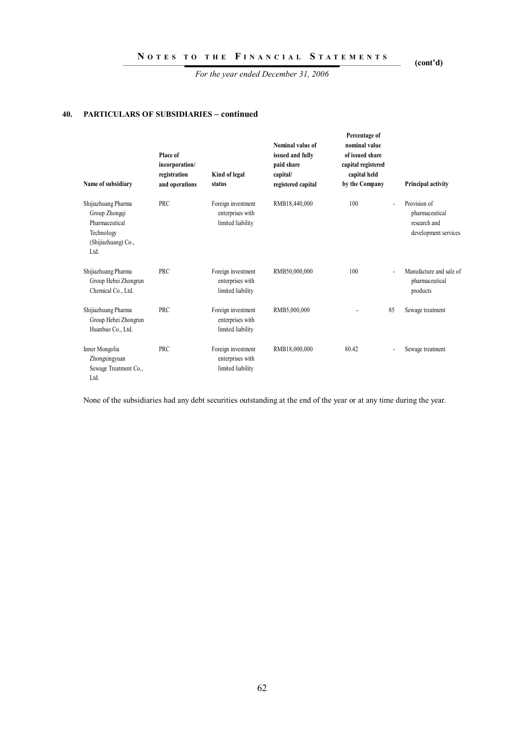## 40. PARTICULARS OF SUBSIDIARIES – continued

| Name of subsidiary | Place of incorporation/ registration and operations | Kind of legal status | Nominal value of issued and fully paid share capital/ registered capital | Percentage of nominal value of issued share capital registered capital held by the Company | | Principal activity |
|---|---|---|---|---|---|---|
| Shijiazhuang Pharma Group Zhongqi Pharmaceutical Technology (Shijiazhuang) Co., Ltd. | PRC | Foreign investment enterprises with limited liability | RMB18,440,000 | 100 | - | Provision of pharmaceutical research and development services |
| Shijiazhuang Pharma Group Hebei Zhongrun Chemical Co., Ltd. | PRC | Foreign investment enterprises with limited liability | RMB50,000,000 | 100 | - | Manufacture and sale of pharmaceutical products |
| Shijiazhuang Pharma Group Hebei Zhongrun Huanbao Co., Ltd. | PRC | Foreign investment enterprises with limited liability | RMB5,000,000 | - | 85 | Sewage treatment |
| Inner Mongolia Zhongxingyuan Sewage Treatment Co., Ltd. | PRC | Foreign investment enterprises with limited liability | RMB18,000,000 | 80.42 | - | Sewage treatment |

None of the subsidiaries had any debt securities outstanding at the end of the year or at any time during the year.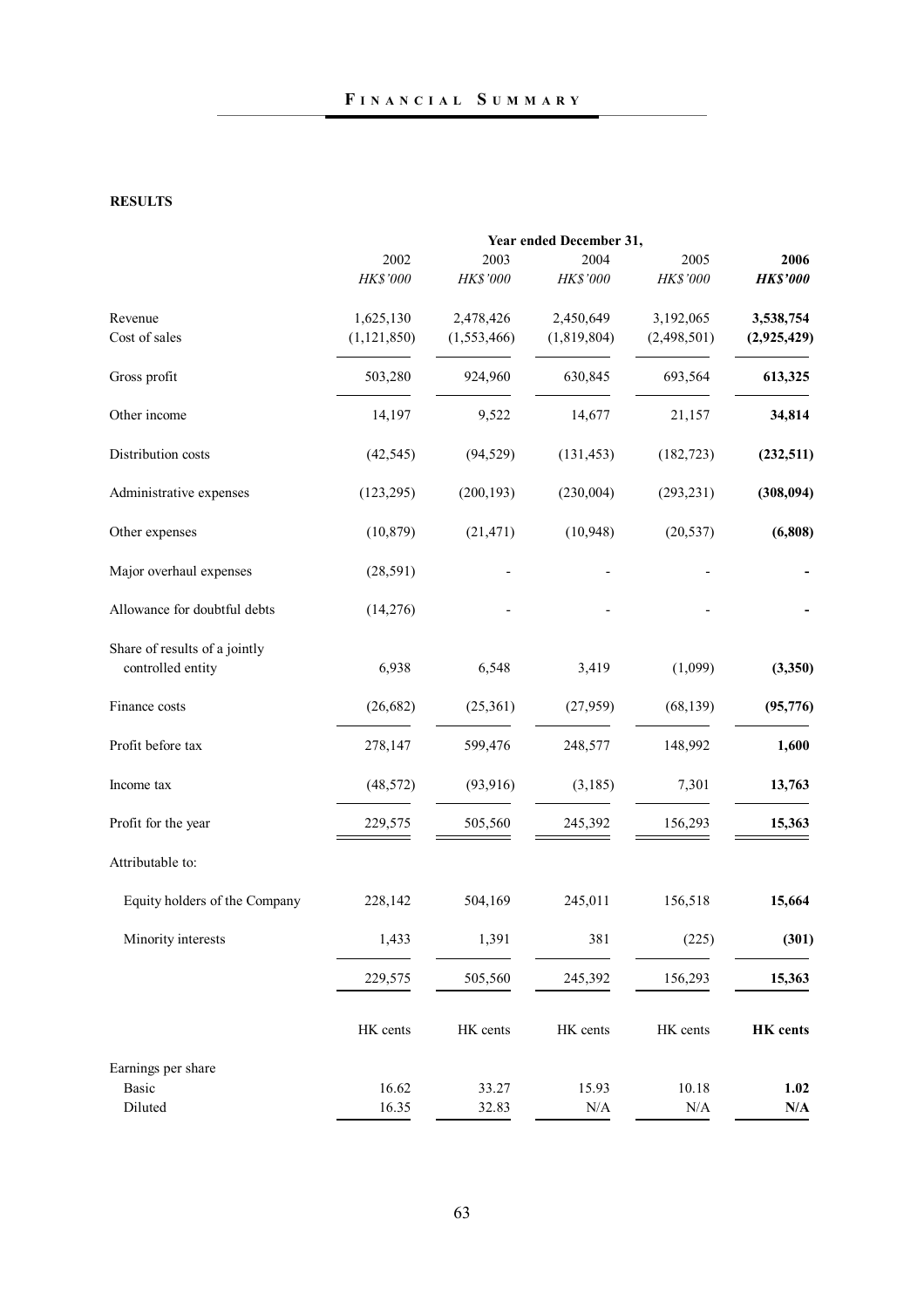## FINANCIAL SUMMARY

**RESULTS**

| | Year ended December 31, | | | | |
|---|---|---|---|---|---|
| | 2002 | 2003 | 2004 | 2005 | **2006** |
| | *HK$'000* | *HK$'000* | *HK$'000* | *HK$'000* | ***HK$'000*** |
| Revenue | 1,625,130 | 2,478,426 | 2,450,649 | 3,192,065 | **3,538,754** |
| Cost of sales | (1,121,850) | (1,553,466) | (1,819,804) | (2,498,501) | **(2,925,429)** |
| Gross profit | 503,280 | 924,960 | 630,845 | 693,564 | **613,325** |
| Other income | 14,197 | 9,522 | 14,677 | 21,157 | **34,814** |
| Distribution costs | (42,545) | (94,529) | (131,453) | (182,723) | **(232,511)** |
| Administrative expenses | (123,295) | (200,193) | (230,004) | (293,231) | **(308,094)** |
| Other expenses | (10,879) | (21,471) | (10,948) | (20,537) | **(6,808)** |
| Major overhaul expenses | (28,591) | - | - | - | **-** |
| Allowance for doubtful debts | (14,276) | - | - | - | **-** |
| Share of results of a jointly controlled entity | 6,938 | 6,548 | 3,419 | (1,099) | **(3,350)** |
| Finance costs | (26,682) | (25,361) | (27,959) | (68,139) | **(95,776)** |
| Profit before tax | 278,147 | 599,476 | 248,577 | 148,992 | **1,600** |
| Income tax | (48,572) | (93,916) | (3,185) | 7,301 | **13,763** |
| Profit for the year | 229,575 | 505,560 | 245,392 | 156,293 | **15,363** |
| Attributable to: | | | | | |
| Equity holders of the Company | 228,142 | 504,169 | 245,011 | 156,518 | **15,664** |
| Minority interests | 1,433 | 1,391 | 381 | (225) | **(301)** |
| | 229,575 | 505,560 | 245,392 | 156,293 | **15,363** |
| | HK cents | HK cents | HK cents | HK cents | **HK cents** |
| Earnings per share | | | | | |
| Basic | 16.62 | 33.27 | 15.93 | 10.18 | **1.02** |
| Diluted | 16.35 | 32.83 | N/A | N/A | **N/A** |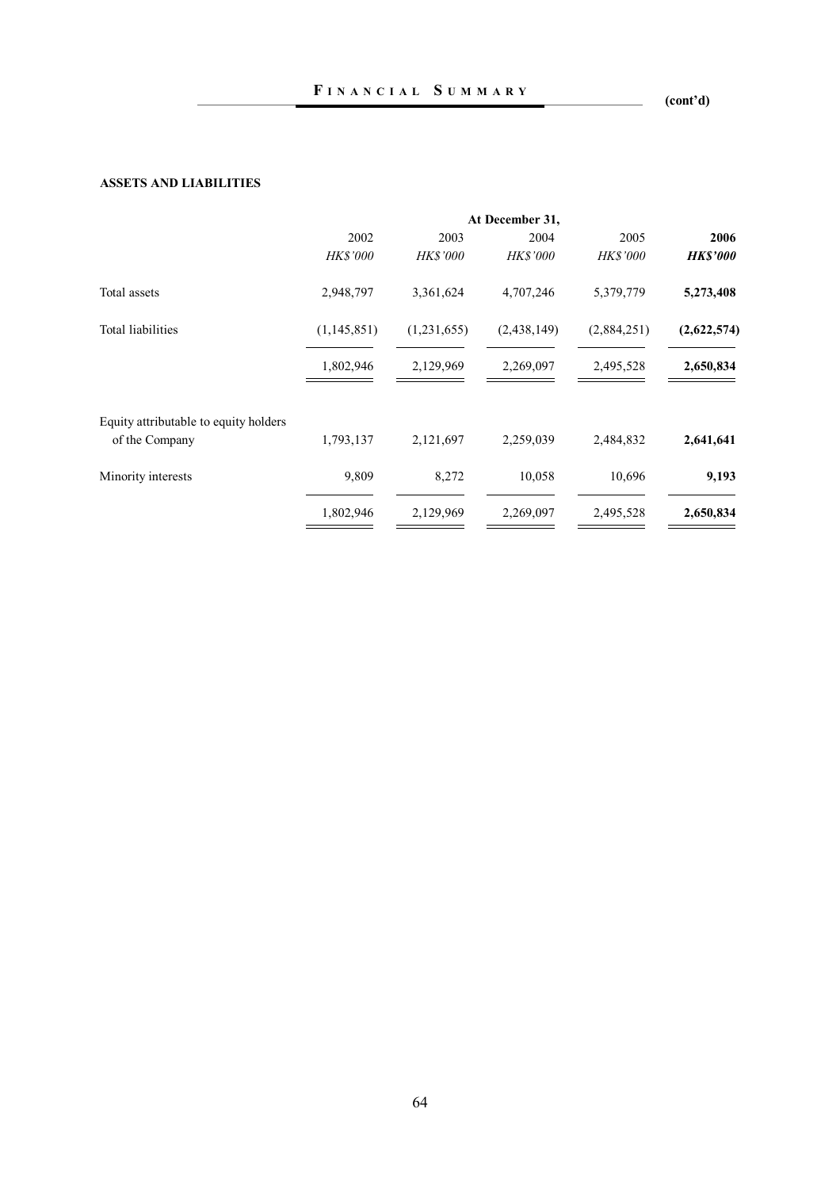## ASSETS AND LIABILITIES

| | At December 31, | | | | |
|---|---|---|---|---|---|
| | 2002 | 2003 | 2004 | 2005 | **2006** |
| | *HK$'000* | *HK$'000* | *HK$'000* | *HK$'000* | ***HK$'000*** |
| Total assets | 2,948,797 | 3,361,624 | 4,707,246 | 5,379,779 | **5,273,408** |
| Total liabilities | (1,145,851) | (1,231,655) | (2,438,149) | (2,884,251) | **(2,622,574)** |
| | 1,802,946 | 2,129,969 | 2,269,097 | 2,495,528 | **2,650,834** |
| Equity attributable to equity holders of the Company | 1,793,137 | 2,121,697 | 2,259,039 | 2,484,832 | **2,641,641** |
| Minority interests | 9,809 | 8,272 | 10,058 | 10,696 | **9,193** |
| | 1,802,946 | 2,129,969 | 2,269,097 | 2,495,528 | **2,650,834** |